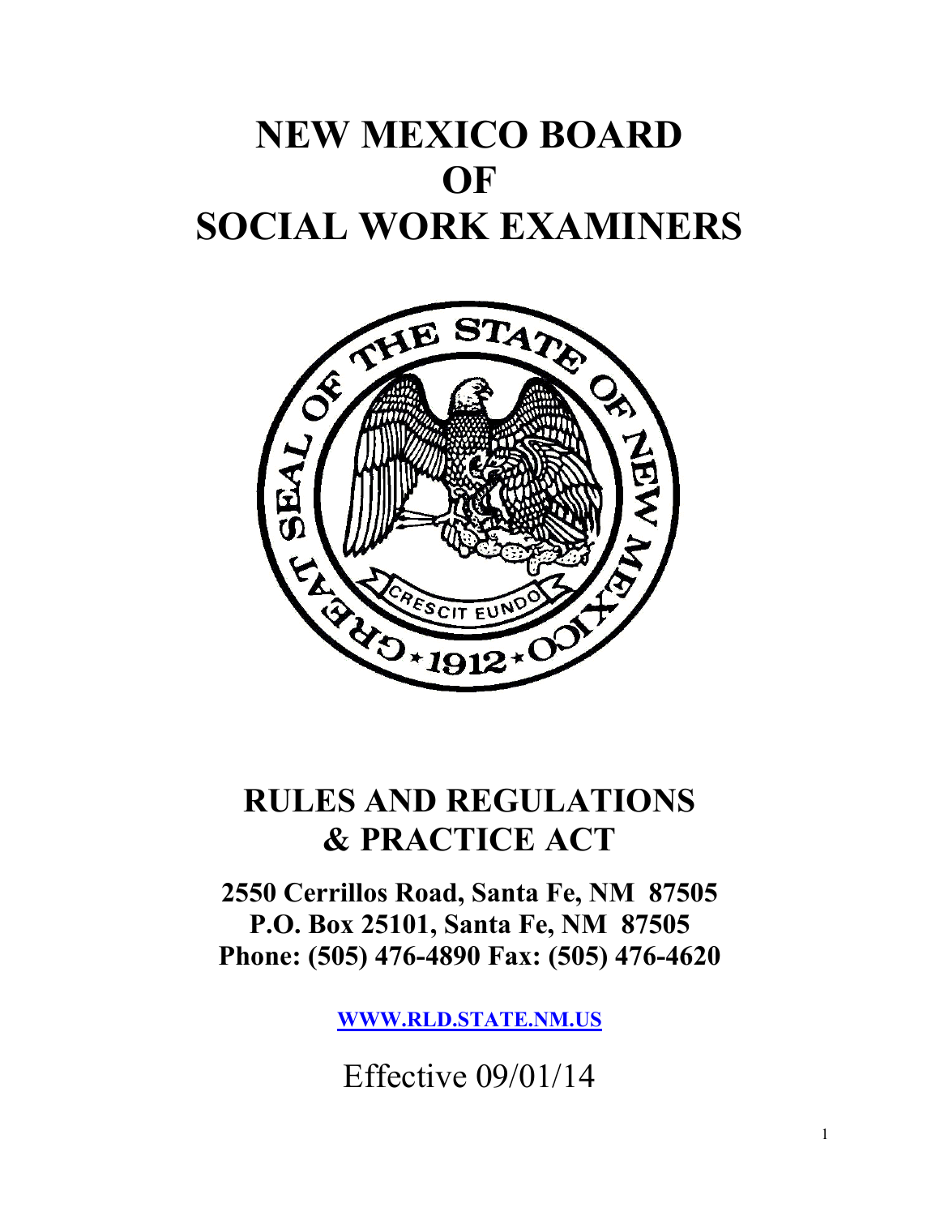# NEW MEXICO BOARD OF SOCIAL WORK EXAMINERS

## RULES AND REGULATIONS & PRACTICE ACT

**2550 Cerrillos Road, Santa Fe, NM 87505**
**P.O. Box 25101, Santa Fe, NM 87505**
**Phone: (505) 476-4890 Fax: (505) 476-4620**

**WWW.RLD.STATE.NM.US**

Effective 09/01/14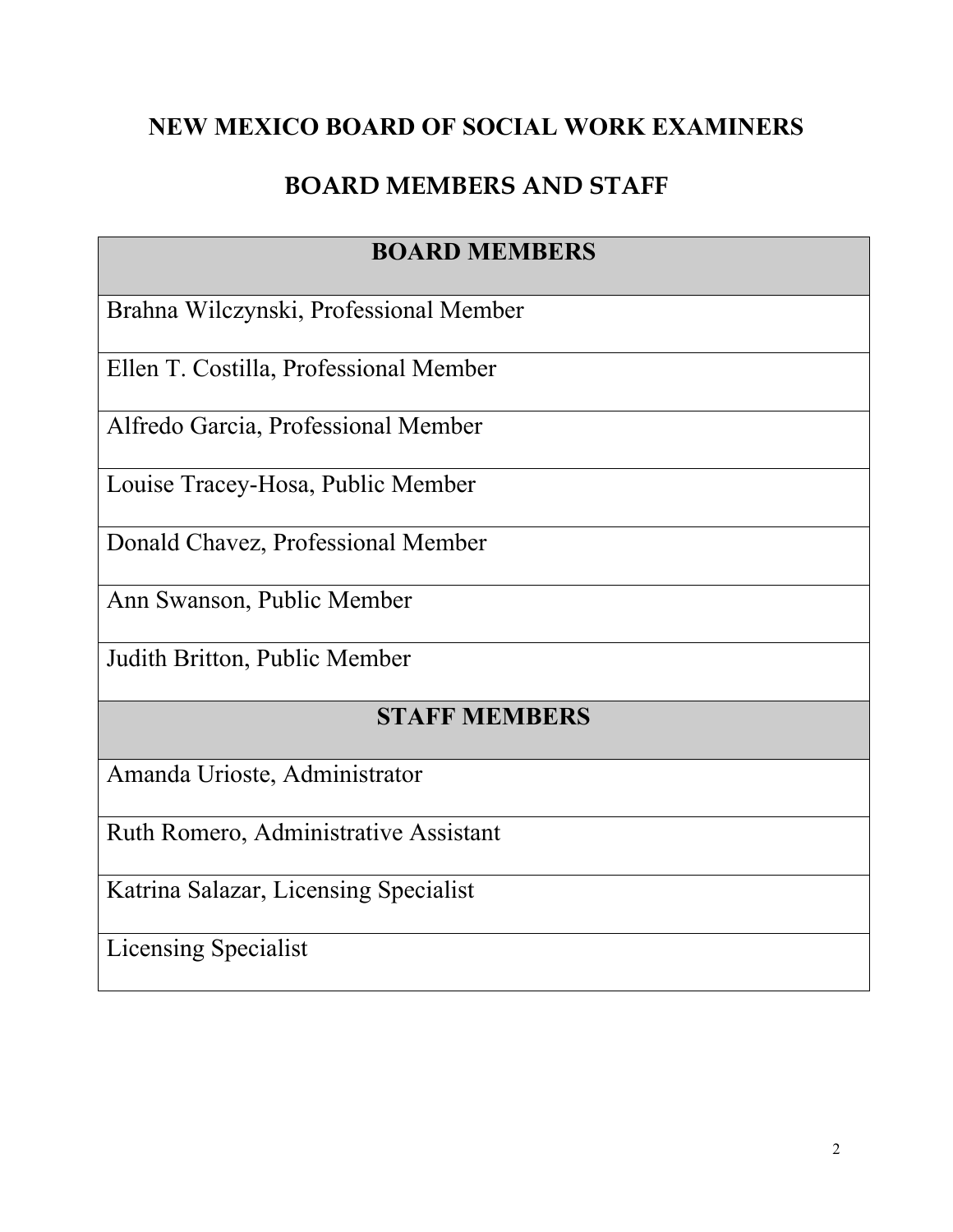# NEW MEXICO BOARD OF SOCIAL WORK EXAMINERS

## BOARD MEMBERS AND STAFF

| BOARD MEMBERS |
|---|
| Brahna Wilczynski, Professional Member |
| Ellen T. Costilla, Professional Member |
| Alfredo Garcia, Professional Member |
| Louise Tracey-Hosa, Public Member |
| Donald Chavez, Professional Member |
| Ann Swanson, Public Member |
| Judith Britton, Public Member |
| **STAFF MEMBERS** |
| Amanda Urioste, Administrator |
| Ruth Romero, Administrative Assistant |
| Katrina Salazar, Licensing Specialist |
| Licensing Specialist |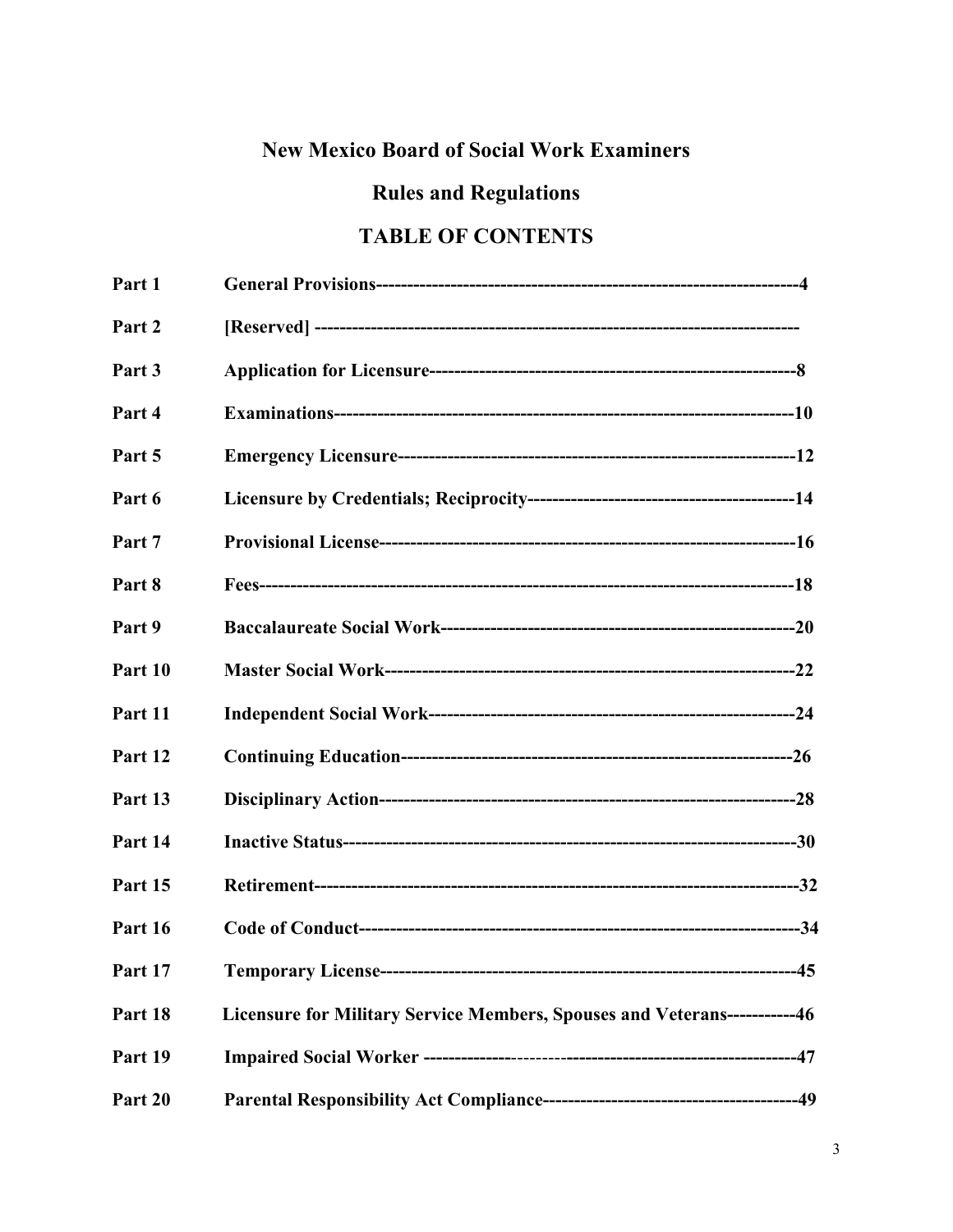# New Mexico Board of Social Work Examiners

## Rules and Regulations

## TABLE OF CONTENTS

| | | |
|---|---|---|
| Part 1 | General Provisions | 4 |
| Part 2 | [Reserved] | |
| Part 3 | Application for Licensure | 8 |
| Part 4 | Examinations | 10 |
| Part 5 | Emergency Licensure | 12 |
| Part 6 | Licensure by Credentials; Reciprocity | 14 |
| Part 7 | Provisional License | 16 |
| Part 8 | Fees | 18 |
| Part 9 | Baccalaureate Social Work | 20 |
| Part 10 | Master Social Work | 22 |
| Part 11 | Independent Social Work | 24 |
| Part 12 | Continuing Education | 26 |
| Part 13 | Disciplinary Action | 28 |
| Part 14 | Inactive Status | 30 |
| Part 15 | Retirement | 32 |
| Part 16 | Code of Conduct | 34 |
| Part 17 | Temporary License | 45 |
| Part 18 | Licensure for Military Service Members, Spouses and Veterans | 46 |
| Part 19 | Impaired Social Worker | 47 |
| Part 20 | Parental Responsibility Act Compliance | 49 |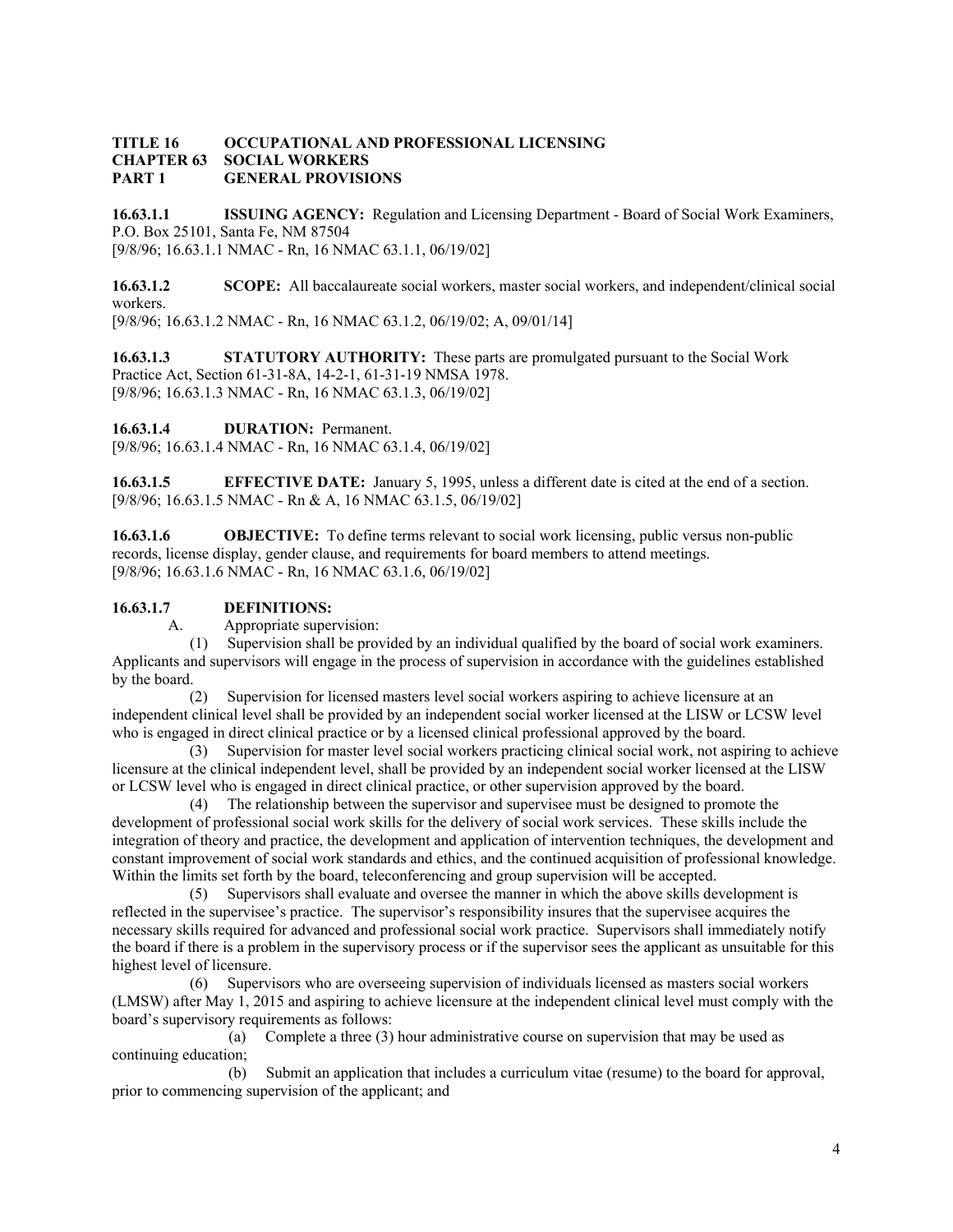**TITLE 16 OCCUPATIONAL AND PROFESSIONAL LICENSING**
**CHAPTER 63 SOCIAL WORKERS**
**PART 1 GENERAL PROVISIONS**

**16.63.1.1 ISSUING AGENCY:** Regulation and Licensing Department - Board of Social Work Examiners, P.O. Box 25101, Santa Fe, NM 87504
[9/8/96; 16.63.1.1 NMAC - Rn, 16 NMAC 63.1.1, 06/19/02]

**16.63.1.2 SCOPE:** All baccalaureate social workers, master social workers, and independent/clinical social workers.
[9/8/96; 16.63.1.2 NMAC - Rn, 16 NMAC 63.1.2, 06/19/02; A, 09/01/14]

**16.63.1.3 STATUTORY AUTHORITY:** These parts are promulgated pursuant to the Social Work Practice Act, Section 61-31-8A, 14-2-1, 61-31-19 NMSA 1978.
[9/8/96; 16.63.1.3 NMAC - Rn, 16 NMAC 63.1.3, 06/19/02]

**16.63.1.4 DURATION:** Permanent.
[9/8/96; 16.63.1.4 NMAC - Rn, 16 NMAC 63.1.4, 06/19/02]

**16.63.1.5 EFFECTIVE DATE:** January 5, 1995, unless a different date is cited at the end of a section.
[9/8/96; 16.63.1.5 NMAC - Rn & A, 16 NMAC 63.1.5, 06/19/02]

**16.63.1.6 OBJECTIVE:** To define terms relevant to social work licensing, public versus non-public records, license display, gender clause, and requirements for board members to attend meetings.
[9/8/96; 16.63.1.6 NMAC - Rn, 16 NMAC 63.1.6, 06/19/02]

**16.63.1.7 DEFINITIONS:**

A. Appropriate supervision:

(1) Supervision shall be provided by an individual qualified by the board of social work examiners. Applicants and supervisors will engage in the process of supervision in accordance with the guidelines established by the board.

(2) Supervision for licensed masters level social workers aspiring to achieve licensure at an independent clinical level shall be provided by an independent social worker licensed at the LISW or LCSW level who is engaged in direct clinical practice or by a licensed clinical professional approved by the board.

(3) Supervision for master level social workers practicing clinical social work, not aspiring to achieve licensure at the clinical independent level, shall be provided by an independent social worker licensed at the LISW or LCSW level who is engaged in direct clinical practice, or other supervision approved by the board.

(4) The relationship between the supervisor and supervisee must be designed to promote the development of professional social work skills for the delivery of social work services. These skills include the integration of theory and practice, the development and application of intervention techniques, the development and constant improvement of social work standards and ethics, and the continued acquisition of professional knowledge. Within the limits set forth by the board, teleconferencing and group supervision will be accepted.

(5) Supervisors shall evaluate and oversee the manner in which the above skills development is reflected in the supervisee's practice. The supervisor's responsibility insures that the supervisee acquires the necessary skills required for advanced and professional social work practice. Supervisors shall immediately notify the board if there is a problem in the supervisory process or if the supervisor sees the applicant as unsuitable for this highest level of licensure.

(6) Supervisors who are overseeing supervision of individuals licensed as masters social workers (LMSW) after May 1, 2015 and aspiring to achieve licensure at the independent clinical level must comply with the board's supervisory requirements as follows:

(a) Complete a three (3) hour administrative course on supervision that may be used as continuing education;

(b) Submit an application that includes a curriculum vitae (resume) to the board for approval, prior to commencing supervision of the applicant; and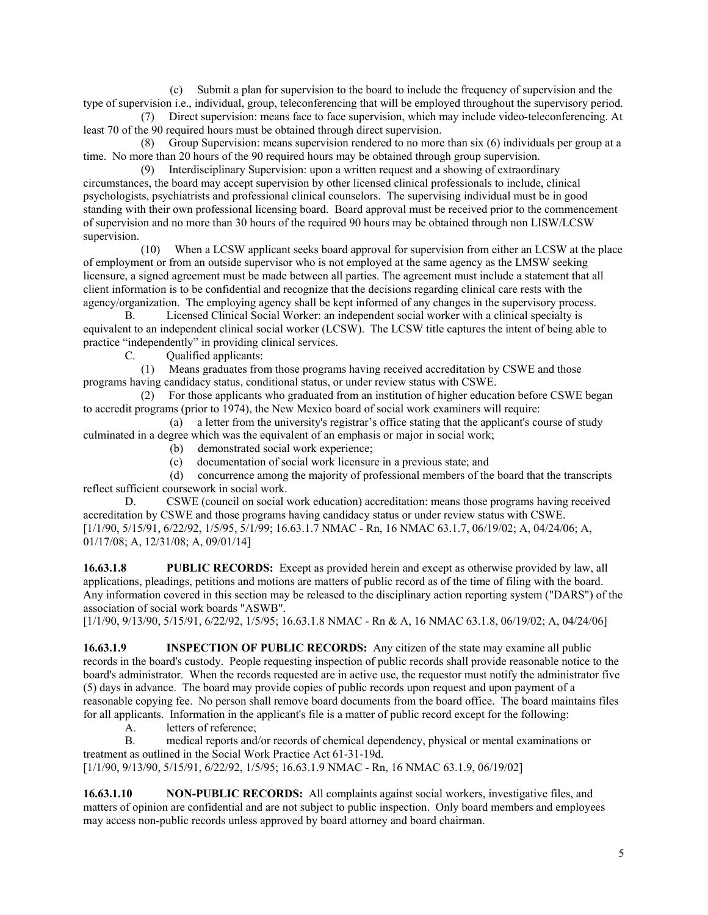(c) Submit a plan for supervision to the board to include the frequency of supervision and the type of supervision i.e., individual, group, teleconferencing that will be employed throughout the supervisory period.

(7) Direct supervision: means face to face supervision, which may include video-teleconferencing. At least 70 of the 90 required hours must be obtained through direct supervision.

(8) Group Supervision: means supervision rendered to no more than six (6) individuals per group at a time. No more than 20 hours of the 90 required hours may be obtained through group supervision.

(9) Interdisciplinary Supervision: upon a written request and a showing of extraordinary circumstances, the board may accept supervision by other licensed clinical professionals to include, clinical psychologists, psychiatrists and professional clinical counselors. The supervising individual must be in good standing with their own professional licensing board. Board approval must be received prior to the commencement of supervision and no more than 30 hours of the required 90 hours may be obtained through non LISW/LCSW supervision.

(10) When a LCSW applicant seeks board approval for supervision from either an LCSW at the place of employment or from an outside supervisor who is not employed at the same agency as the LMSW seeking licensure, a signed agreement must be made between all parties. The agreement must include a statement that all client information is to be confidential and recognize that the decisions regarding clinical care rests with the agency/organization. The employing agency shall be kept informed of any changes in the supervisory process.

B. Licensed Clinical Social Worker: an independent social worker with a clinical specialty is equivalent to an independent clinical social worker (LCSW). The LCSW title captures the intent of being able to practice "independently" in providing clinical services.

C. Qualified applicants:

(1) Means graduates from those programs having received accreditation by CSWE and those programs having candidacy status, conditional status, or under review status with CSWE.

(2) For those applicants who graduated from an institution of higher education before CSWE began to accredit programs (prior to 1974), the New Mexico board of social work examiners will require:

(a) a letter from the university's registrar's office stating that the applicant's course of study culminated in a degree which was the equivalent of an emphasis or major in social work;

(b) demonstrated social work experience;

(c) documentation of social work licensure in a previous state; and

(d) concurrence among the majority of professional members of the board that the transcripts reflect sufficient coursework in social work.

D. CSWE (council on social work education) accreditation: means those programs having received accreditation by CSWE and those programs having candidacy status or under review status with CSWE.

[1/1/90, 5/15/91, 6/22/92, 1/5/95, 5/1/99; 16.63.1.7 NMAC - Rn, 16 NMAC 63.1.7, 06/19/02; A, 04/24/06; A, 01/17/08; A, 12/31/08; A, 09/01/14]

**16.63.1.8 PUBLIC RECORDS:** Except as provided herein and except as otherwise provided by law, all applications, pleadings, petitions and motions are matters of public record as of the time of filing with the board. Any information covered in this section may be released to the disciplinary action reporting system ("DARS") of the association of social work boards "ASWB".

[1/1/90, 9/13/90, 5/15/91, 6/22/92, 1/5/95; 16.63.1.8 NMAC - Rn & A, 16 NMAC 63.1.8, 06/19/02; A, 04/24/06]

**16.63.1.9 INSPECTION OF PUBLIC RECORDS:** Any citizen of the state may examine all public records in the board's custody. People requesting inspection of public records shall provide reasonable notice to the board's administrator. When the records requested are in active use, the requestor must notify the administrator five (5) days in advance. The board may provide copies of public records upon request and upon payment of a reasonable copying fee. No person shall remove board documents from the board office. The board maintains files for all applicants. Information in the applicant's file is a matter of public record except for the following:

A. letters of reference;

B. medical reports and/or records of chemical dependency, physical or mental examinations or treatment as outlined in the Social Work Practice Act 61-31-19d.

[1/1/90, 9/13/90, 5/15/91, 6/22/92, 1/5/95; 16.63.1.9 NMAC - Rn, 16 NMAC 63.1.9, 06/19/02]

**16.63.1.10 NON-PUBLIC RECORDS:** All complaints against social workers, investigative files, and matters of opinion are confidential and are not subject to public inspection. Only board members and employees may access non-public records unless approved by board attorney and board chairman.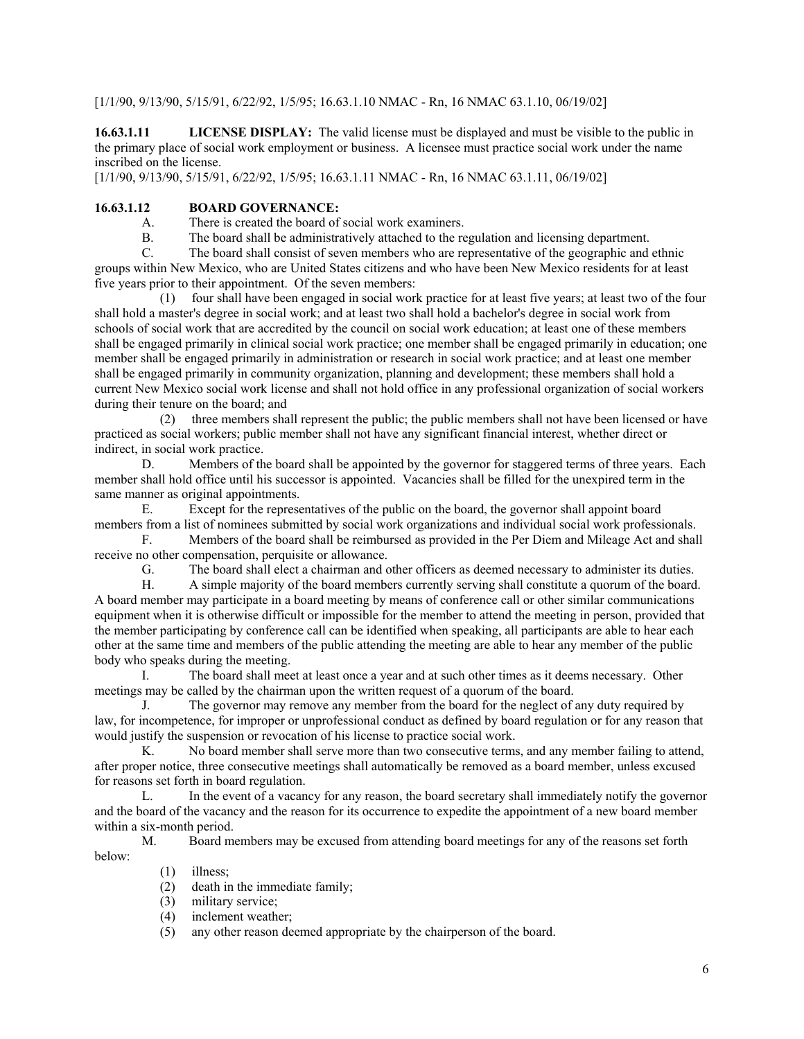[1/1/90, 9/13/90, 5/15/91, 6/22/92, 1/5/95; 16.63.1.10 NMAC - Rn, 16 NMAC 63.1.10, 06/19/02]

**16.63.1.11 LICENSE DISPLAY:** The valid license must be displayed and must be visible to the public in the primary place of social work employment or business. A licensee must practice social work under the name inscribed on the license.
[1/1/90, 9/13/90, 5/15/91, 6/22/92, 1/5/95; 16.63.1.11 NMAC - Rn, 16 NMAC 63.1.11, 06/19/02]

**16.63.1.12 BOARD GOVERNANCE:**

A. There is created the board of social work examiners.

B. The board shall be administratively attached to the regulation and licensing department.

C. The board shall consist of seven members who are representative of the geographic and ethnic groups within New Mexico, who are United States citizens and who have been New Mexico residents for at least five years prior to their appointment. Of the seven members:

(1) four shall have been engaged in social work practice for at least five years; at least two of the four shall hold a master's degree in social work; and at least two shall hold a bachelor's degree in social work from schools of social work that are accredited by the council on social work education; at least one of these members shall be engaged primarily in clinical social work practice; one member shall be engaged primarily in education; one member shall be engaged primarily in administration or research in social work practice; and at least one member shall be engaged primarily in community organization, planning and development; these members shall hold a current New Mexico social work license and shall not hold office in any professional organization of social workers during their tenure on the board; and

(2) three members shall represent the public; the public members shall not have been licensed or have practiced as social workers; public member shall not have any significant financial interest, whether direct or indirect, in social work practice.

D. Members of the board shall be appointed by the governor for staggered terms of three years. Each member shall hold office until his successor is appointed. Vacancies shall be filled for the unexpired term in the same manner as original appointments.

E. Except for the representatives of the public on the board, the governor shall appoint board members from a list of nominees submitted by social work organizations and individual social work professionals.

F. Members of the board shall be reimbursed as provided in the Per Diem and Mileage Act and shall receive no other compensation, perquisite or allowance.

G. The board shall elect a chairman and other officers as deemed necessary to administer its duties.

H. A simple majority of the board members currently serving shall constitute a quorum of the board. A board member may participate in a board meeting by means of conference call or other similar communications equipment when it is otherwise difficult or impossible for the member to attend the meeting in person, provided that the member participating by conference call can be identified when speaking, all participants are able to hear each other at the same time and members of the public attending the meeting are able to hear any member of the public body who speaks during the meeting.

I. The board shall meet at least once a year and at such other times as it deems necessary. Other meetings may be called by the chairman upon the written request of a quorum of the board.

J. The governor may remove any member from the board for the neglect of any duty required by law, for incompetence, for improper or unprofessional conduct as defined by board regulation or for any reason that would justify the suspension or revocation of his license to practice social work.

K. No board member shall serve more than two consecutive terms, and any member failing to attend, after proper notice, three consecutive meetings shall automatically be removed as a board member, unless excused for reasons set forth in board regulation.

L. In the event of a vacancy for any reason, the board secretary shall immediately notify the governor and the board of the vacancy and the reason for its occurrence to expedite the appointment of a new board member within a six-month period.

M. Board members may be excused from attending board meetings for any of the reasons set forth below:

(1) illness;
(2) death in the immediate family;
(3) military service;
(4) inclement weather;
(5) any other reason deemed appropriate by the chairperson of the board.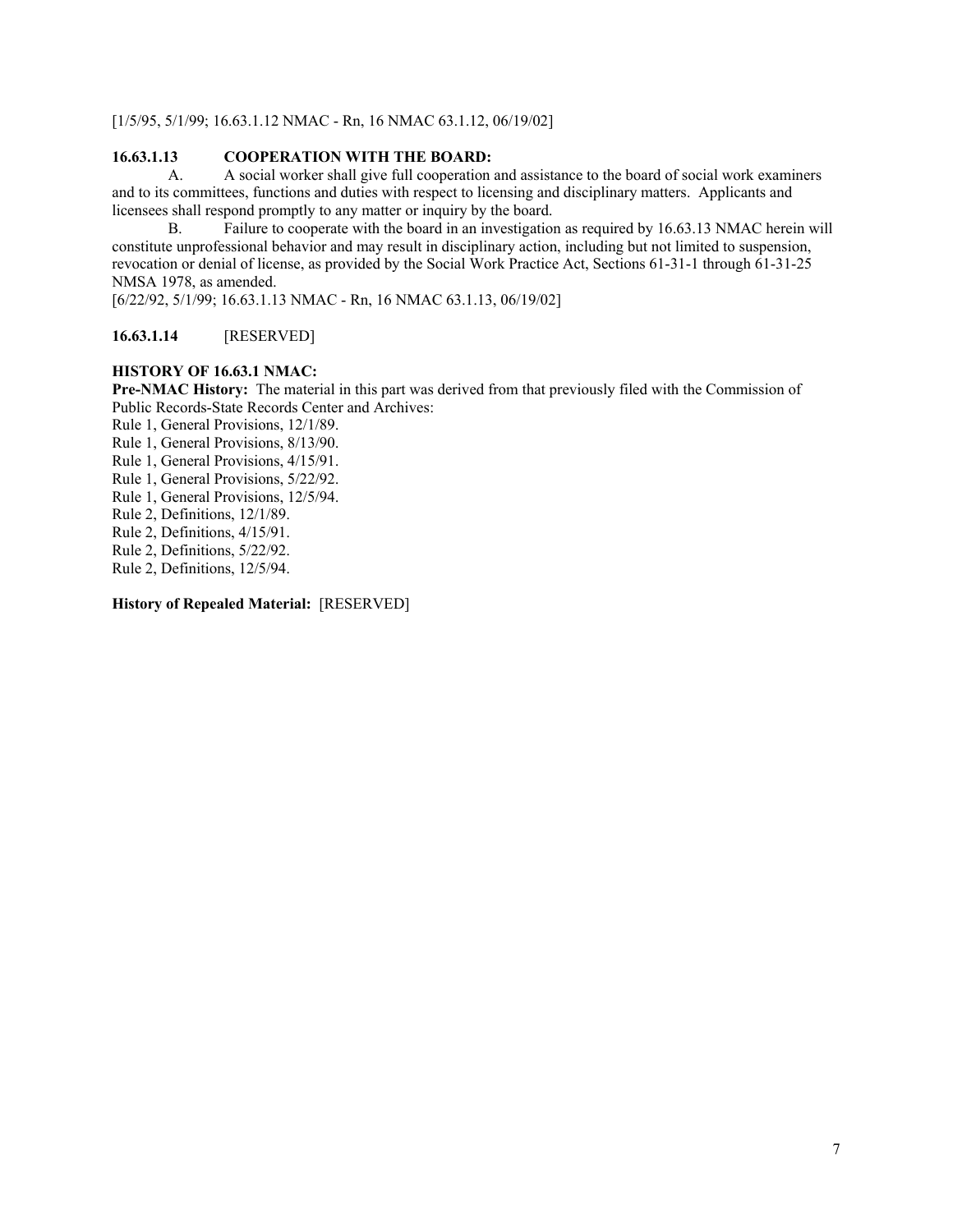[1/5/95, 5/1/99; 16.63.1.12 NMAC - Rn, 16 NMAC 63.1.12, 06/19/02]

**16.63.1.13 COOPERATION WITH THE BOARD:**

A. A social worker shall give full cooperation and assistance to the board of social work examiners and to its committees, functions and duties with respect to licensing and disciplinary matters. Applicants and licensees shall respond promptly to any matter or inquiry by the board.

B. Failure to cooperate with the board in an investigation as required by 16.63.13 NMAC herein will constitute unprofessional behavior and may result in disciplinary action, including but not limited to suspension, revocation or denial of license, as provided by the Social Work Practice Act, Sections 61-31-1 through 61-31-25 NMSA 1978, as amended.

[6/22/92, 5/1/99; 16.63.1.13 NMAC - Rn, 16 NMAC 63.1.13, 06/19/02]

**16.63.1.14** [RESERVED]

**HISTORY OF 16.63.1 NMAC:**

**Pre-NMAC History:** The material in this part was derived from that previously filed with the Commission of Public Records-State Records Center and Archives:

Rule 1, General Provisions, 12/1/89.
Rule 1, General Provisions, 8/13/90.
Rule 1, General Provisions, 4/15/91.
Rule 1, General Provisions, 5/22/92.
Rule 1, General Provisions, 12/5/94.
Rule 2, Definitions, 12/1/89.
Rule 2, Definitions, 4/15/91.
Rule 2, Definitions, 5/22/92.
Rule 2, Definitions, 12/5/94.

**History of Repealed Material:** [RESERVED]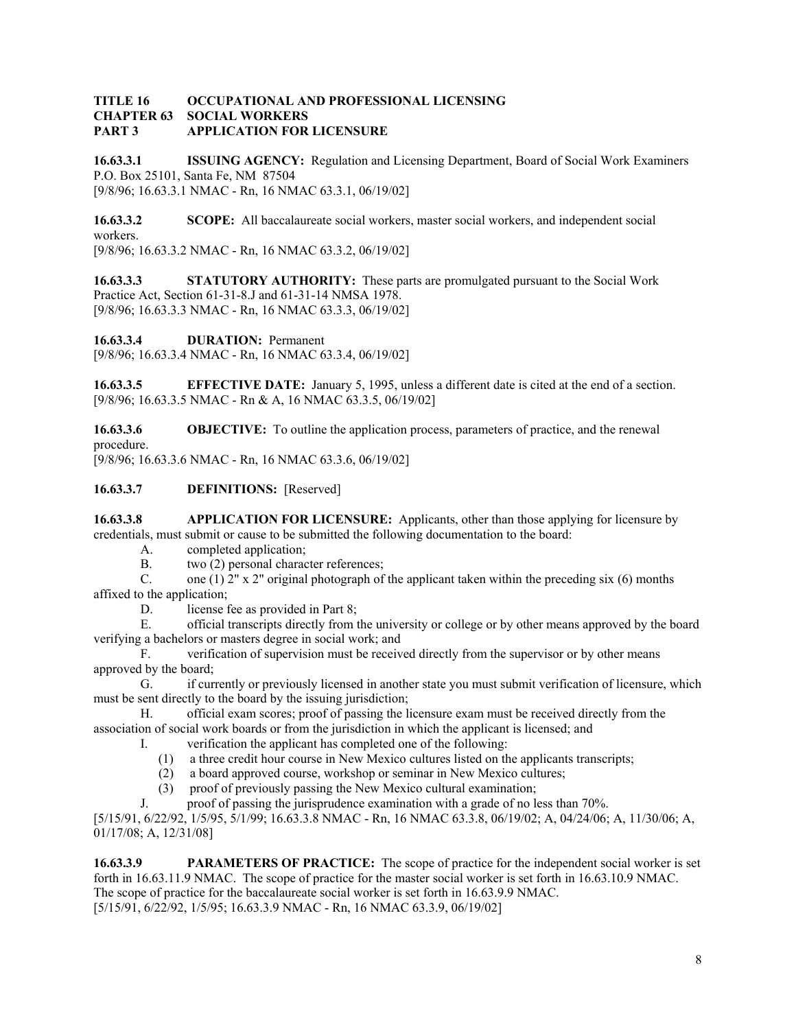**TITLE 16 OCCUPATIONAL AND PROFESSIONAL LICENSING**
**CHAPTER 63 SOCIAL WORKERS**
**PART 3 APPLICATION FOR LICENSURE**

**16.63.3.1 ISSUING AGENCY:** Regulation and Licensing Department, Board of Social Work Examiners P.O. Box 25101, Santa Fe, NM 87504
[9/8/96; 16.63.3.1 NMAC - Rn, 16 NMAC 63.3.1, 06/19/02]

**16.63.3.2 SCOPE:** All baccalaureate social workers, master social workers, and independent social workers.
[9/8/96; 16.63.3.2 NMAC - Rn, 16 NMAC 63.3.2, 06/19/02]

**16.63.3.3 STATUTORY AUTHORITY:** These parts are promulgated pursuant to the Social Work Practice Act, Section 61-31-8.J and 61-31-14 NMSA 1978.
[9/8/96; 16.63.3.3 NMAC - Rn, 16 NMAC 63.3.3, 06/19/02]

**16.63.3.4 DURATION:** Permanent
[9/8/96; 16.63.3.4 NMAC - Rn, 16 NMAC 63.3.4, 06/19/02]

**16.63.3.5 EFFECTIVE DATE:** January 5, 1995, unless a different date is cited at the end of a section.
[9/8/96; 16.63.3.5 NMAC - Rn & A, 16 NMAC 63.3.5, 06/19/02]

**16.63.3.6 OBJECTIVE:** To outline the application process, parameters of practice, and the renewal procedure.
[9/8/96; 16.63.3.6 NMAC - Rn, 16 NMAC 63.3.6, 06/19/02]

**16.63.3.7 DEFINITIONS:** [Reserved]

**16.63.3.8 APPLICATION FOR LICENSURE:** Applicants, other than those applying for licensure by credentials, must submit or cause to be submitted the following documentation to the board:

A. completed application;

B. two (2) personal character references;

C. one (1) 2" x 2" original photograph of the applicant taken within the preceding six (6) months affixed to the application;

D. license fee as provided in Part 8;

E. official transcripts directly from the university or college or by other means approved by the board verifying a bachelors or masters degree in social work; and

F. verification of supervision must be received directly from the supervisor or by other means approved by the board;

G. if currently or previously licensed in another state you must submit verification of licensure, which must be sent directly to the board by the issuing jurisdiction;

H. official exam scores; proof of passing the licensure exam must be received directly from the association of social work boards or from the jurisdiction in which the applicant is licensed; and

I. verification the applicant has completed one of the following:

(1) a three credit hour course in New Mexico cultures listed on the applicants transcripts;

(2) a board approved course, workshop or seminar in New Mexico cultures;

(3) proof of previously passing the New Mexico cultural examination;

J. proof of passing the jurisprudence examination with a grade of no less than 70%.

[5/15/91, 6/22/92, 1/5/95, 5/1/99; 16.63.3.8 NMAC - Rn, 16 NMAC 63.3.8, 06/19/02; A, 04/24/06; A, 11/30/06; A, 01/17/08; A, 12/31/08]

**16.63.3.9 PARAMETERS OF PRACTICE:** The scope of practice for the independent social worker is set forth in 16.63.11.9 NMAC. The scope of practice for the master social worker is set forth in 16.63.10.9 NMAC. The scope of practice for the baccalaureate social worker is set forth in 16.63.9.9 NMAC.
[5/15/91, 6/22/92, 1/5/95; 16.63.3.9 NMAC - Rn, 16 NMAC 63.3.9, 06/19/02]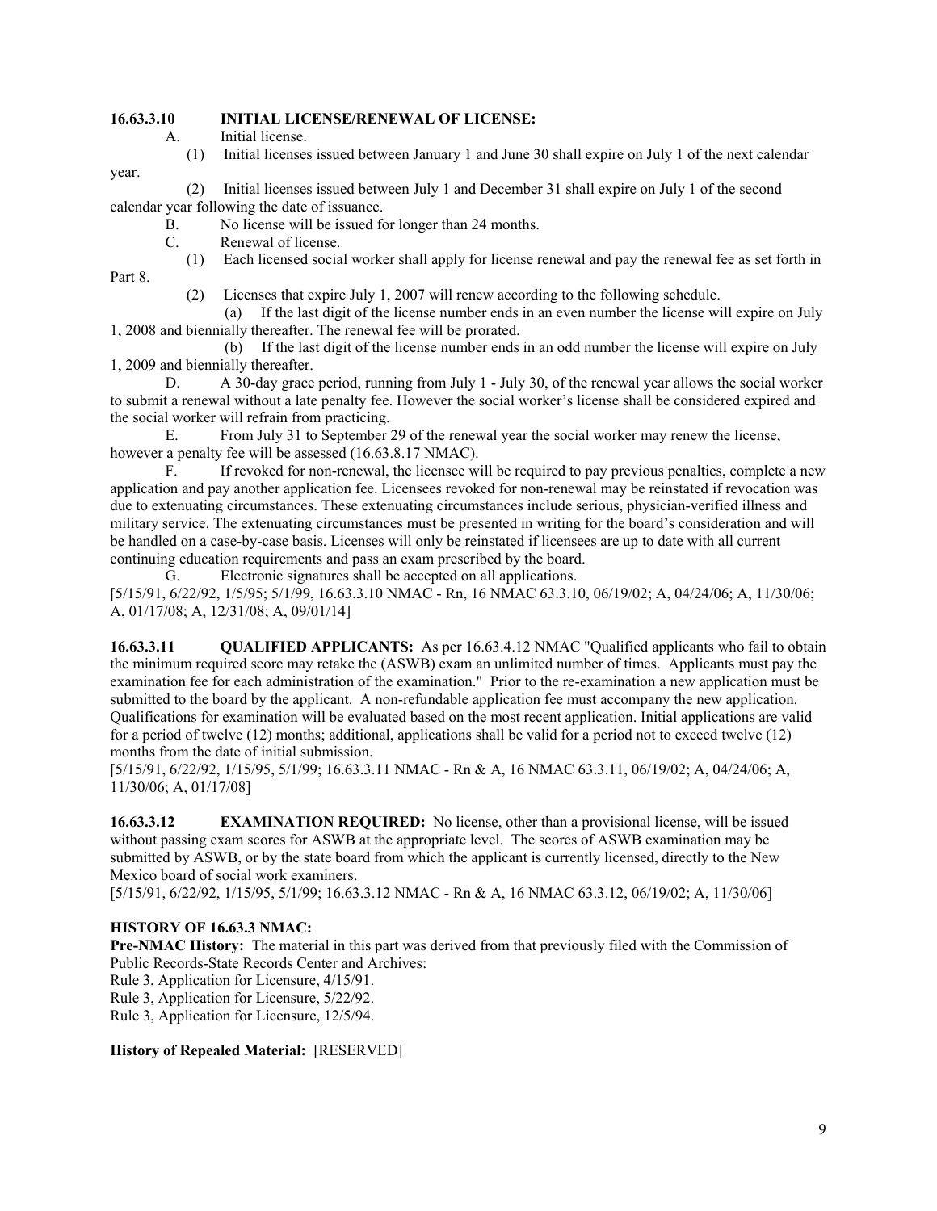**16.63.3.10 INITIAL LICENSE/RENEWAL OF LICENSE:**

A. Initial license.

(1) Initial licenses issued between January 1 and June 30 shall expire on July 1 of the next calendar year.

(2) Initial licenses issued between July 1 and December 31 shall expire on July 1 of the second calendar year following the date of issuance.

B. No license will be issued for longer than 24 months.

C. Renewal of license.

(1) Each licensed social worker shall apply for license renewal and pay the renewal fee as set forth in Part 8.

(2) Licenses that expire July 1, 2007 will renew according to the following schedule.

(a) If the last digit of the license number ends in an even number the license will expire on July 1, 2008 and biennially thereafter. The renewal fee will be prorated.

(b) If the last digit of the license number ends in an odd number the license will expire on July 1, 2009 and biennially thereafter.

D. A 30-day grace period, running from July 1 - July 30, of the renewal year allows the social worker to submit a renewal without a late penalty fee. However the social worker's license shall be considered expired and the social worker will refrain from practicing.

E. From July 31 to September 29 of the renewal year the social worker may renew the license, however a penalty fee will be assessed (16.63.8.17 NMAC).

F. If revoked for non-renewal, the licensee will be required to pay previous penalties, complete a new application and pay another application fee. Licensees revoked for non-renewal may be reinstated if revocation was due to extenuating circumstances. These extenuating circumstances include serious, physician-verified illness and military service. The extenuating circumstances must be presented in writing for the board's consideration and will be handled on a case-by-case basis. Licenses will only be reinstated if licensees are up to date with all current continuing education requirements and pass an exam prescribed by the board.

G. Electronic signatures shall be accepted on all applications.

[5/15/91, 6/22/92, 1/5/95; 5/1/99, 16.63.3.10 NMAC - Rn, 16 NMAC 63.3.10, 06/19/02; A, 04/24/06; A, 11/30/06; A, 01/17/08; A, 12/31/08; A, 09/01/14]

**16.63.3.11 QUALIFIED APPLICANTS:** As per 16.63.4.12 NMAC "Qualified applicants who fail to obtain the minimum required score may retake the (ASWB) exam an unlimited number of times. Applicants must pay the examination fee for each administration of the examination." Prior to the re-examination a new application must be submitted to the board by the applicant. A non-refundable application fee must accompany the new application. Qualifications for examination will be evaluated based on the most recent application. Initial applications are valid for a period of twelve (12) months; additional, applications shall be valid for a period not to exceed twelve (12) months from the date of initial submission.

[5/15/91, 6/22/92, 1/15/95, 5/1/99; 16.63.3.11 NMAC - Rn & A, 16 NMAC 63.3.11, 06/19/02; A, 04/24/06; A, 11/30/06; A, 01/17/08]

**16.63.3.12 EXAMINATION REQUIRED:** No license, other than a provisional license, will be issued without passing exam scores for ASWB at the appropriate level. The scores of ASWB examination may be submitted by ASWB, or by the state board from which the applicant is currently licensed, directly to the New Mexico board of social work examiners.

[5/15/91, 6/22/92, 1/15/95, 5/1/99; 16.63.3.12 NMAC - Rn & A, 16 NMAC 63.3.12, 06/19/02; A, 11/30/06]

**HISTORY OF 16.63.3 NMAC:**

**Pre-NMAC History:** The material in this part was derived from that previously filed with the Commission of Public Records-State Records Center and Archives:

Rule 3, Application for Licensure, 4/15/91.

Rule 3, Application for Licensure, 5/22/92.

Rule 3, Application for Licensure, 12/5/94.

**History of Repealed Material:** [RESERVED]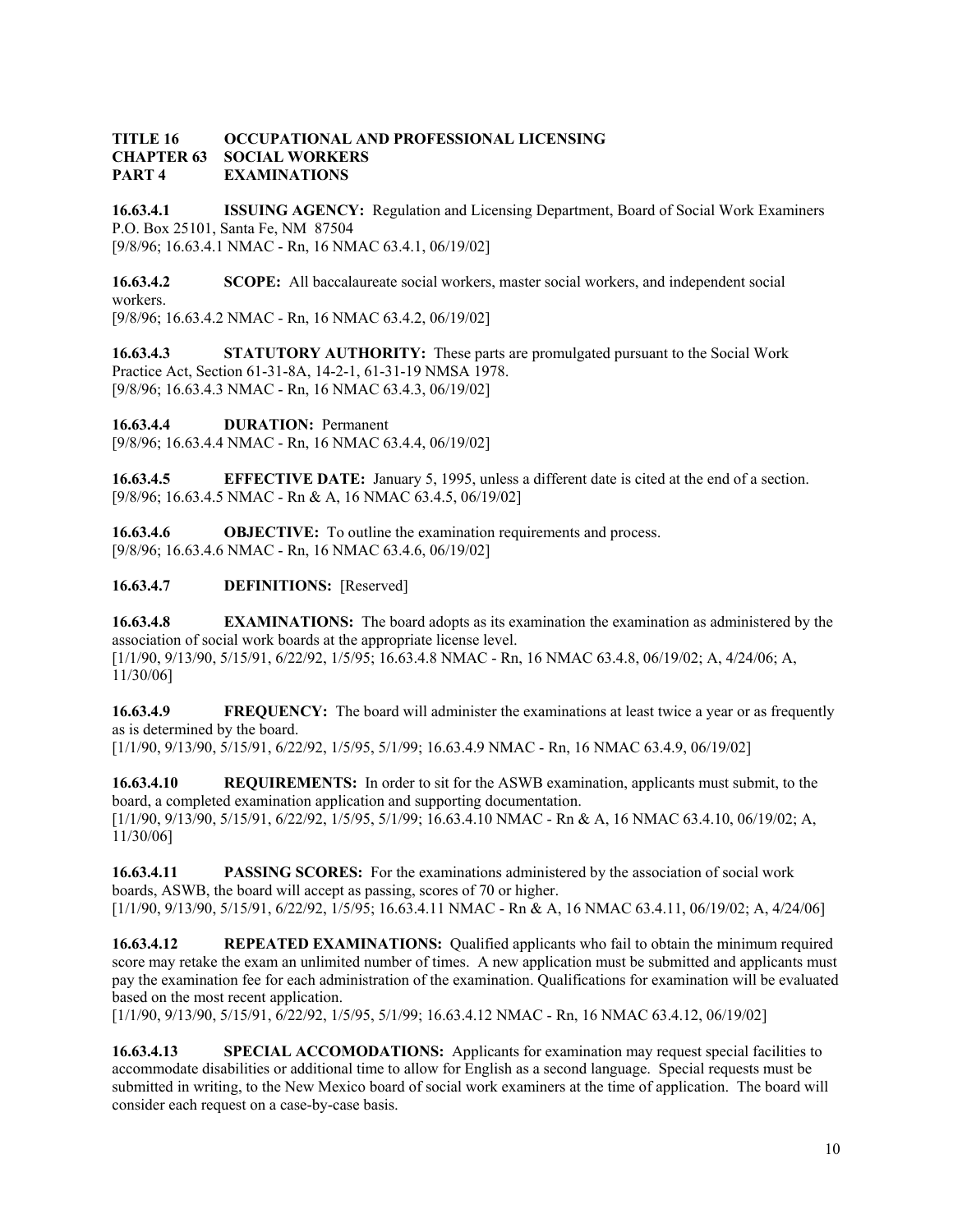**TITLE 16 OCCUPATIONAL AND PROFESSIONAL LICENSING**
**CHAPTER 63 SOCIAL WORKERS**
**PART 4 EXAMINATIONS**

**16.63.4.1 ISSUING AGENCY:** Regulation and Licensing Department, Board of Social Work Examiners P.O. Box 25101, Santa Fe, NM 87504
[9/8/96; 16.63.4.1 NMAC - Rn, 16 NMAC 63.4.1, 06/19/02]

**16.63.4.2 SCOPE:** All baccalaureate social workers, master social workers, and independent social workers.
[9/8/96; 16.63.4.2 NMAC - Rn, 16 NMAC 63.4.2, 06/19/02]

**16.63.4.3 STATUTORY AUTHORITY:** These parts are promulgated pursuant to the Social Work Practice Act, Section 61-31-8A, 14-2-1, 61-31-19 NMSA 1978.
[9/8/96; 16.63.4.3 NMAC - Rn, 16 NMAC 63.4.3, 06/19/02]

**16.63.4.4 DURATION:** Permanent
[9/8/96; 16.63.4.4 NMAC - Rn, 16 NMAC 63.4.4, 06/19/02]

**16.63.4.5 EFFECTIVE DATE:** January 5, 1995, unless a different date is cited at the end of a section.
[9/8/96; 16.63.4.5 NMAC - Rn & A, 16 NMAC 63.4.5, 06/19/02]

**16.63.4.6 OBJECTIVE:** To outline the examination requirements and process.
[9/8/96; 16.63.4.6 NMAC - Rn, 16 NMAC 63.4.6, 06/19/02]

**16.63.4.7 DEFINITIONS:** [Reserved]

**16.63.4.8 EXAMINATIONS:** The board adopts as its examination the examination as administered by the association of social work boards at the appropriate license level.
[1/1/90, 9/13/90, 5/15/91, 6/22/92, 1/5/95; 16.63.4.8 NMAC - Rn, 16 NMAC 63.4.8, 06/19/02; A, 4/24/06; A, 11/30/06]

**16.63.4.9 FREQUENCY:** The board will administer the examinations at least twice a year or as frequently as is determined by the board.
[1/1/90, 9/13/90, 5/15/91, 6/22/92, 1/5/95, 5/1/99; 16.63.4.9 NMAC - Rn, 16 NMAC 63.4.9, 06/19/02]

**16.63.4.10 REQUIREMENTS:** In order to sit for the ASWB examination, applicants must submit, to the board, a completed examination application and supporting documentation.
[1/1/90, 9/13/90, 5/15/91, 6/22/92, 1/5/95, 5/1/99; 16.63.4.10 NMAC - Rn & A, 16 NMAC 63.4.10, 06/19/02; A, 11/30/06]

**16.63.4.11 PASSING SCORES:** For the examinations administered by the association of social work boards, ASWB, the board will accept as passing, scores of 70 or higher.
[1/1/90, 9/13/90, 5/15/91, 6/22/92, 1/5/95; 16.63.4.11 NMAC - Rn & A, 16 NMAC 63.4.11, 06/19/02; A, 4/24/06]

**16.63.4.12 REPEATED EXAMINATIONS:** Qualified applicants who fail to obtain the minimum required score may retake the exam an unlimited number of times. A new application must be submitted and applicants must pay the examination fee for each administration of the examination. Qualifications for examination will be evaluated based on the most recent application.
[1/1/90, 9/13/90, 5/15/91, 6/22/92, 1/5/95, 5/1/99; 16.63.4.12 NMAC - Rn, 16 NMAC 63.4.12, 06/19/02]

**16.63.4.13 SPECIAL ACCOMODATIONS:** Applicants for examination may request special facilities to accommodate disabilities or additional time to allow for English as a second language. Special requests must be submitted in writing, to the New Mexico board of social work examiners at the time of application. The board will consider each request on a case-by-case basis.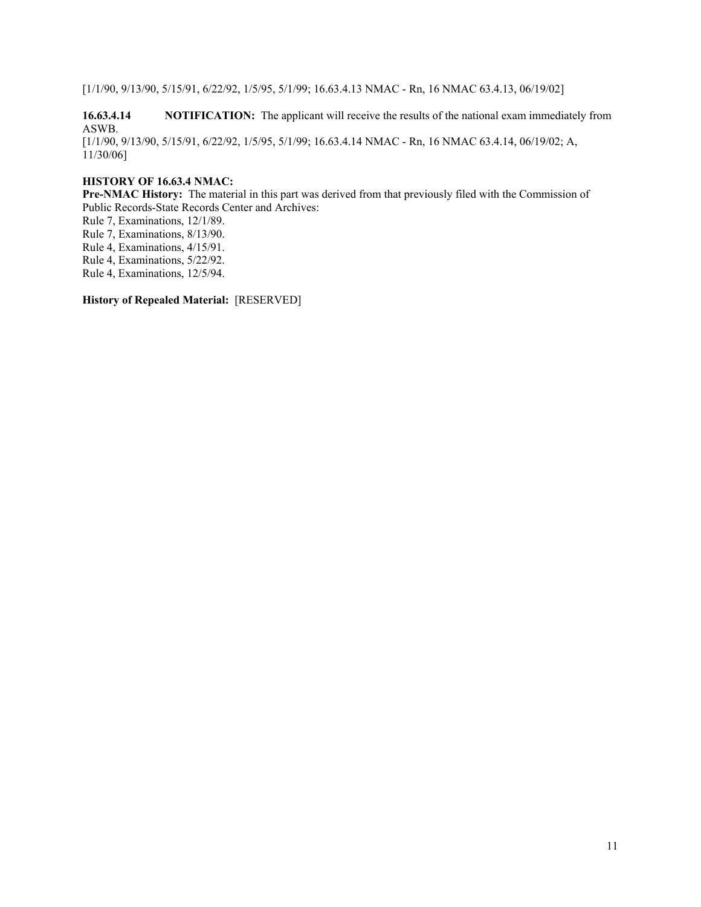[1/1/90, 9/13/90, 5/15/91, 6/22/92, 1/5/95, 5/1/99; 16.63.4.13 NMAC - Rn, 16 NMAC 63.4.13, 06/19/02]

**16.63.4.14 NOTIFICATION:** The applicant will receive the results of the national exam immediately from ASWB.
[1/1/90, 9/13/90, 5/15/91, 6/22/92, 1/5/95, 5/1/99; 16.63.4.14 NMAC - Rn, 16 NMAC 63.4.14, 06/19/02; A, 11/30/06]

**HISTORY OF 16.63.4 NMAC:**
**Pre-NMAC History:** The material in this part was derived from that previously filed with the Commission of Public Records-State Records Center and Archives:
Rule 7, Examinations, 12/1/89.
Rule 7, Examinations, 8/13/90.
Rule 4, Examinations, 4/15/91.
Rule 4, Examinations, 5/22/92.
Rule 4, Examinations, 12/5/94.

**History of Repealed Material:** [RESERVED]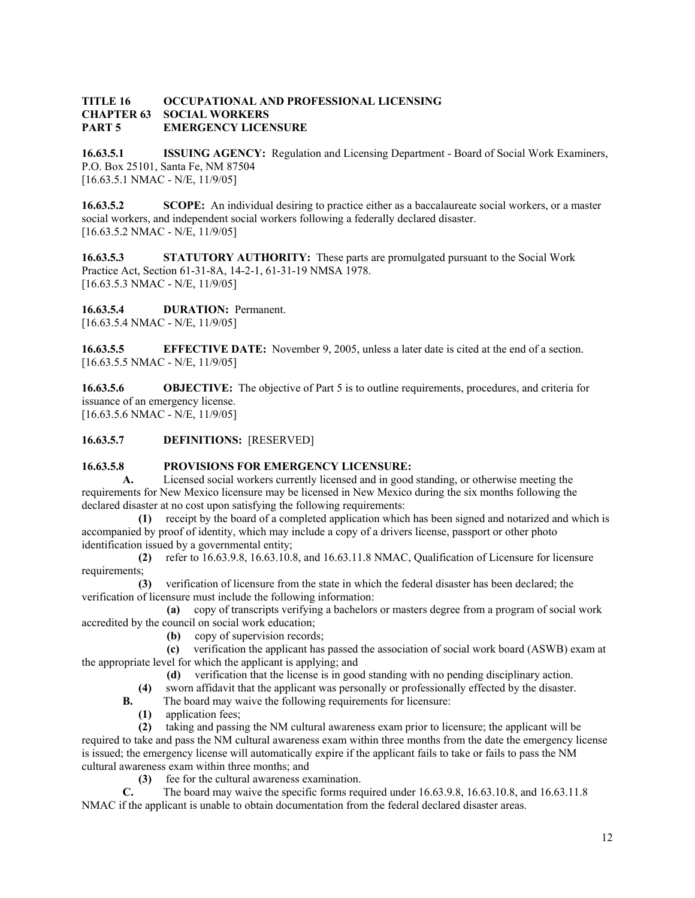**TITLE 16 OCCUPATIONAL AND PROFESSIONAL LICENSING**
**CHAPTER 63 SOCIAL WORKERS**
**PART 5 EMERGENCY LICENSURE**

**16.63.5.1 ISSUING AGENCY:** Regulation and Licensing Department - Board of Social Work Examiners, P.O. Box 25101, Santa Fe, NM 87504
[16.63.5.1 NMAC - N/E, 11/9/05]

**16.63.5.2 SCOPE:** An individual desiring to practice either as a baccalaureate social workers, or a master social workers, and independent social workers following a federally declared disaster.
[16.63.5.2 NMAC - N/E, 11/9/05]

**16.63.5.3 STATUTORY AUTHORITY:** These parts are promulgated pursuant to the Social Work Practice Act, Section 61-31-8A, 14-2-1, 61-31-19 NMSA 1978.
[16.63.5.3 NMAC - N/E, 11/9/05]

**16.63.5.4 DURATION:** Permanent.
[16.63.5.4 NMAC - N/E, 11/9/05]

**16.63.5.5 EFFECTIVE DATE:** November 9, 2005, unless a later date is cited at the end of a section.
[16.63.5.5 NMAC - N/E, 11/9/05]

**16.63.5.6 OBJECTIVE:** The objective of Part 5 is to outline requirements, procedures, and criteria for issuance of an emergency license.
[16.63.5.6 NMAC - N/E, 11/9/05]

**16.63.5.7 DEFINITIONS:** [RESERVED]

**16.63.5.8 PROVISIONS FOR EMERGENCY LICENSURE:**

**A.** Licensed social workers currently licensed and in good standing, or otherwise meeting the requirements for New Mexico licensure may be licensed in New Mexico during the six months following the declared disaster at no cost upon satisfying the following requirements:

**(1)** receipt by the board of a completed application which has been signed and notarized and which is accompanied by proof of identity, which may include a copy of a drivers license, passport or other photo identification issued by a governmental entity;

**(2)** refer to 16.63.9.8, 16.63.10.8, and 16.63.11.8 NMAC, Qualification of Licensure for licensure requirements;

**(3)** verification of licensure from the state in which the federal disaster has been declared; the verification of licensure must include the following information:

**(a)** copy of transcripts verifying a bachelors or masters degree from a program of social work accredited by the council on social work education;

**(b)** copy of supervision records;

**(c)** verification the applicant has passed the association of social work board (ASWB) exam at the appropriate level for which the applicant is applying; and

**(d)** verification that the license is in good standing with no pending disciplinary action.

**(4)** sworn affidavit that the applicant was personally or professionally effected by the disaster.

**B.** The board may waive the following requirements for licensure:

**(1)** application fees;

**(2)** taking and passing the NM cultural awareness exam prior to licensure; the applicant will be required to take and pass the NM cultural awareness exam within three months from the date the emergency license is issued; the emergency license will automatically expire if the applicant fails to take or fails to pass the NM cultural awareness exam within three months; and

**(3)** fee for the cultural awareness examination.

**C.** The board may waive the specific forms required under 16.63.9.8, 16.63.10.8, and 16.63.11.8 NMAC if the applicant is unable to obtain documentation from the federal declared disaster areas.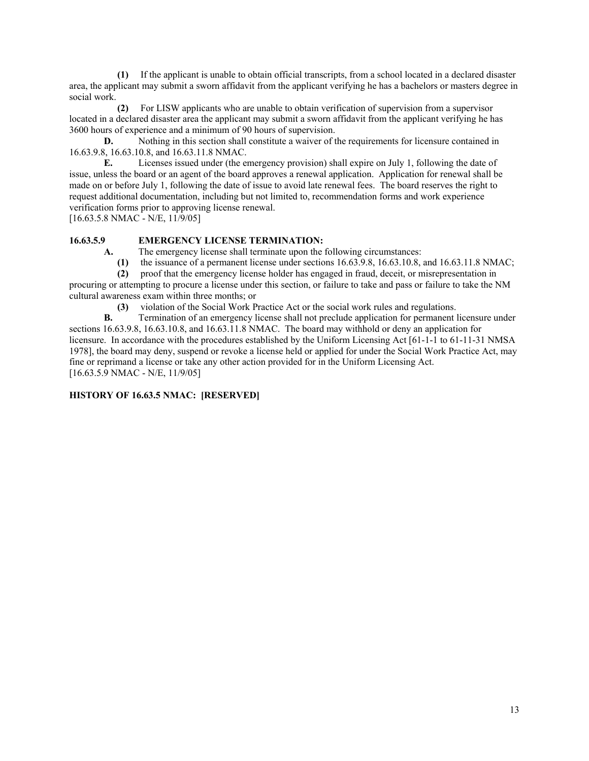**(1)** If the applicant is unable to obtain official transcripts, from a school located in a declared disaster area, the applicant may submit a sworn affidavit from the applicant verifying he has a bachelors or masters degree in social work.

**(2)** For LISW applicants who are unable to obtain verification of supervision from a supervisor located in a declared disaster area the applicant may submit a sworn affidavit from the applicant verifying he has 3600 hours of experience and a minimum of 90 hours of supervision.

**D.** Nothing in this section shall constitute a waiver of the requirements for licensure contained in 16.63.9.8, 16.63.10.8, and 16.63.11.8 NMAC.

**E.** Licenses issued under (the emergency provision) shall expire on July 1, following the date of issue, unless the board or an agent of the board approves a renewal application. Application for renewal shall be made on or before July 1, following the date of issue to avoid late renewal fees. The board reserves the right to request additional documentation, including but not limited to, recommendation forms and work experience verification forms prior to approving license renewal.

[16.63.5.8 NMAC - N/E, 11/9/05]

**16.63.5.9 EMERGENCY LICENSE TERMINATION:**

**A.** The emergency license shall terminate upon the following circumstances:

**(1)** the issuance of a permanent license under sections 16.63.9.8, 16.63.10.8, and 16.63.11.8 NMAC;

**(2)** proof that the emergency license holder has engaged in fraud, deceit, or misrepresentation in procuring or attempting to procure a license under this section, or failure to take and pass or failure to take the NM cultural awareness exam within three months; or

**(3)** violation of the Social Work Practice Act or the social work rules and regulations.

**B.** Termination of an emergency license shall not preclude application for permanent licensure under sections 16.63.9.8, 16.63.10.8, and 16.63.11.8 NMAC. The board may withhold or deny an application for licensure. In accordance with the procedures established by the Uniform Licensing Act [61-1-1 to 61-11-31 NMSA 1978], the board may deny, suspend or revoke a license held or applied for under the Social Work Practice Act, may fine or reprimand a license or take any other action provided for in the Uniform Licensing Act.

[16.63.5.9 NMAC - N/E, 11/9/05]

**HISTORY OF 16.63.5 NMAC: [RESERVED]**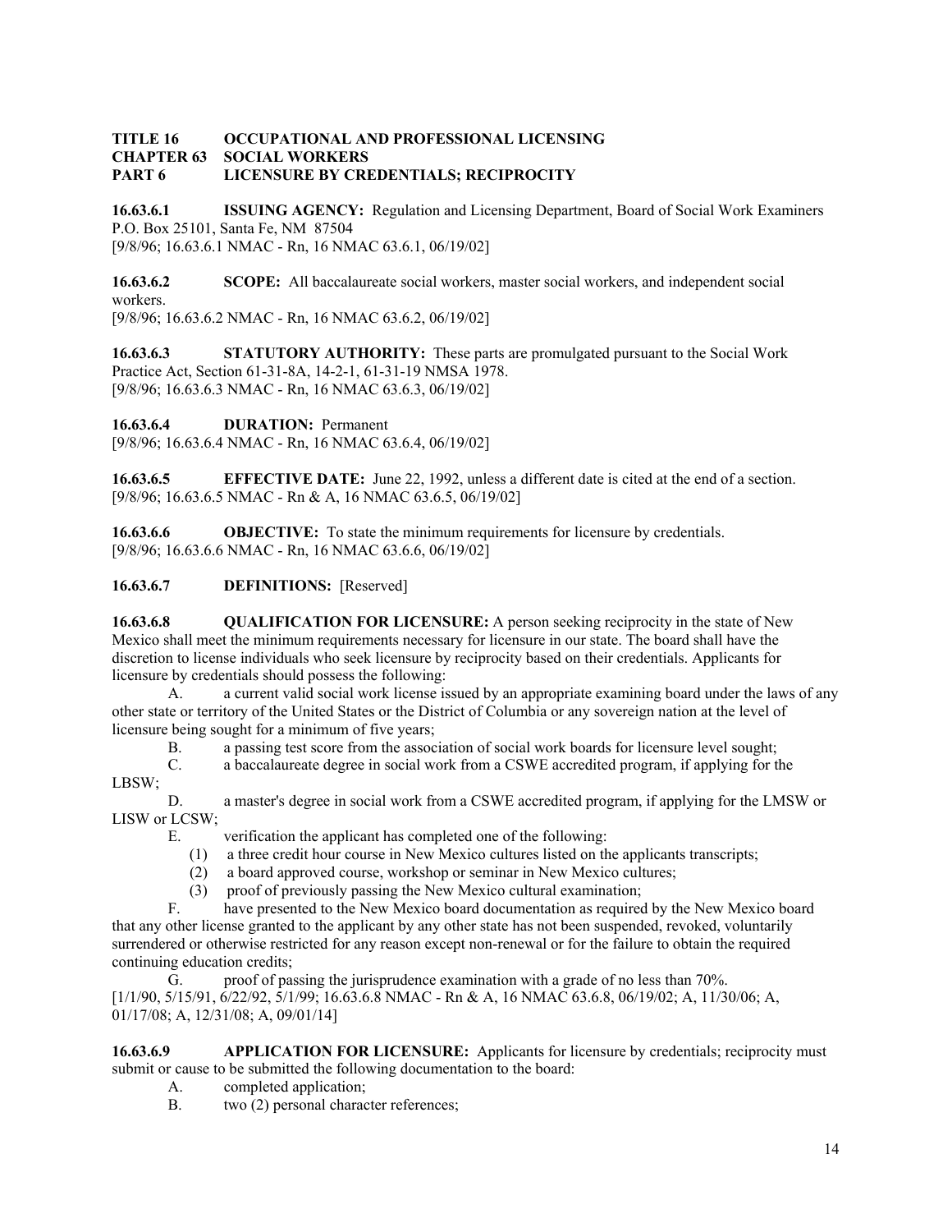**TITLE 16 OCCUPATIONAL AND PROFESSIONAL LICENSING**
**CHAPTER 63 SOCIAL WORKERS**
**PART 6 LICENSURE BY CREDENTIALS; RECIPROCITY**

**16.63.6.1 ISSUING AGENCY:** Regulation and Licensing Department, Board of Social Work Examiners P.O. Box 25101, Santa Fe, NM 87504
[9/8/96; 16.63.6.1 NMAC - Rn, 16 NMAC 63.6.1, 06/19/02]

**16.63.6.2 SCOPE:** All baccalaureate social workers, master social workers, and independent social workers.
[9/8/96; 16.63.6.2 NMAC - Rn, 16 NMAC 63.6.2, 06/19/02]

**16.63.6.3 STATUTORY AUTHORITY:** These parts are promulgated pursuant to the Social Work Practice Act, Section 61-31-8A, 14-2-1, 61-31-19 NMSA 1978.
[9/8/96; 16.63.6.3 NMAC - Rn, 16 NMAC 63.6.3, 06/19/02]

**16.63.6.4 DURATION:** Permanent
[9/8/96; 16.63.6.4 NMAC - Rn, 16 NMAC 63.6.4, 06/19/02]

**16.63.6.5 EFFECTIVE DATE:** June 22, 1992, unless a different date is cited at the end of a section.
[9/8/96; 16.63.6.5 NMAC - Rn & A, 16 NMAC 63.6.5, 06/19/02]

**16.63.6.6 OBJECTIVE:** To state the minimum requirements for licensure by credentials.
[9/8/96; 16.63.6.6 NMAC - Rn, 16 NMAC 63.6.6, 06/19/02]

**16.63.6.7 DEFINITIONS:** [Reserved]

**16.63.6.8 QUALIFICATION FOR LICENSURE:** A person seeking reciprocity in the state of New Mexico shall meet the minimum requirements necessary for licensure in our state. The board shall have the discretion to license individuals who seek licensure by reciprocity based on their credentials. Applicants for licensure by credentials should possess the following:

A. a current valid social work license issued by an appropriate examining board under the laws of any other state or territory of the United States or the District of Columbia or any sovereign nation at the level of licensure being sought for a minimum of five years;

B. a passing test score from the association of social work boards for licensure level sought;

C. a baccalaureate degree in social work from a CSWE accredited program, if applying for the LBSW;

D. a master's degree in social work from a CSWE accredited program, if applying for the LMSW or LISW or LCSW;

E. verification the applicant has completed one of the following:
  (1) a three credit hour course in New Mexico cultures listed on the applicants transcripts;
  (2) a board approved course, workshop or seminar in New Mexico cultures;
  (3) proof of previously passing the New Mexico cultural examination;

F. have presented to the New Mexico board documentation as required by the New Mexico board that any other license granted to the applicant by any other state has not been suspended, revoked, voluntarily surrendered or otherwise restricted for any reason except non-renewal or for the failure to obtain the required continuing education credits;

G. proof of passing the jurisprudence examination with a grade of no less than 70%.

[1/1/90, 5/15/91, 6/22/92, 5/1/99; 16.63.6.8 NMAC - Rn & A, 16 NMAC 63.6.8, 06/19/02; A, 11/30/06; A, 01/17/08; A, 12/31/08; A, 09/01/14]

**16.63.6.9 APPLICATION FOR LICENSURE:** Applicants for licensure by credentials; reciprocity must submit or cause to be submitted the following documentation to the board:

A. completed application;

B. two (2) personal character references;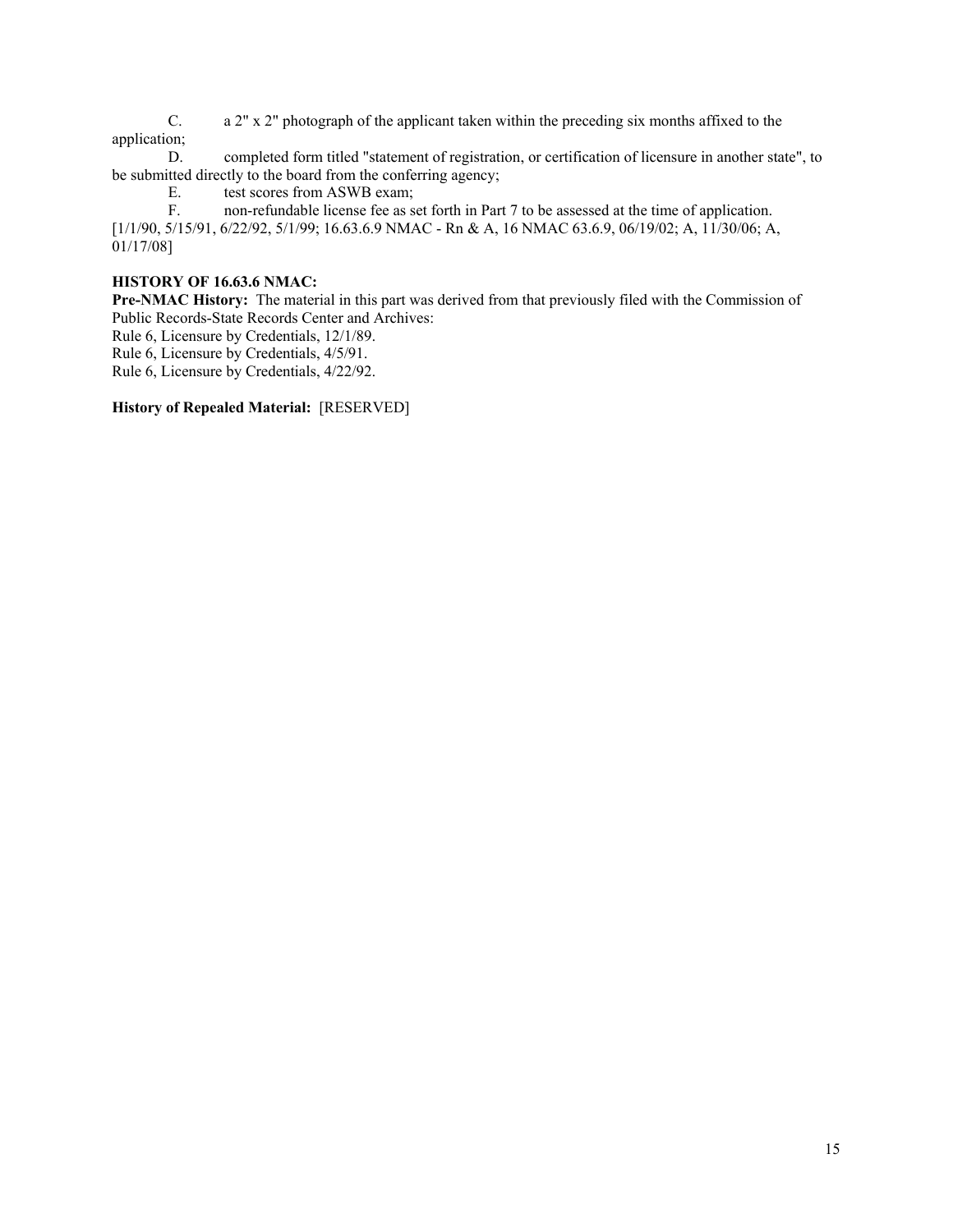C. a 2" x 2" photograph of the applicant taken within the preceding six months affixed to the application;

D. completed form titled "statement of registration, or certification of licensure in another state", to be submitted directly to the board from the conferring agency;

E. test scores from ASWB exam;

F. non-refundable license fee as set forth in Part 7 to be assessed at the time of application.

[1/1/90, 5/15/91, 6/22/92, 5/1/99; 16.63.6.9 NMAC - Rn & A, 16 NMAC 63.6.9, 06/19/02; A, 11/30/06; A, 01/17/08]

**HISTORY OF 16.63.6 NMAC:**

**Pre-NMAC History:** The material in this part was derived from that previously filed with the Commission of Public Records-State Records Center and Archives:

Rule 6, Licensure by Credentials, 12/1/89.

Rule 6, Licensure by Credentials, 4/5/91.

Rule 6, Licensure by Credentials, 4/22/92.

**History of Repealed Material:** [RESERVED]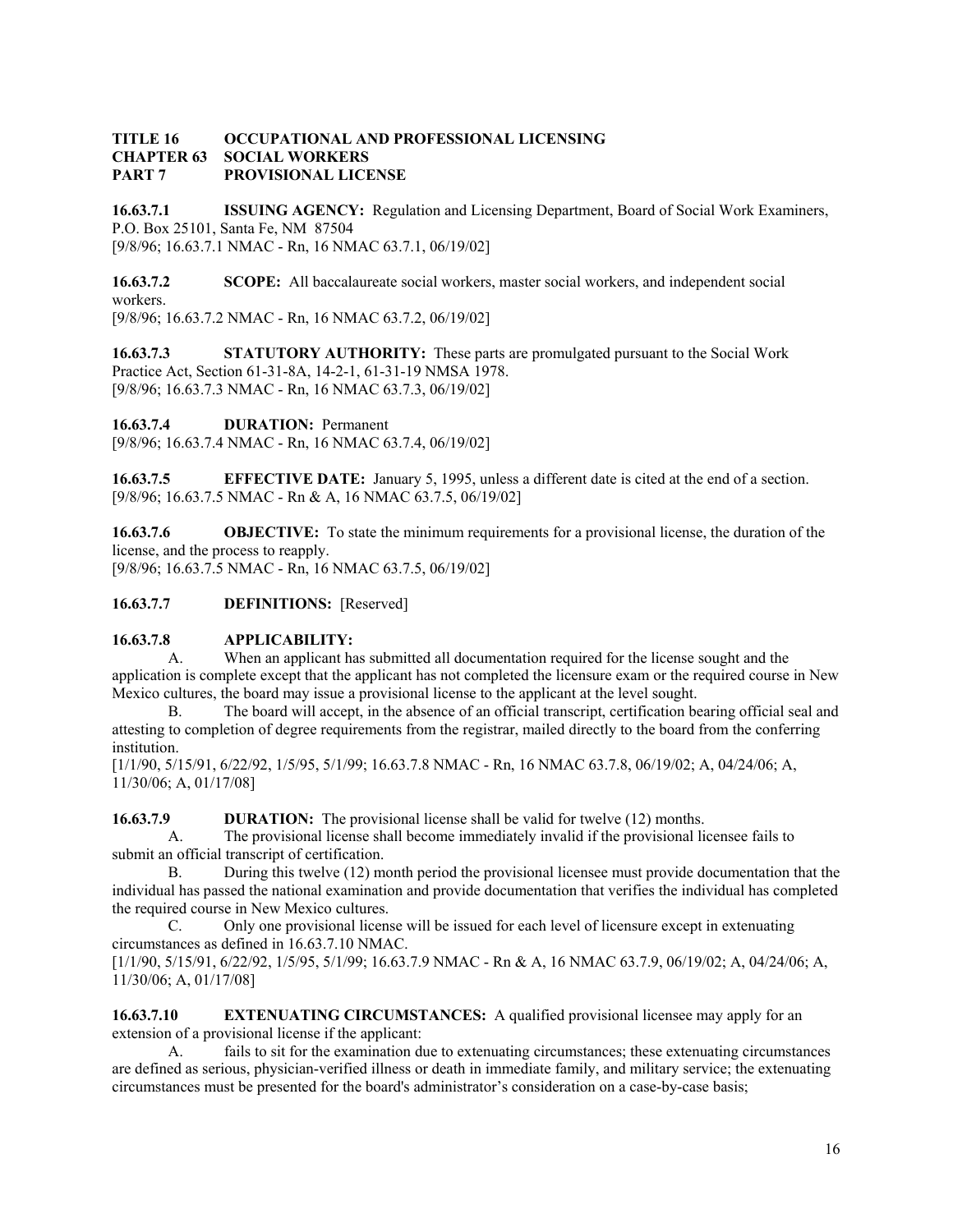**TITLE 16 OCCUPATIONAL AND PROFESSIONAL LICENSING**
**CHAPTER 63 SOCIAL WORKERS**
**PART 7 PROVISIONAL LICENSE**

**16.63.7.1 ISSUING AGENCY:** Regulation and Licensing Department, Board of Social Work Examiners, P.O. Box 25101, Santa Fe, NM 87504
[9/8/96; 16.63.7.1 NMAC - Rn, 16 NMAC 63.7.1, 06/19/02]

**16.63.7.2 SCOPE:** All baccalaureate social workers, master social workers, and independent social workers.
[9/8/96; 16.63.7.2 NMAC - Rn, 16 NMAC 63.7.2, 06/19/02]

**16.63.7.3 STATUTORY AUTHORITY:** These parts are promulgated pursuant to the Social Work Practice Act, Section 61-31-8A, 14-2-1, 61-31-19 NMSA 1978.
[9/8/96; 16.63.7.3 NMAC - Rn, 16 NMAC 63.7.3, 06/19/02]

**16.63.7.4 DURATION:** Permanent
[9/8/96; 16.63.7.4 NMAC - Rn, 16 NMAC 63.7.4, 06/19/02]

**16.63.7.5 EFFECTIVE DATE:** January 5, 1995, unless a different date is cited at the end of a section.
[9/8/96; 16.63.7.5 NMAC - Rn & A, 16 NMAC 63.7.5, 06/19/02]

**16.63.7.6 OBJECTIVE:** To state the minimum requirements for a provisional license, the duration of the license, and the process to reapply.
[9/8/96; 16.63.7.5 NMAC - Rn, 16 NMAC 63.7.5, 06/19/02]

**16.63.7.7 DEFINITIONS:** [Reserved]

**16.63.7.8 APPLICABILITY:**

A. When an applicant has submitted all documentation required for the license sought and the application is complete except that the applicant has not completed the licensure exam or the required course in New Mexico cultures, the board may issue a provisional license to the applicant at the level sought.

B. The board will accept, in the absence of an official transcript, certification bearing official seal and attesting to completion of degree requirements from the registrar, mailed directly to the board from the conferring institution.

[1/1/90, 5/15/91, 6/22/92, 1/5/95, 5/1/99; 16.63.7.8 NMAC - Rn, 16 NMAC 63.7.8, 06/19/02; A, 04/24/06; A, 11/30/06; A, 01/17/08]

**16.63.7.9 DURATION:** The provisional license shall be valid for twelve (12) months.

A. The provisional license shall become immediately invalid if the provisional licensee fails to submit an official transcript of certification.

B. During this twelve (12) month period the provisional licensee must provide documentation that the individual has passed the national examination and provide documentation that verifies the individual has completed the required course in New Mexico cultures.

C. Only one provisional license will be issued for each level of licensure except in extenuating circumstances as defined in 16.63.7.10 NMAC.

[1/1/90, 5/15/91, 6/22/92, 1/5/95, 5/1/99; 16.63.7.9 NMAC - Rn & A, 16 NMAC 63.7.9, 06/19/02; A, 04/24/06; A, 11/30/06; A, 01/17/08]

**16.63.7.10 EXTENUATING CIRCUMSTANCES:** A qualified provisional licensee may apply for an extension of a provisional license if the applicant:

A. fails to sit for the examination due to extenuating circumstances; these extenuating circumstances are defined as serious, physician-verified illness or death in immediate family, and military service; the extenuating circumstances must be presented for the board's administrator's consideration on a case-by-case basis;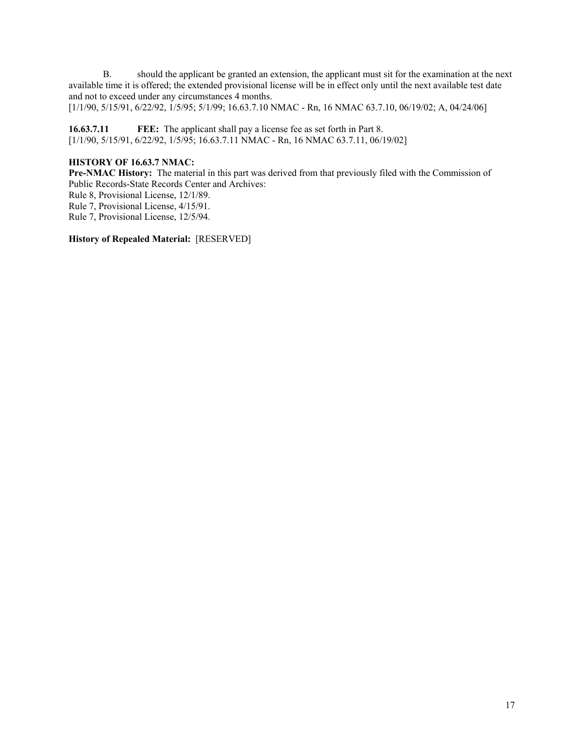B. should the applicant be granted an extension, the applicant must sit for the examination at the next available time it is offered; the extended provisional license will be in effect only until the next available test date and not to exceed under any circumstances 4 months.
[1/1/90, 5/15/91, 6/22/92, 1/5/95; 5/1/99; 16.63.7.10 NMAC - Rn, 16 NMAC 63.7.10, 06/19/02; A, 04/24/06]

**16.63.7.11 FEE:** The applicant shall pay a license fee as set forth in Part 8.
[1/1/90, 5/15/91, 6/22/92, 1/5/95; 16.63.7.11 NMAC - Rn, 16 NMAC 63.7.11, 06/19/02]

**HISTORY OF 16.63.7 NMAC:**
**Pre-NMAC History:** The material in this part was derived from that previously filed with the Commission of Public Records-State Records Center and Archives:
Rule 8, Provisional License, 12/1/89.
Rule 7, Provisional License, 4/15/91.
Rule 7, Provisional License, 12/5/94.

**History of Repealed Material:** [RESERVED]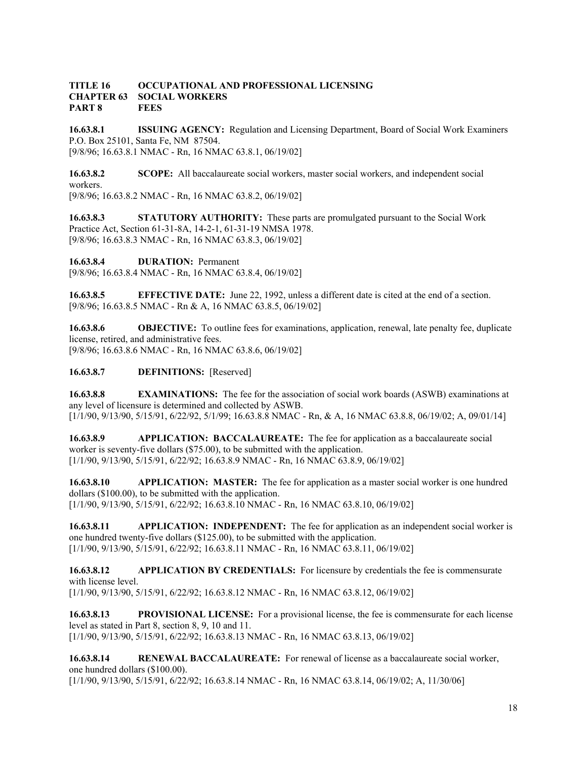**TITLE 16 OCCUPATIONAL AND PROFESSIONAL LICENSING**
**CHAPTER 63 SOCIAL WORKERS**
**PART 8 FEES**

**16.63.8.1 ISSUING AGENCY:** Regulation and Licensing Department, Board of Social Work Examiners P.O. Box 25101, Santa Fe, NM 87504.
[9/8/96; 16.63.8.1 NMAC - Rn, 16 NMAC 63.8.1, 06/19/02]

**16.63.8.2 SCOPE:** All baccalaureate social workers, master social workers, and independent social workers.
[9/8/96; 16.63.8.2 NMAC - Rn, 16 NMAC 63.8.2, 06/19/02]

**16.63.8.3 STATUTORY AUTHORITY:** These parts are promulgated pursuant to the Social Work Practice Act, Section 61-31-8A, 14-2-1, 61-31-19 NMSA 1978.
[9/8/96; 16.63.8.3 NMAC - Rn, 16 NMAC 63.8.3, 06/19/02]

**16.63.8.4 DURATION:** Permanent
[9/8/96; 16.63.8.4 NMAC - Rn, 16 NMAC 63.8.4, 06/19/02]

**16.63.8.5 EFFECTIVE DATE:** June 22, 1992, unless a different date is cited at the end of a section.
[9/8/96; 16.63.8.5 NMAC - Rn & A, 16 NMAC 63.8.5, 06/19/02]

**16.63.8.6 OBJECTIVE:** To outline fees for examinations, application, renewal, late penalty fee, duplicate license, retired, and administrative fees.
[9/8/96; 16.63.8.6 NMAC - Rn, 16 NMAC 63.8.6, 06/19/02]

**16.63.8.7 DEFINITIONS:** [Reserved]

**16.63.8.8 EXAMINATIONS:** The fee for the association of social work boards (ASWB) examinations at any level of licensure is determined and collected by ASWB.
[1/1/90, 9/13/90, 5/15/91, 6/22/92, 5/1/99; 16.63.8.8 NMAC - Rn, & A, 16 NMAC 63.8.8, 06/19/02; A, 09/01/14]

**16.63.8.9 APPLICATION: BACCALAUREATE:** The fee for application as a baccalaureate social worker is seventy-five dollars ($75.00), to be submitted with the application.
[1/1/90, 9/13/90, 5/15/91, 6/22/92; 16.63.8.9 NMAC - Rn, 16 NMAC 63.8.9, 06/19/02]

**16.63.8.10 APPLICATION: MASTER:** The fee for application as a master social worker is one hundred dollars ($100.00), to be submitted with the application.
[1/1/90, 9/13/90, 5/15/91, 6/22/92; 16.63.8.10 NMAC - Rn, 16 NMAC 63.8.10, 06/19/02]

**16.63.8.11 APPLICATION: INDEPENDENT:** The fee for application as an independent social worker is one hundred twenty-five dollars ($125.00), to be submitted with the application.
[1/1/90, 9/13/90, 5/15/91, 6/22/92; 16.63.8.11 NMAC - Rn, 16 NMAC 63.8.11, 06/19/02]

**16.63.8.12 APPLICATION BY CREDENTIALS:** For licensure by credentials the fee is commensurate with license level.
[1/1/90, 9/13/90, 5/15/91, 6/22/92; 16.63.8.12 NMAC - Rn, 16 NMAC 63.8.12, 06/19/02]

**16.63.8.13 PROVISIONAL LICENSE:** For a provisional license, the fee is commensurate for each license level as stated in Part 8, section 8, 9, 10 and 11.
[1/1/90, 9/13/90, 5/15/91, 6/22/92; 16.63.8.13 NMAC - Rn, 16 NMAC 63.8.13, 06/19/02]

**16.63.8.14 RENEWAL BACCALAUREATE:** For renewal of license as a baccalaureate social worker, one hundred dollars ($100.00).
[1/1/90, 9/13/90, 5/15/91, 6/22/92; 16.63.8.14 NMAC - Rn, 16 NMAC 63.8.14, 06/19/02; A, 11/30/06]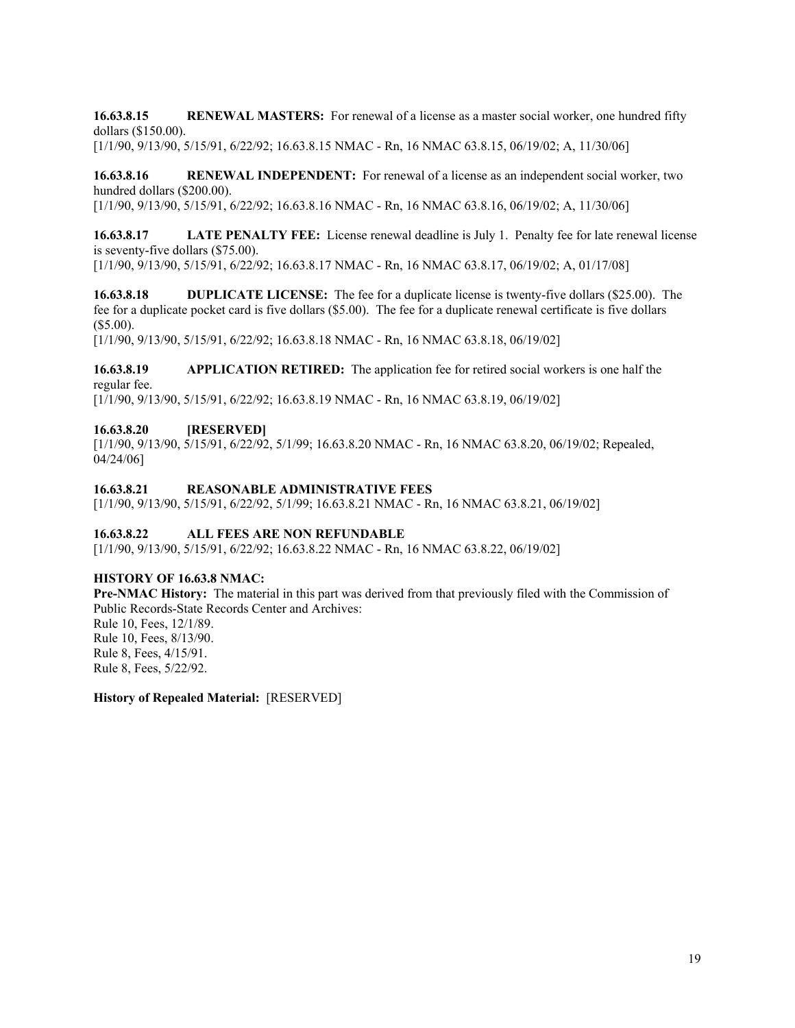**16.63.8.15 RENEWAL MASTERS:** For renewal of a license as a master social worker, one hundred fifty dollars ($150.00).
[1/1/90, 9/13/90, 5/15/91, 6/22/92; 16.63.8.15 NMAC - Rn, 16 NMAC 63.8.15, 06/19/02; A, 11/30/06]

**16.63.8.16 RENEWAL INDEPENDENT:** For renewal of a license as an independent social worker, two hundred dollars ($200.00).
[1/1/90, 9/13/90, 5/15/91, 6/22/92; 16.63.8.16 NMAC - Rn, 16 NMAC 63.8.16, 06/19/02; A, 11/30/06]

**16.63.8.17 LATE PENALTY FEE:** License renewal deadline is July 1. Penalty fee for late renewal license is seventy-five dollars ($75.00).
[1/1/90, 9/13/90, 5/15/91, 6/22/92; 16.63.8.17 NMAC - Rn, 16 NMAC 63.8.17, 06/19/02; A, 01/17/08]

**16.63.8.18 DUPLICATE LICENSE:** The fee for a duplicate license is twenty-five dollars ($25.00). The fee for a duplicate pocket card is five dollars ($5.00). The fee for a duplicate renewal certificate is five dollars ($5.00).
[1/1/90, 9/13/90, 5/15/91, 6/22/92; 16.63.8.18 NMAC - Rn, 16 NMAC 63.8.18, 06/19/02]

**16.63.8.19 APPLICATION RETIRED:** The application fee for retired social workers is one half the regular fee.
[1/1/90, 9/13/90, 5/15/91, 6/22/92; 16.63.8.19 NMAC - Rn, 16 NMAC 63.8.19, 06/19/02]

**16.63.8.20 [RESERVED]**
[1/1/90, 9/13/90, 5/15/91, 6/22/92, 5/1/99; 16.63.8.20 NMAC - Rn, 16 NMAC 63.8.20, 06/19/02; Repealed, 04/24/06]

**16.63.8.21 REASONABLE ADMINISTRATIVE FEES**
[1/1/90, 9/13/90, 5/15/91, 6/22/92, 5/1/99; 16.63.8.21 NMAC - Rn, 16 NMAC 63.8.21, 06/19/02]

**16.63.8.22 ALL FEES ARE NON REFUNDABLE**
[1/1/90, 9/13/90, 5/15/91, 6/22/92; 16.63.8.22 NMAC - Rn, 16 NMAC 63.8.22, 06/19/02]

**HISTORY OF 16.63.8 NMAC:**
**Pre-NMAC History:** The material in this part was derived from that previously filed with the Commission of Public Records-State Records Center and Archives:
Rule 10, Fees, 12/1/89.
Rule 10, Fees, 8/13/90.
Rule 8, Fees, 4/15/91.
Rule 8, Fees, 5/22/92.

**History of Repealed Material:** [RESERVED]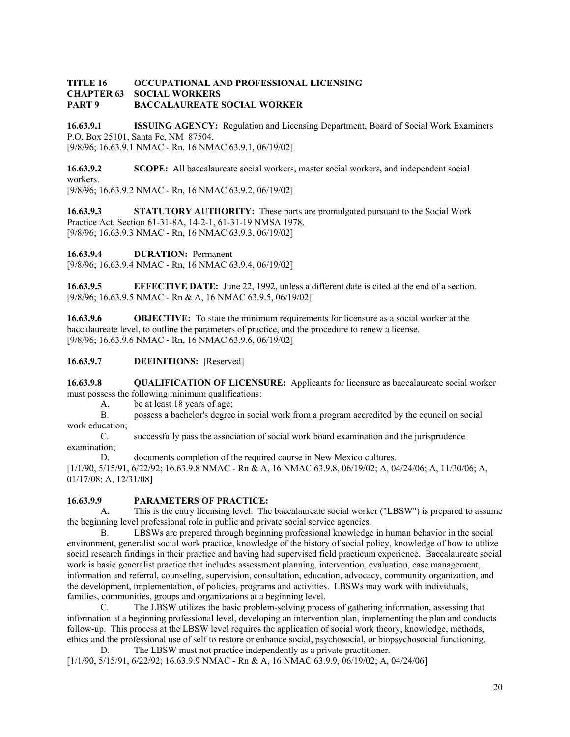**TITLE 16 OCCUPATIONAL AND PROFESSIONAL LICENSING**
**CHAPTER 63 SOCIAL WORKERS**
**PART 9 BACCALAUREATE SOCIAL WORKER**

**16.63.9.1 ISSUING AGENCY:** Regulation and Licensing Department, Board of Social Work Examiners P.O. Box 25101, Santa Fe, NM 87504.
[9/8/96; 16.63.9.1 NMAC - Rn, 16 NMAC 63.9.1, 06/19/02]

**16.63.9.2 SCOPE:** All baccalaureate social workers, master social workers, and independent social workers.
[9/8/96; 16.63.9.2 NMAC - Rn, 16 NMAC 63.9.2, 06/19/02]

**16.63.9.3 STATUTORY AUTHORITY:** These parts are promulgated pursuant to the Social Work Practice Act, Section 61-31-8A, 14-2-1, 61-31-19 NMSA 1978.
[9/8/96; 16.63.9.3 NMAC - Rn, 16 NMAC 63.9.3, 06/19/02]

**16.63.9.4 DURATION:** Permanent
[9/8/96; 16.63.9.4 NMAC - Rn, 16 NMAC 63.9.4, 06/19/02]

**16.63.9.5 EFFECTIVE DATE:** June 22, 1992, unless a different date is cited at the end of a section.
[9/8/96; 16.63.9.5 NMAC - Rn & A, 16 NMAC 63.9.5, 06/19/02]

**16.63.9.6 OBJECTIVE:** To state the minimum requirements for licensure as a social worker at the baccalaureate level, to outline the parameters of practice, and the procedure to renew a license.
[9/8/96; 16.63.9.6 NMAC - Rn, 16 NMAC 63.9.6, 06/19/02]

**16.63.9.7 DEFINITIONS:** [Reserved]

**16.63.9.8 QUALIFICATION OF LICENSURE:** Applicants for licensure as baccalaureate social worker must possess the following minimum qualifications:

A. be at least 18 years of age;

B. possess a bachelor's degree in social work from a program accredited by the council on social work education;

C. successfully pass the association of social work board examination and the jurisprudence examination;

D. documents completion of the required course in New Mexico cultures.

[1/1/90, 5/15/91, 6/22/92; 16.63.9.8 NMAC - Rn & A, 16 NMAC 63.9.8, 06/19/02; A, 04/24/06; A, 11/30/06; A, 01/17/08; A, 12/31/08]

**16.63.9.9 PARAMETERS OF PRACTICE:**

A. This is the entry licensing level. The baccalaureate social worker ("LBSW") is prepared to assume the beginning level professional role in public and private social service agencies.

B. LBSWs are prepared through beginning professional knowledge in human behavior in the social environment, generalist social work practice, knowledge of the history of social policy, knowledge of how to utilize social research findings in their practice and having had supervised field practicum experience. Baccalaureate social work is basic generalist practice that includes assessment planning, intervention, evaluation, case management, information and referral, counseling, supervision, consultation, education, advocacy, community organization, and the development, implementation, of policies, programs and activities. LBSWs may work with individuals, families, communities, groups and organizations at a beginning level.

C. The LBSW utilizes the basic problem-solving process of gathering information, assessing that information at a beginning professional level, developing an intervention plan, implementing the plan and conducts follow-up. This process at the LBSW level requires the application of social work theory, knowledge, methods, ethics and the professional use of self to restore or enhance social, psychosocial, or biopsychosocial functioning.

D. The LBSW must not practice independently as a private practitioner.

[1/1/90, 5/15/91, 6/22/92; 16.63.9.9 NMAC - Rn & A, 16 NMAC 63.9.9, 06/19/02; A, 04/24/06]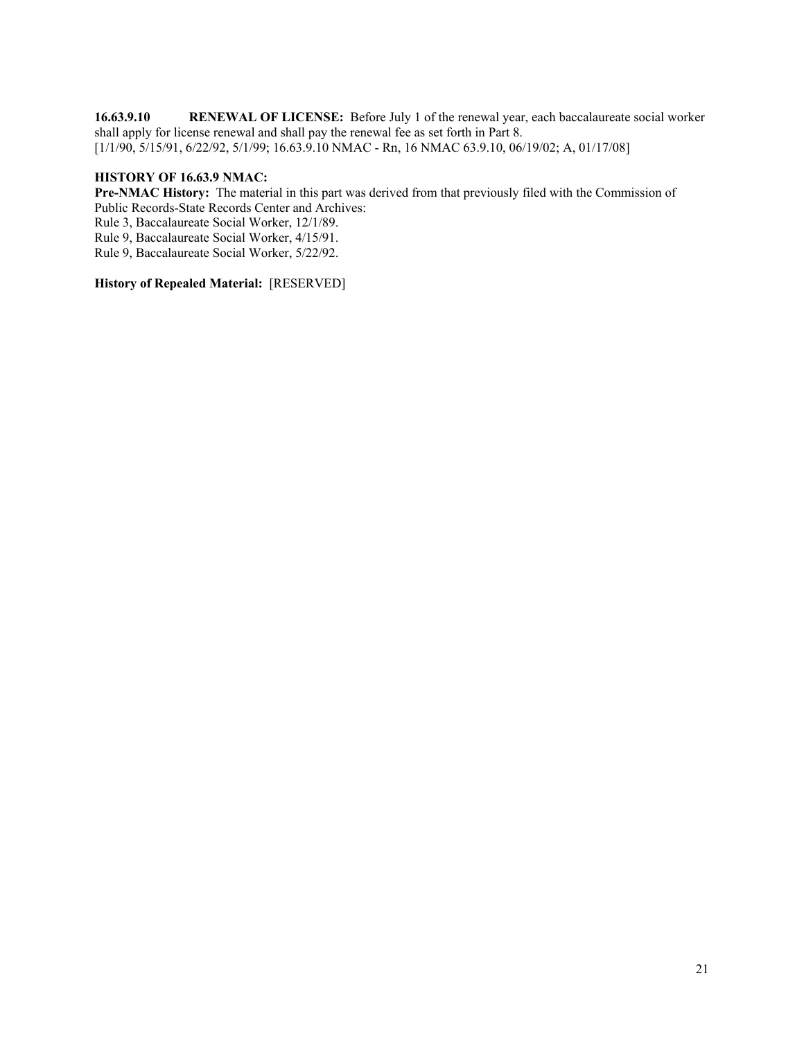**16.63.9.10 RENEWAL OF LICENSE:** Before July 1 of the renewal year, each baccalaureate social worker shall apply for license renewal and shall pay the renewal fee as set forth in Part 8.
[1/1/90, 5/15/91, 6/22/92, 5/1/99; 16.63.9.10 NMAC - Rn, 16 NMAC 63.9.10, 06/19/02; A, 01/17/08]

**HISTORY OF 16.63.9 NMAC:**
**Pre-NMAC History:** The material in this part was derived from that previously filed with the Commission of Public Records-State Records Center and Archives:
Rule 3, Baccalaureate Social Worker, 12/1/89.
Rule 9, Baccalaureate Social Worker, 4/15/91.
Rule 9, Baccalaureate Social Worker, 5/22/92.

**History of Repealed Material:** [RESERVED]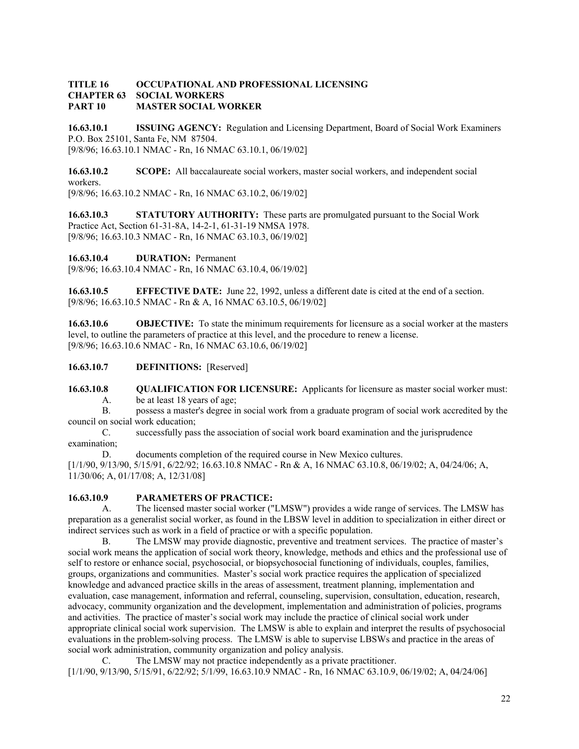**TITLE 16 OCCUPATIONAL AND PROFESSIONAL LICENSING**
**CHAPTER 63 SOCIAL WORKERS**
**PART 10 MASTER SOCIAL WORKER**

**16.63.10.1 ISSUING AGENCY:** Regulation and Licensing Department, Board of Social Work Examiners P.O. Box 25101, Santa Fe, NM 87504.
[9/8/96; 16.63.10.1 NMAC - Rn, 16 NMAC 63.10.1, 06/19/02]

**16.63.10.2 SCOPE:** All baccalaureate social workers, master social workers, and independent social workers.
[9/8/96; 16.63.10.2 NMAC - Rn, 16 NMAC 63.10.2, 06/19/02]

**16.63.10.3 STATUTORY AUTHORITY:** These parts are promulgated pursuant to the Social Work Practice Act, Section 61-31-8A, 14-2-1, 61-31-19 NMSA 1978.
[9/8/96; 16.63.10.3 NMAC - Rn, 16 NMAC 63.10.3, 06/19/02]

**16.63.10.4 DURATION:** Permanent
[9/8/96; 16.63.10.4 NMAC - Rn, 16 NMAC 63.10.4, 06/19/02]

**16.63.10.5 EFFECTIVE DATE:** June 22, 1992, unless a different date is cited at the end of a section.
[9/8/96; 16.63.10.5 NMAC - Rn & A, 16 NMAC 63.10.5, 06/19/02]

**16.63.10.6 OBJECTIVE:** To state the minimum requirements for licensure as a social worker at the masters level, to outline the parameters of practice at this level, and the procedure to renew a license.
[9/8/96; 16.63.10.6 NMAC - Rn, 16 NMAC 63.10.6, 06/19/02]

**16.63.10.7 DEFINITIONS:** [Reserved]

**16.63.10.8 QUALIFICATION FOR LICENSURE:** Applicants for licensure as master social worker must:

A. be at least 18 years of age;

B. possess a master's degree in social work from a graduate program of social work accredited by the council on social work education;

C. successfully pass the association of social work board examination and the jurisprudence examination;

D. documents completion of the required course in New Mexico cultures.

[1/1/90, 9/13/90, 5/15/91, 6/22/92; 16.63.10.8 NMAC - Rn & A, 16 NMAC 63.10.8, 06/19/02; A, 04/24/06; A, 11/30/06; A, 01/17/08; A, 12/31/08]

**16.63.10.9 PARAMETERS OF PRACTICE:**

A. The licensed master social worker ("LMSW") provides a wide range of services. The LMSW has preparation as a generalist social worker, as found in the LBSW level in addition to specialization in either direct or indirect services such as work in a field of practice or with a specific population.

B. The LMSW may provide diagnostic, preventive and treatment services. The practice of master's social work means the application of social work theory, knowledge, methods and ethics and the professional use of self to restore or enhance social, psychosocial, or biopsychosocial functioning of individuals, couples, families, groups, organizations and communities. Master's social work practice requires the application of specialized knowledge and advanced practice skills in the areas of assessment, treatment planning, implementation and evaluation, case management, information and referral, counseling, supervision, consultation, education, research, advocacy, community organization and the development, implementation and administration of policies, programs and activities. The practice of master's social work may include the practice of clinical social work under appropriate clinical social work supervision. The LMSW is able to explain and interpret the results of psychosocial evaluations in the problem-solving process. The LMSW is able to supervise LBSWs and practice in the areas of social work administration, community organization and policy analysis.

C. The LMSW may not practice independently as a private practitioner.

[1/1/90, 9/13/90, 5/15/91, 6/22/92; 5/1/99, 16.63.10.9 NMAC - Rn, 16 NMAC 63.10.9, 06/19/02; A, 04/24/06]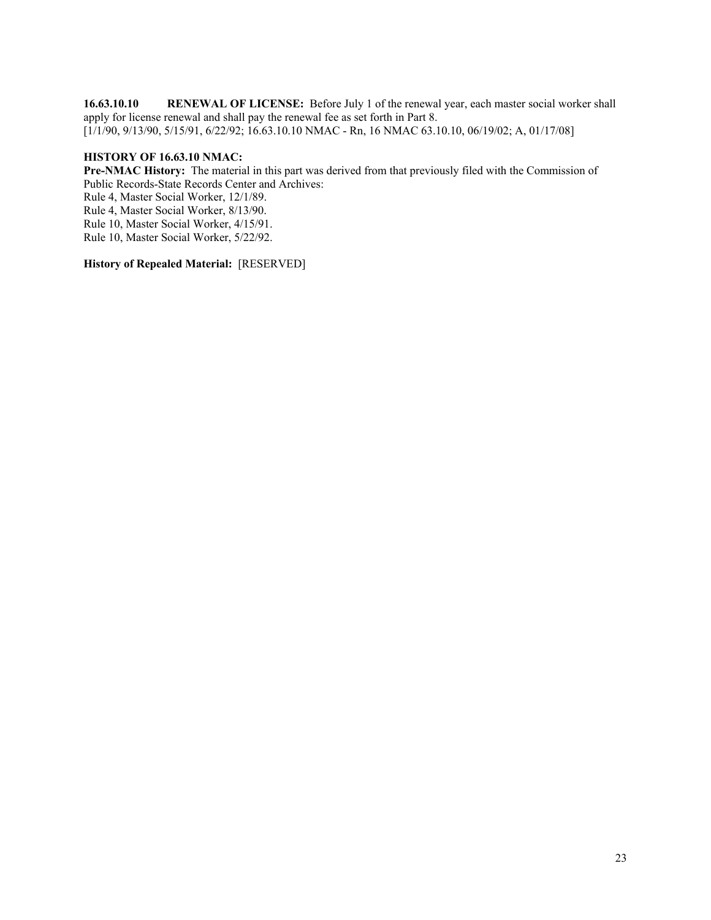**16.63.10.10 RENEWAL OF LICENSE:** Before July 1 of the renewal year, each master social worker shall apply for license renewal and shall pay the renewal fee as set forth in Part 8.
[1/1/90, 9/13/90, 5/15/91, 6/22/92; 16.63.10.10 NMAC - Rn, 16 NMAC 63.10.10, 06/19/02; A, 01/17/08]

**HISTORY OF 16.63.10 NMAC:**
**Pre-NMAC History:** The material in this part was derived from that previously filed with the Commission of Public Records-State Records Center and Archives:
Rule 4, Master Social Worker, 12/1/89.
Rule 4, Master Social Worker, 8/13/90.
Rule 10, Master Social Worker, 4/15/91.
Rule 10, Master Social Worker, 5/22/92.

**History of Repealed Material:** [RESERVED]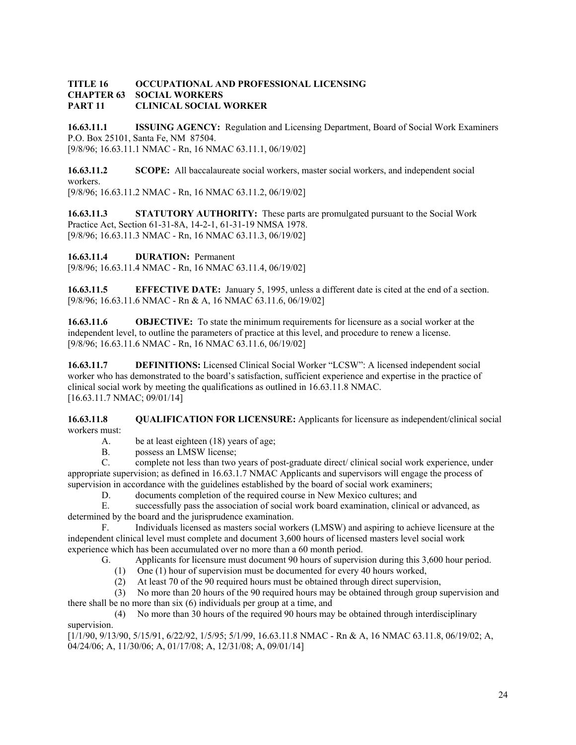**TITLE 16 OCCUPATIONAL AND PROFESSIONAL LICENSING**
**CHAPTER 63 SOCIAL WORKERS**
**PART 11 CLINICAL SOCIAL WORKER**

**16.63.11.1 ISSUING AGENCY:** Regulation and Licensing Department, Board of Social Work Examiners P.O. Box 25101, Santa Fe, NM 87504.
[9/8/96; 16.63.11.1 NMAC - Rn, 16 NMAC 63.11.1, 06/19/02]

**16.63.11.2 SCOPE:** All baccalaureate social workers, master social workers, and independent social workers.
[9/8/96; 16.63.11.2 NMAC - Rn, 16 NMAC 63.11.2, 06/19/02]

**16.63.11.3 STATUTORY AUTHORITY:** These parts are promulgated pursuant to the Social Work Practice Act, Section 61-31-8A, 14-2-1, 61-31-19 NMSA 1978.
[9/8/96; 16.63.11.3 NMAC - Rn, 16 NMAC 63.11.3, 06/19/02]

**16.63.11.4 DURATION:** Permanent
[9/8/96; 16.63.11.4 NMAC - Rn, 16 NMAC 63.11.4, 06/19/02]

**16.63.11.5 EFFECTIVE DATE:** January 5, 1995, unless a different date is cited at the end of a section.
[9/8/96; 16.63.11.6 NMAC - Rn & A, 16 NMAC 63.11.6, 06/19/02]

**16.63.11.6 OBJECTIVE:** To state the minimum requirements for licensure as a social worker at the independent level, to outline the parameters of practice at this level, and procedure to renew a license.
[9/8/96; 16.63.11.6 NMAC - Rn, 16 NMAC 63.11.6, 06/19/02]

**16.63.11.7 DEFINITIONS:** Licensed Clinical Social Worker "LCSW": A licensed independent social worker who has demonstrated to the board's satisfaction, sufficient experience and expertise in the practice of clinical social work by meeting the qualifications as outlined in 16.63.11.8 NMAC.
[16.63.11.7 NMAC; 09/01/14]

**16.63.11.8 QUALIFICATION FOR LICENSURE:** Applicants for licensure as independent/clinical social workers must:

A. be at least eighteen (18) years of age;

B. possess an LMSW license;

C. complete not less than two years of post-graduate direct/ clinical social work experience, under appropriate supervision; as defined in 16.63.1.7 NMAC Applicants and supervisors will engage the process of supervision in accordance with the guidelines established by the board of social work examiners;

D. documents completion of the required course in New Mexico cultures; and

E. successfully pass the association of social work board examination, clinical or advanced, as determined by the board and the jurisprudence examination.

F. Individuals licensed as masters social workers (LMSW) and aspiring to achieve licensure at the independent clinical level must complete and document 3,600 hours of licensed masters level social work experience which has been accumulated over no more than a 60 month period.

G. Applicants for licensure must document 90 hours of supervision during this 3,600 hour period.

(1) One (1) hour of supervision must be documented for every 40 hours worked,

(2) At least 70 of the 90 required hours must be obtained through direct supervision,

(3) No more than 20 hours of the 90 required hours may be obtained through group supervision and there shall be no more than six (6) individuals per group at a time, and

(4) No more than 30 hours of the required 90 hours may be obtained through interdisciplinary supervision.

[1/1/90, 9/13/90, 5/15/91, 6/22/92, 1/5/95; 5/1/99, 16.63.11.8 NMAC - Rn & A, 16 NMAC 63.11.8, 06/19/02; A, 04/24/06; A, 11/30/06; A, 01/17/08; A, 12/31/08; A, 09/01/14]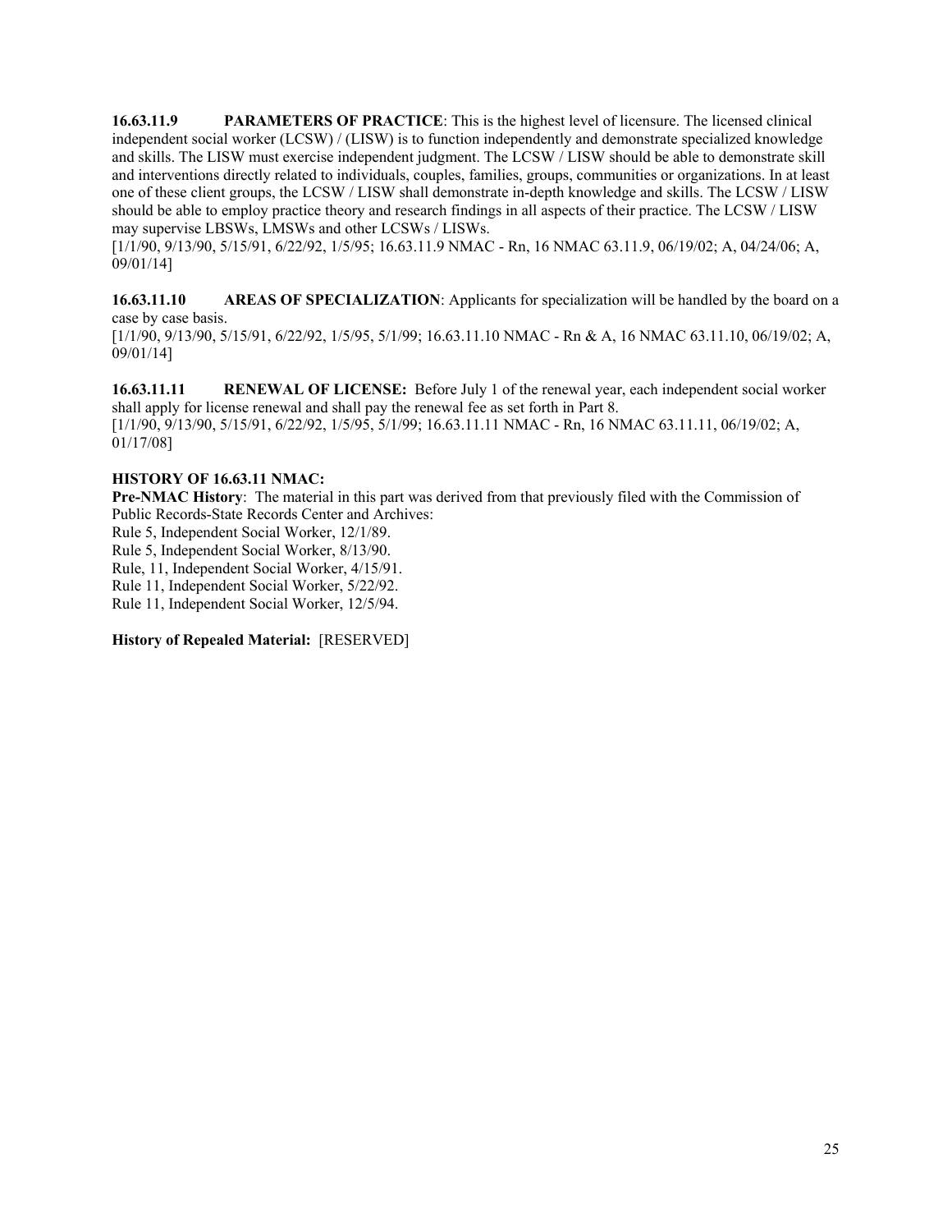**16.63.11.9 PARAMETERS OF PRACTICE**: This is the highest level of licensure. The licensed clinical independent social worker (LCSW) / (LISW) is to function independently and demonstrate specialized knowledge and skills. The LISW must exercise independent judgment. The LCSW / LISW should be able to demonstrate skill and interventions directly related to individuals, couples, families, groups, communities or organizations. In at least one of these client groups, the LCSW / LISW shall demonstrate in-depth knowledge and skills. The LCSW / LISW should be able to employ practice theory and research findings in all aspects of their practice. The LCSW / LISW may supervise LBSWs, LMSWs and other LCSWs / LISWs.
[1/1/90, 9/13/90, 5/15/91, 6/22/92, 1/5/95; 16.63.11.9 NMAC - Rn, 16 NMAC 63.11.9, 06/19/02; A, 04/24/06; A, 09/01/14]

**16.63.11.10 AREAS OF SPECIALIZATION**: Applicants for specialization will be handled by the board on a case by case basis.
[1/1/90, 9/13/90, 5/15/91, 6/22/92, 1/5/95, 5/1/99; 16.63.11.10 NMAC - Rn & A, 16 NMAC 63.11.10, 06/19/02; A, 09/01/14]

**16.63.11.11 RENEWAL OF LICENSE:** Before July 1 of the renewal year, each independent social worker shall apply for license renewal and shall pay the renewal fee as set forth in Part 8.
[1/1/90, 9/13/90, 5/15/91, 6/22/92, 1/5/95, 5/1/99; 16.63.11.11 NMAC - Rn, 16 NMAC 63.11.11, 06/19/02; A, 01/17/08]

**HISTORY OF 16.63.11 NMAC:**
**Pre-NMAC History**: The material in this part was derived from that previously filed with the Commission of Public Records-State Records Center and Archives:
Rule 5, Independent Social Worker, 12/1/89.
Rule 5, Independent Social Worker, 8/13/90.
Rule, 11, Independent Social Worker, 4/15/91.
Rule 11, Independent Social Worker, 5/22/92.
Rule 11, Independent Social Worker, 12/5/94.

**History of Repealed Material:** [RESERVED]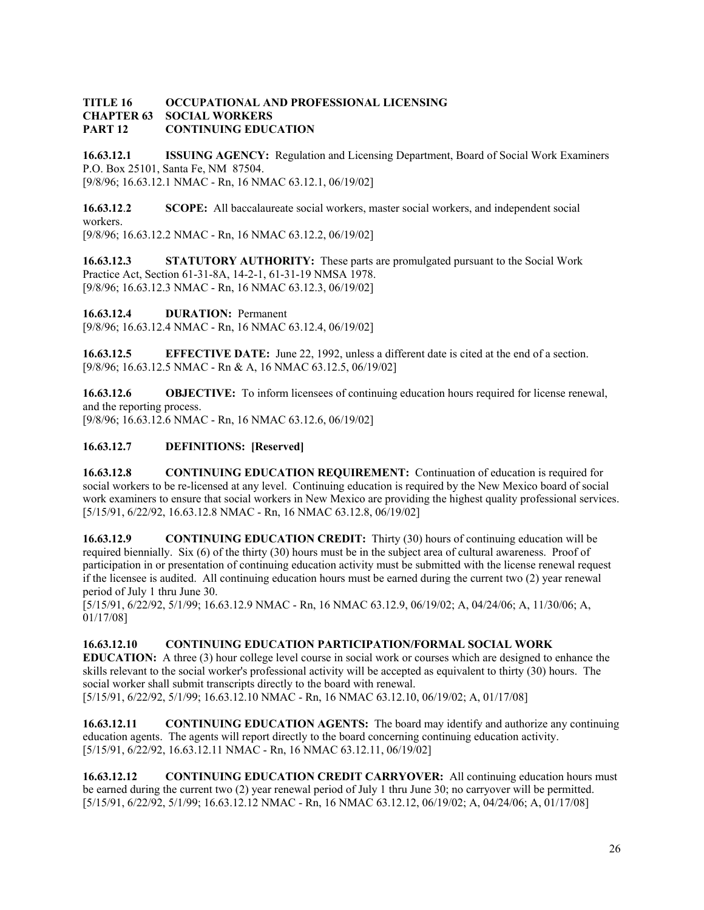**TITLE 16 OCCUPATIONAL AND PROFESSIONAL LICENSING**
**CHAPTER 63 SOCIAL WORKERS**
**PART 12 CONTINUING EDUCATION**

**16.63.12.1 ISSUING AGENCY:** Regulation and Licensing Department, Board of Social Work Examiners P.O. Box 25101, Santa Fe, NM 87504.
[9/8/96; 16.63.12.1 NMAC - Rn, 16 NMAC 63.12.1, 06/19/02]

**16.63.12.2 SCOPE:** All baccalaureate social workers, master social workers, and independent social workers.
[9/8/96; 16.63.12.2 NMAC - Rn, 16 NMAC 63.12.2, 06/19/02]

**16.63.12.3 STATUTORY AUTHORITY:** These parts are promulgated pursuant to the Social Work Practice Act, Section 61-31-8A, 14-2-1, 61-31-19 NMSA 1978.
[9/8/96; 16.63.12.3 NMAC - Rn, 16 NMAC 63.12.3, 06/19/02]

**16.63.12.4 DURATION:** Permanent
[9/8/96; 16.63.12.4 NMAC - Rn, 16 NMAC 63.12.4, 06/19/02]

**16.63.12.5 EFFECTIVE DATE:** June 22, 1992, unless a different date is cited at the end of a section.
[9/8/96; 16.63.12.5 NMAC - Rn & A, 16 NMAC 63.12.5, 06/19/02]

**16.63.12.6 OBJECTIVE:** To inform licensees of continuing education hours required for license renewal, and the reporting process.
[9/8/96; 16.63.12.6 NMAC - Rn, 16 NMAC 63.12.6, 06/19/02]

**16.63.12.7 DEFINITIONS: [Reserved]**

**16.63.12.8 CONTINUING EDUCATION REQUIREMENT:** Continuation of education is required for social workers to be re-licensed at any level. Continuing education is required by the New Mexico board of social work examiners to ensure that social workers in New Mexico are providing the highest quality professional services.
[5/15/91, 6/22/92, 16.63.12.8 NMAC - Rn, 16 NMAC 63.12.8, 06/19/02]

**16.63.12.9 CONTINUING EDUCATION CREDIT:** Thirty (30) hours of continuing education will be required biennially. Six (6) of the thirty (30) hours must be in the subject area of cultural awareness. Proof of participation in or presentation of continuing education activity must be submitted with the license renewal request if the licensee is audited. All continuing education hours must be earned during the current two (2) year renewal period of July 1 thru June 30.
[5/15/91, 6/22/92, 5/1/99; 16.63.12.9 NMAC - Rn, 16 NMAC 63.12.9, 06/19/02; A, 04/24/06; A, 11/30/06; A, 01/17/08]

**16.63.12.10 CONTINUING EDUCATION PARTICIPATION/FORMAL SOCIAL WORK EDUCATION:** A three (3) hour college level course in social work or courses which are designed to enhance the skills relevant to the social worker's professional activity will be accepted as equivalent to thirty (30) hours. The social worker shall submit transcripts directly to the board with renewal.
[5/15/91, 6/22/92, 5/1/99; 16.63.12.10 NMAC - Rn, 16 NMAC 63.12.10, 06/19/02; A, 01/17/08]

**16.63.12.11 CONTINUING EDUCATION AGENTS:** The board may identify and authorize any continuing education agents. The agents will report directly to the board concerning continuing education activity.
[5/15/91, 6/22/92, 16.63.12.11 NMAC - Rn, 16 NMAC 63.12.11, 06/19/02]

**16.63.12.12 CONTINUING EDUCATION CREDIT CARRYOVER:** All continuing education hours must be earned during the current two (2) year renewal period of July 1 thru June 30; no carryover will be permitted.
[5/15/91, 6/22/92, 5/1/99; 16.63.12.12 NMAC - Rn, 16 NMAC 63.12.12, 06/19/02; A, 04/24/06; A, 01/17/08]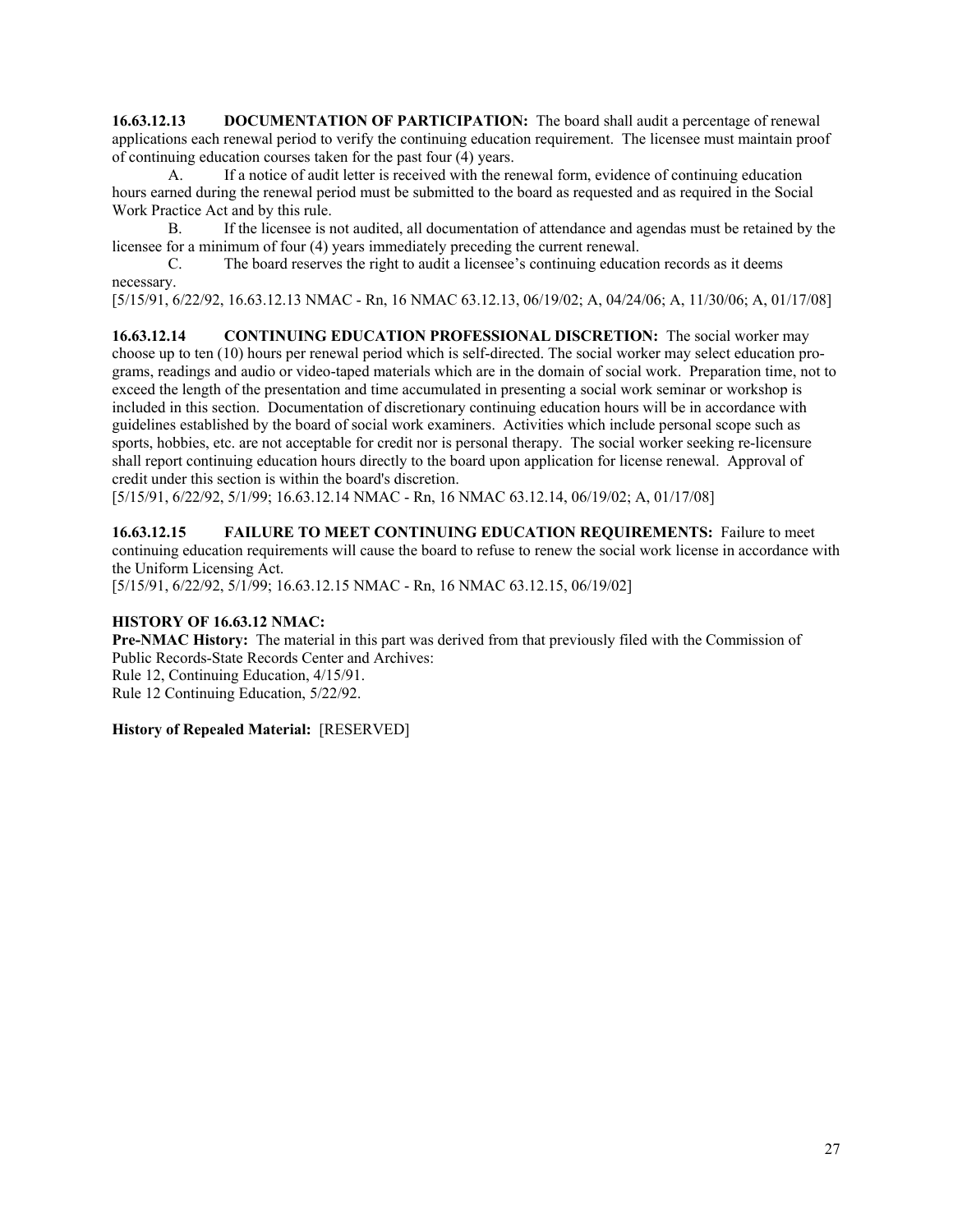**16.63.12.13 DOCUMENTATION OF PARTICIPATION:** The board shall audit a percentage of renewal applications each renewal period to verify the continuing education requirement. The licensee must maintain proof of continuing education courses taken for the past four (4) years.

A. If a notice of audit letter is received with the renewal form, evidence of continuing education hours earned during the renewal period must be submitted to the board as requested and as required in the Social Work Practice Act and by this rule.

B. If the licensee is not audited, all documentation of attendance and agendas must be retained by the licensee for a minimum of four (4) years immediately preceding the current renewal.

C. The board reserves the right to audit a licensee's continuing education records as it deems necessary.

[5/15/91, 6/22/92, 16.63.12.13 NMAC - Rn, 16 NMAC 63.12.13, 06/19/02; A, 04/24/06; A, 11/30/06; A, 01/17/08]

**16.63.12.14 CONTINUING EDUCATION PROFESSIONAL DISCRETION:** The social worker may choose up to ten (10) hours per renewal period which is self-directed. The social worker may select education programs, readings and audio or video-taped materials which are in the domain of social work. Preparation time, not to exceed the length of the presentation and time accumulated in presenting a social work seminar or workshop is included in this section. Documentation of discretionary continuing education hours will be in accordance with guidelines established by the board of social work examiners. Activities which include personal scope such as sports, hobbies, etc. are not acceptable for credit nor is personal therapy. The social worker seeking re-licensure shall report continuing education hours directly to the board upon application for license renewal. Approval of credit under this section is within the board's discretion.

[5/15/91, 6/22/92, 5/1/99; 16.63.12.14 NMAC - Rn, 16 NMAC 63.12.14, 06/19/02; A, 01/17/08]

**16.63.12.15 FAILURE TO MEET CONTINUING EDUCATION REQUIREMENTS:** Failure to meet continuing education requirements will cause the board to refuse to renew the social work license in accordance with the Uniform Licensing Act.

[5/15/91, 6/22/92, 5/1/99; 16.63.12.15 NMAC - Rn, 16 NMAC 63.12.15, 06/19/02]

**HISTORY OF 16.63.12 NMAC:**

**Pre-NMAC History:** The material in this part was derived from that previously filed with the Commission of Public Records-State Records Center and Archives:

Rule 12, Continuing Education, 4/15/91.

Rule 12 Continuing Education, 5/22/92.

**History of Repealed Material:** [RESERVED]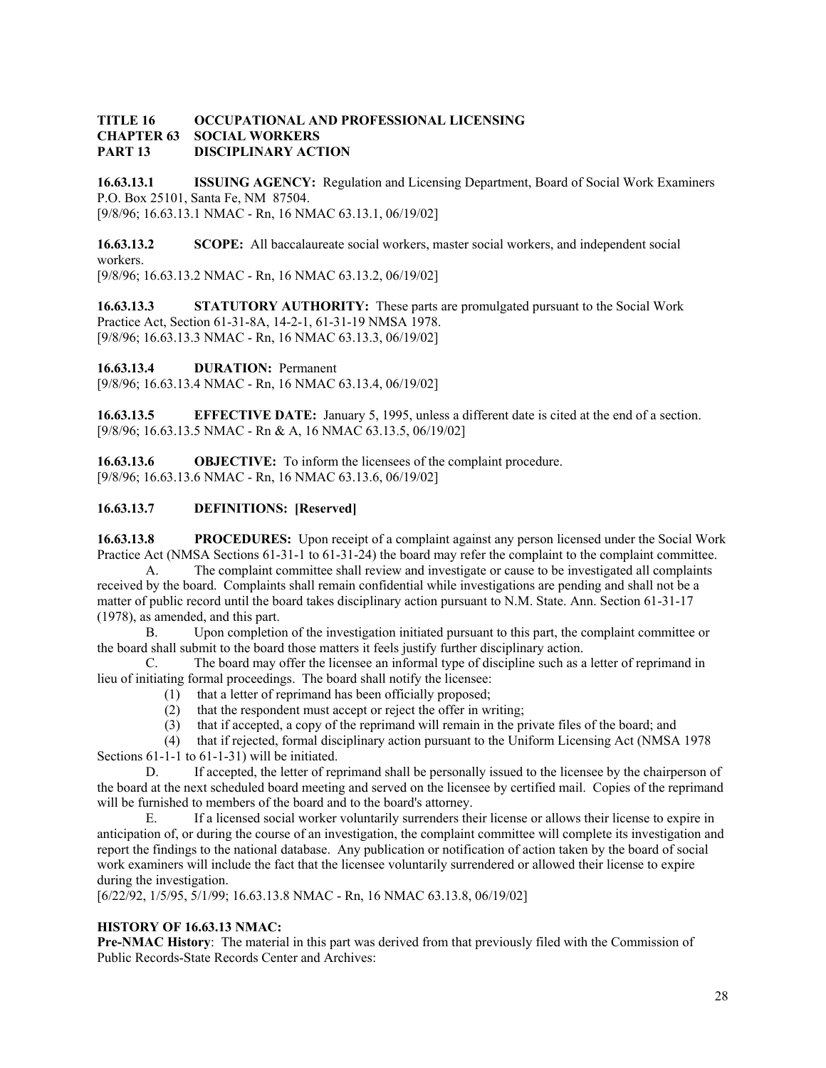**TITLE 16 OCCUPATIONAL AND PROFESSIONAL LICENSING**
**CHAPTER 63 SOCIAL WORKERS**
**PART 13 DISCIPLINARY ACTION**

**16.63.13.1 ISSUING AGENCY:** Regulation and Licensing Department, Board of Social Work Examiners P.O. Box 25101, Santa Fe, NM 87504.
[9/8/96; 16.63.13.1 NMAC - Rn, 16 NMAC 63.13.1, 06/19/02]

**16.63.13.2 SCOPE:** All baccalaureate social workers, master social workers, and independent social workers.
[9/8/96; 16.63.13.2 NMAC - Rn, 16 NMAC 63.13.2, 06/19/02]

**16.63.13.3 STATUTORY AUTHORITY:** These parts are promulgated pursuant to the Social Work Practice Act, Section 61-31-8A, 14-2-1, 61-31-19 NMSA 1978.
[9/8/96; 16.63.13.3 NMAC - Rn, 16 NMAC 63.13.3, 06/19/02]

**16.63.13.4 DURATION:** Permanent
[9/8/96; 16.63.13.4 NMAC - Rn, 16 NMAC 63.13.4, 06/19/02]

**16.63.13.5 EFFECTIVE DATE:** January 5, 1995, unless a different date is cited at the end of a section.
[9/8/96; 16.63.13.5 NMAC - Rn & A, 16 NMAC 63.13.5, 06/19/02]

**16.63.13.6 OBJECTIVE:** To inform the licensees of the complaint procedure.
[9/8/96; 16.63.13.6 NMAC - Rn, 16 NMAC 63.13.6, 06/19/02]

**16.63.13.7 DEFINITIONS: [Reserved]**

**16.63.13.8 PROCEDURES:** Upon receipt of a complaint against any person licensed under the Social Work Practice Act (NMSA Sections 61-31-1 to 61-31-24) the board may refer the complaint to the complaint committee.

A. The complaint committee shall review and investigate or cause to be investigated all complaints received by the board. Complaints shall remain confidential while investigations are pending and shall not be a matter of public record until the board takes disciplinary action pursuant to N.M. State. Ann. Section 61-31-17 (1978), as amended, and this part.

B. Upon completion of the investigation initiated pursuant to this part, the complaint committee or the board shall submit to the board those matters it feels justify further disciplinary action.

C. The board may offer the licensee an informal type of discipline such as a letter of reprimand in lieu of initiating formal proceedings. The board shall notify the licensee:

(1) that a letter of reprimand has been officially proposed;

(2) that the respondent must accept or reject the offer in writing;

(3) that if accepted, a copy of the reprimand will remain in the private files of the board; and

(4) that if rejected, formal disciplinary action pursuant to the Uniform Licensing Act (NMSA 1978 Sections 61-1-1 to 61-1-31) will be initiated.

D. If accepted, the letter of reprimand shall be personally issued to the licensee by the chairperson of the board at the next scheduled board meeting and served on the licensee by certified mail. Copies of the reprimand will be furnished to members of the board and to the board's attorney.

E. If a licensed social worker voluntarily surrenders their license or allows their license to expire in anticipation of, or during the course of an investigation, the complaint committee will complete its investigation and report the findings to the national database. Any publication or notification of action taken by the board of social work examiners will include the fact that the licensee voluntarily surrendered or allowed their license to expire during the investigation.

[6/22/92, 1/5/95, 5/1/99; 16.63.13.8 NMAC - Rn, 16 NMAC 63.13.8, 06/19/02]

**HISTORY OF 16.63.13 NMAC:**

**Pre-NMAC History**: The material in this part was derived from that previously filed with the Commission of Public Records-State Records Center and Archives: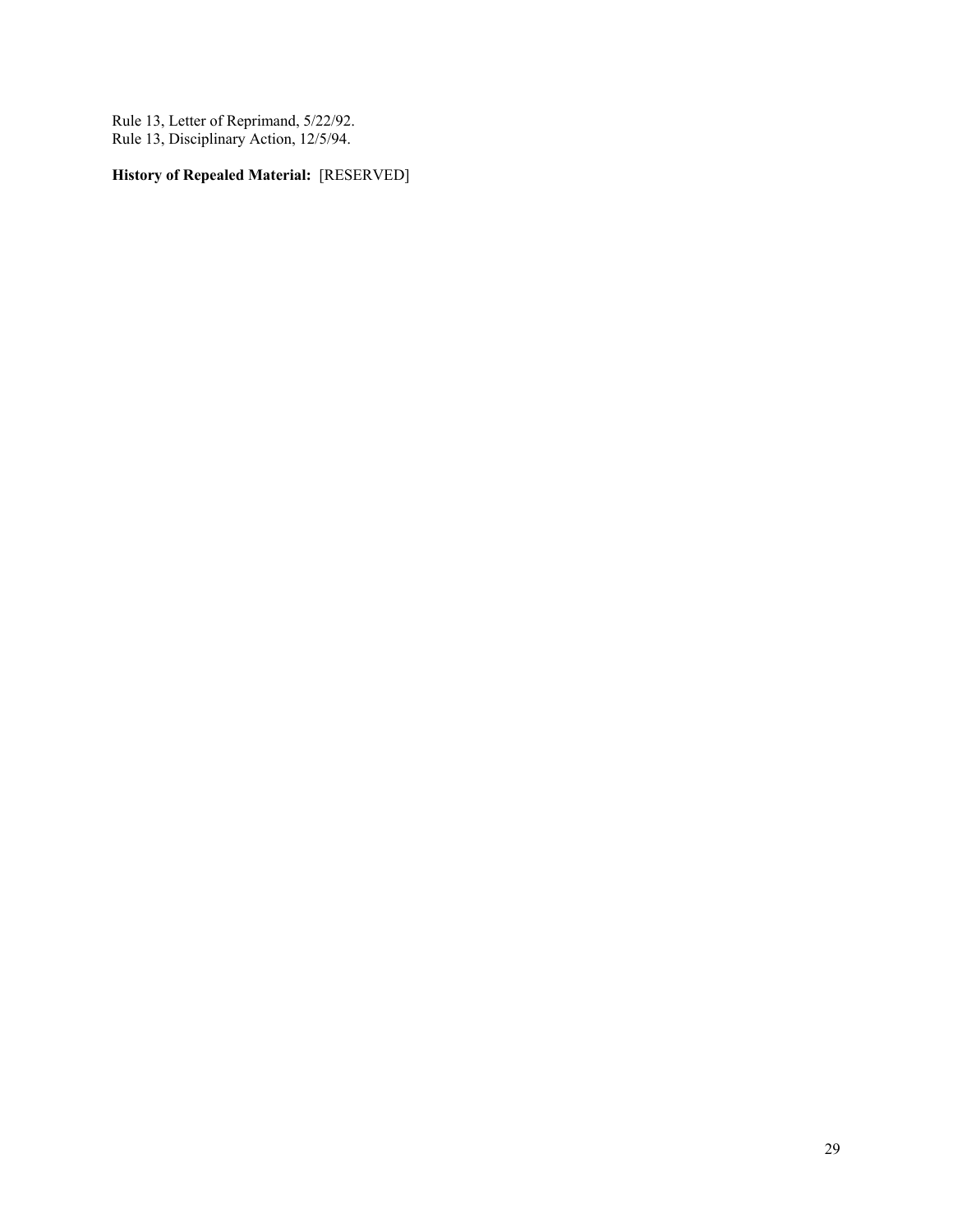Rule 13, Letter of Reprimand, 5/22/92.
Rule 13, Disciplinary Action, 12/5/94.

**History of Repealed Material:** [RESERVED]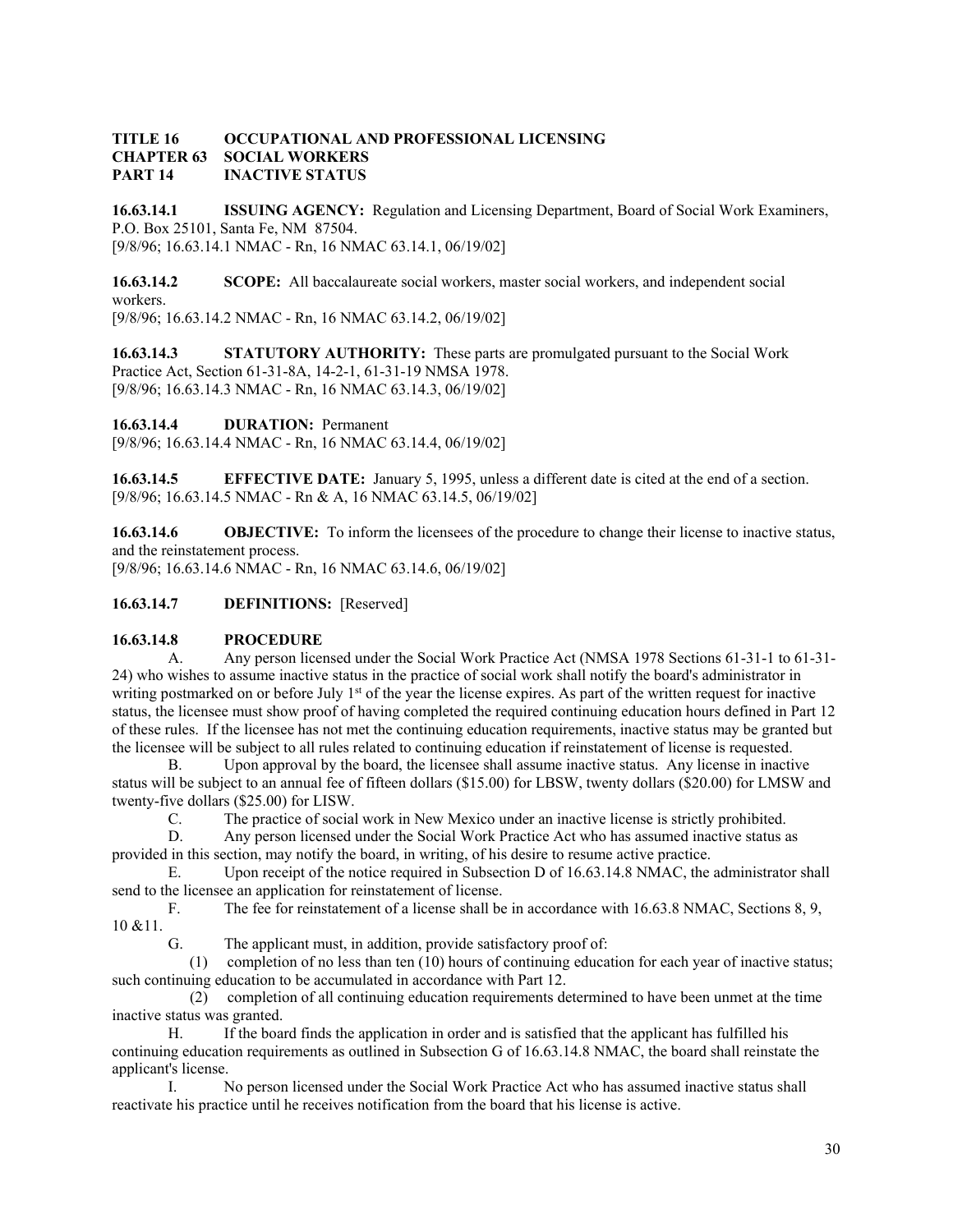**TITLE 16 OCCUPATIONAL AND PROFESSIONAL LICENSING**
**CHAPTER 63 SOCIAL WORKERS**
**PART 14 INACTIVE STATUS**

**16.63.14.1 ISSUING AGENCY:** Regulation and Licensing Department, Board of Social Work Examiners, P.O. Box 25101, Santa Fe, NM 87504.
[9/8/96; 16.63.14.1 NMAC - Rn, 16 NMAC 63.14.1, 06/19/02]

**16.63.14.2 SCOPE:** All baccalaureate social workers, master social workers, and independent social workers.
[9/8/96; 16.63.14.2 NMAC - Rn, 16 NMAC 63.14.2, 06/19/02]

**16.63.14.3 STATUTORY AUTHORITY:** These parts are promulgated pursuant to the Social Work Practice Act, Section 61-31-8A, 14-2-1, 61-31-19 NMSA 1978.
[9/8/96; 16.63.14.3 NMAC - Rn, 16 NMAC 63.14.3, 06/19/02]

**16.63.14.4 DURATION:** Permanent
[9/8/96; 16.63.14.4 NMAC - Rn, 16 NMAC 63.14.4, 06/19/02]

**16.63.14.5 EFFECTIVE DATE:** January 5, 1995, unless a different date is cited at the end of a section.
[9/8/96; 16.63.14.5 NMAC - Rn & A, 16 NMAC 63.14.5, 06/19/02]

**16.63.14.6 OBJECTIVE:** To inform the licensees of the procedure to change their license to inactive status, and the reinstatement process.
[9/8/96; 16.63.14.6 NMAC - Rn, 16 NMAC 63.14.6, 06/19/02]

**16.63.14.7 DEFINITIONS:** [Reserved]

**16.63.14.8 PROCEDURE**

A. Any person licensed under the Social Work Practice Act (NMSA 1978 Sections 61-31-1 to 61-31-24) who wishes to assume inactive status in the practice of social work shall notify the board's administrator in writing postmarked on or before July 1st of the year the license expires. As part of the written request for inactive status, the licensee must show proof of having completed the required continuing education hours defined in Part 12 of these rules. If the licensee has not met the continuing education requirements, inactive status may be granted but the licensee will be subject to all rules related to continuing education if reinstatement of license is requested.

B. Upon approval by the board, the licensee shall assume inactive status. Any license in inactive status will be subject to an annual fee of fifteen dollars ($15.00) for LBSW, twenty dollars ($20.00) for LMSW and twenty-five dollars ($25.00) for LISW.

C. The practice of social work in New Mexico under an inactive license is strictly prohibited.

D. Any person licensed under the Social Work Practice Act who has assumed inactive status as provided in this section, may notify the board, in writing, of his desire to resume active practice.

E. Upon receipt of the notice required in Subsection D of 16.63.14.8 NMAC, the administrator shall send to the licensee an application for reinstatement of license.

F. The fee for reinstatement of a license shall be in accordance with 16.63.8 NMAC, Sections 8, 9, 10 &11.

G. The applicant must, in addition, provide satisfactory proof of:

(1) completion of no less than ten (10) hours of continuing education for each year of inactive status; such continuing education to be accumulated in accordance with Part 12.

(2) completion of all continuing education requirements determined to have been unmet at the time inactive status was granted.

H. If the board finds the application in order and is satisfied that the applicant has fulfilled his continuing education requirements as outlined in Subsection G of 16.63.14.8 NMAC, the board shall reinstate the applicant's license.

I. No person licensed under the Social Work Practice Act who has assumed inactive status shall reactivate his practice until he receives notification from the board that his license is active.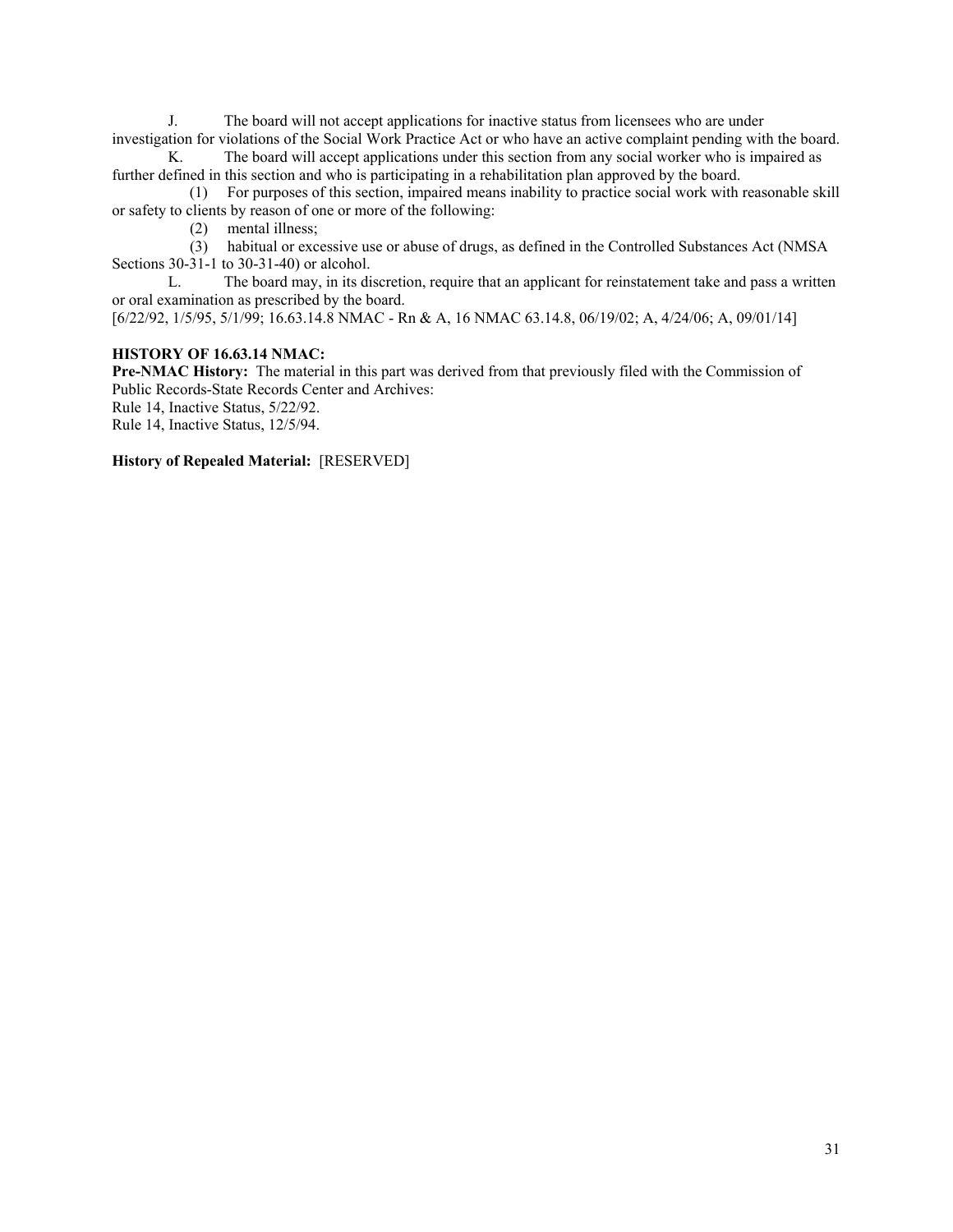J. The board will not accept applications for inactive status from licensees who are under investigation for violations of the Social Work Practice Act or who have an active complaint pending with the board.

K. The board will accept applications under this section from any social worker who is impaired as further defined in this section and who is participating in a rehabilitation plan approved by the board.

(1) For purposes of this section, impaired means inability to practice social work with reasonable skill or safety to clients by reason of one or more of the following:

(2) mental illness;

(3) habitual or excessive use or abuse of drugs, as defined in the Controlled Substances Act (NMSA Sections 30-31-1 to 30-31-40) or alcohol.

L. The board may, in its discretion, require that an applicant for reinstatement take and pass a written or oral examination as prescribed by the board.

[6/22/92, 1/5/95, 5/1/99; 16.63.14.8 NMAC - Rn & A, 16 NMAC 63.14.8, 06/19/02; A, 4/24/06; A, 09/01/14]

**HISTORY OF 16.63.14 NMAC:**

**Pre-NMAC History:** The material in this part was derived from that previously filed with the Commission of Public Records-State Records Center and Archives:

Rule 14, Inactive Status, 5/22/92.

Rule 14, Inactive Status, 12/5/94.

**History of Repealed Material:** [RESERVED]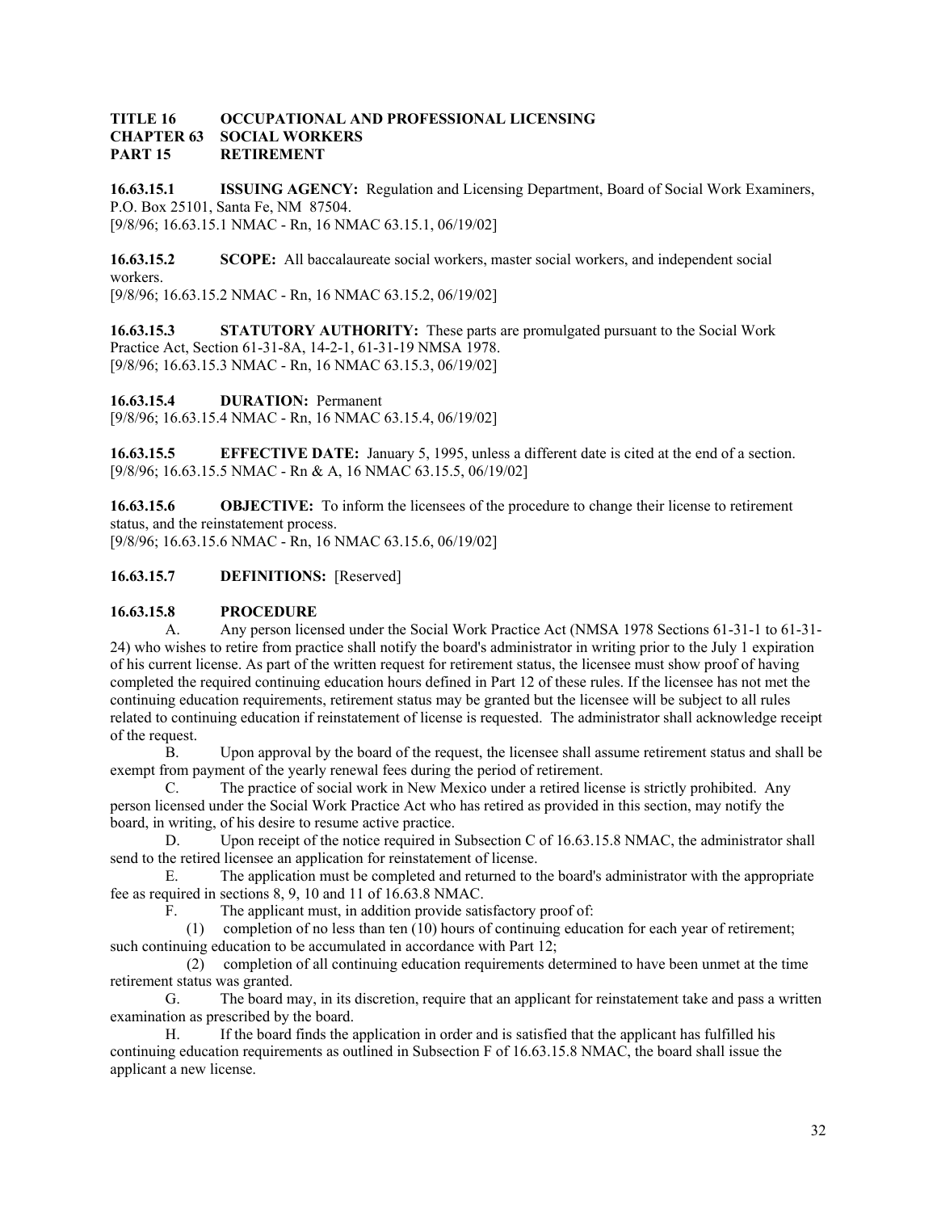**TITLE 16 OCCUPATIONAL AND PROFESSIONAL LICENSING**
**CHAPTER 63 SOCIAL WORKERS**
**PART 15 RETIREMENT**

**16.63.15.1 ISSUING AGENCY:** Regulation and Licensing Department, Board of Social Work Examiners, P.O. Box 25101, Santa Fe, NM 87504.
[9/8/96; 16.63.15.1 NMAC - Rn, 16 NMAC 63.15.1, 06/19/02]

**16.63.15.2 SCOPE:** All baccalaureate social workers, master social workers, and independent social workers.
[9/8/96; 16.63.15.2 NMAC - Rn, 16 NMAC 63.15.2, 06/19/02]

**16.63.15.3 STATUTORY AUTHORITY:** These parts are promulgated pursuant to the Social Work Practice Act, Section 61-31-8A, 14-2-1, 61-31-19 NMSA 1978.
[9/8/96; 16.63.15.3 NMAC - Rn, 16 NMAC 63.15.3, 06/19/02]

**16.63.15.4 DURATION:** Permanent
[9/8/96; 16.63.15.4 NMAC - Rn, 16 NMAC 63.15.4, 06/19/02]

**16.63.15.5 EFFECTIVE DATE:** January 5, 1995, unless a different date is cited at the end of a section.
[9/8/96; 16.63.15.5 NMAC - Rn & A, 16 NMAC 63.15.5, 06/19/02]

**16.63.15.6 OBJECTIVE:** To inform the licensees of the procedure to change their license to retirement status, and the reinstatement process.
[9/8/96; 16.63.15.6 NMAC - Rn, 16 NMAC 63.15.6, 06/19/02]

**16.63.15.7 DEFINITIONS:** [Reserved]

**16.63.15.8 PROCEDURE**

A. Any person licensed under the Social Work Practice Act (NMSA 1978 Sections 61-31-1 to 61-31-24) who wishes to retire from practice shall notify the board's administrator in writing prior to the July 1 expiration of his current license. As part of the written request for retirement status, the licensee must show proof of having completed the required continuing education hours defined in Part 12 of these rules. If the licensee has not met the continuing education requirements, retirement status may be granted but the licensee will be subject to all rules related to continuing education if reinstatement of license is requested. The administrator shall acknowledge receipt of the request.

B. Upon approval by the board of the request, the licensee shall assume retirement status and shall be exempt from payment of the yearly renewal fees during the period of retirement.

C. The practice of social work in New Mexico under a retired license is strictly prohibited. Any person licensed under the Social Work Practice Act who has retired as provided in this section, may notify the board, in writing, of his desire to resume active practice.

D. Upon receipt of the notice required in Subsection C of 16.63.15.8 NMAC, the administrator shall send to the retired licensee an application for reinstatement of license.

E. The application must be completed and returned to the board's administrator with the appropriate fee as required in sections 8, 9, 10 and 11 of 16.63.8 NMAC.

F. The applicant must, in addition provide satisfactory proof of:

(1) completion of no less than ten (10) hours of continuing education for each year of retirement; such continuing education to be accumulated in accordance with Part 12;

(2) completion of all continuing education requirements determined to have been unmet at the time retirement status was granted.

G. The board may, in its discretion, require that an applicant for reinstatement take and pass a written examination as prescribed by the board.

H. If the board finds the application in order and is satisfied that the applicant has fulfilled his continuing education requirements as outlined in Subsection F of 16.63.15.8 NMAC, the board shall issue the applicant a new license.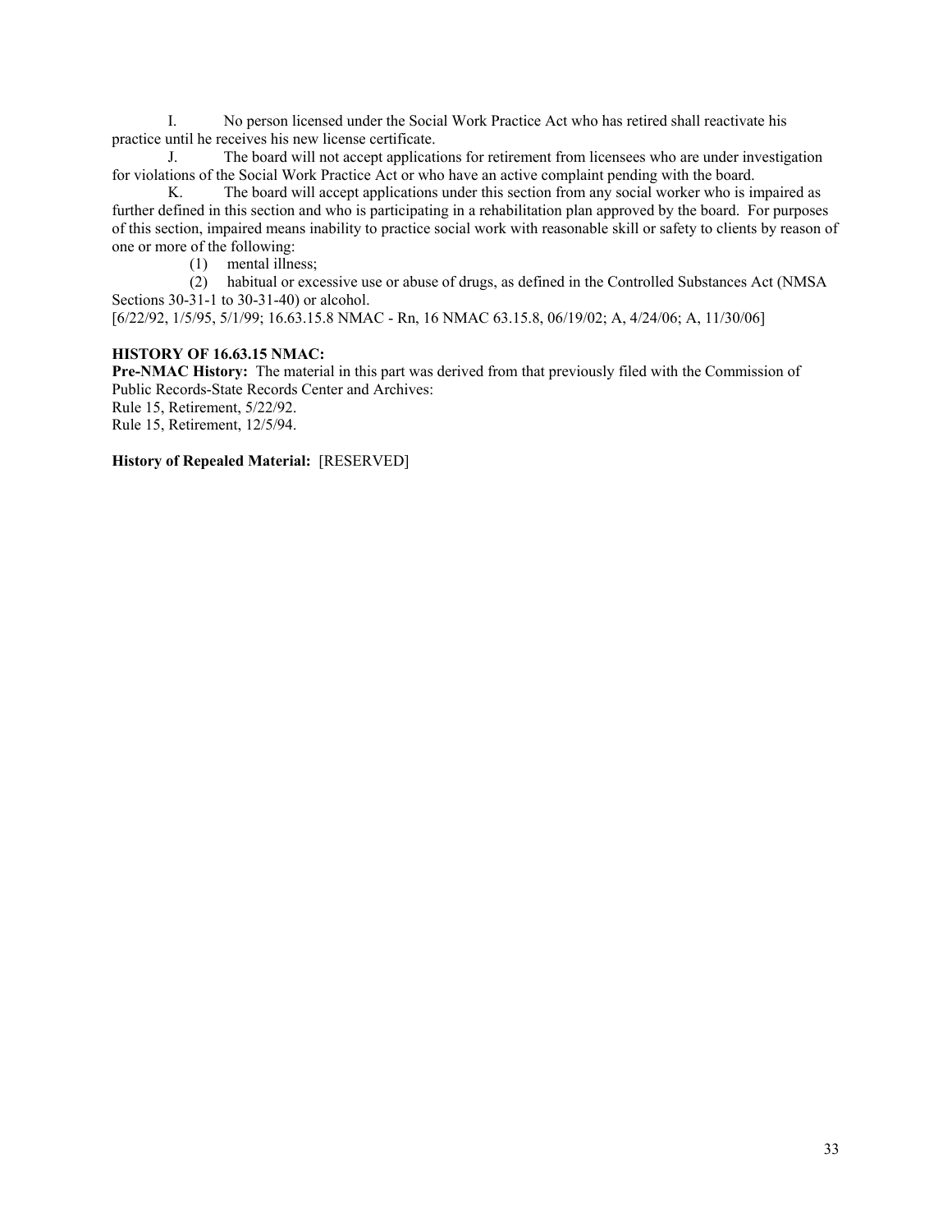I. No person licensed under the Social Work Practice Act who has retired shall reactivate his practice until he receives his new license certificate.

J. The board will not accept applications for retirement from licensees who are under investigation for violations of the Social Work Practice Act or who have an active complaint pending with the board.

K. The board will accept applications under this section from any social worker who is impaired as further defined in this section and who is participating in a rehabilitation plan approved by the board. For purposes of this section, impaired means inability to practice social work with reasonable skill or safety to clients by reason of one or more of the following:

(1) mental illness;

(2) habitual or excessive use or abuse of drugs, as defined in the Controlled Substances Act (NMSA Sections 30-31-1 to 30-31-40) or alcohol.

[6/22/92, 1/5/95, 5/1/99; 16.63.15.8 NMAC - Rn, 16 NMAC 63.15.8, 06/19/02; A, 4/24/06; A, 11/30/06]

**HISTORY OF 16.63.15 NMAC:**

**Pre-NMAC History:** The material in this part was derived from that previously filed with the Commission of Public Records-State Records Center and Archives:

Rule 15, Retirement, 5/22/92.

Rule 15, Retirement, 12/5/94.

**History of Repealed Material:** [RESERVED]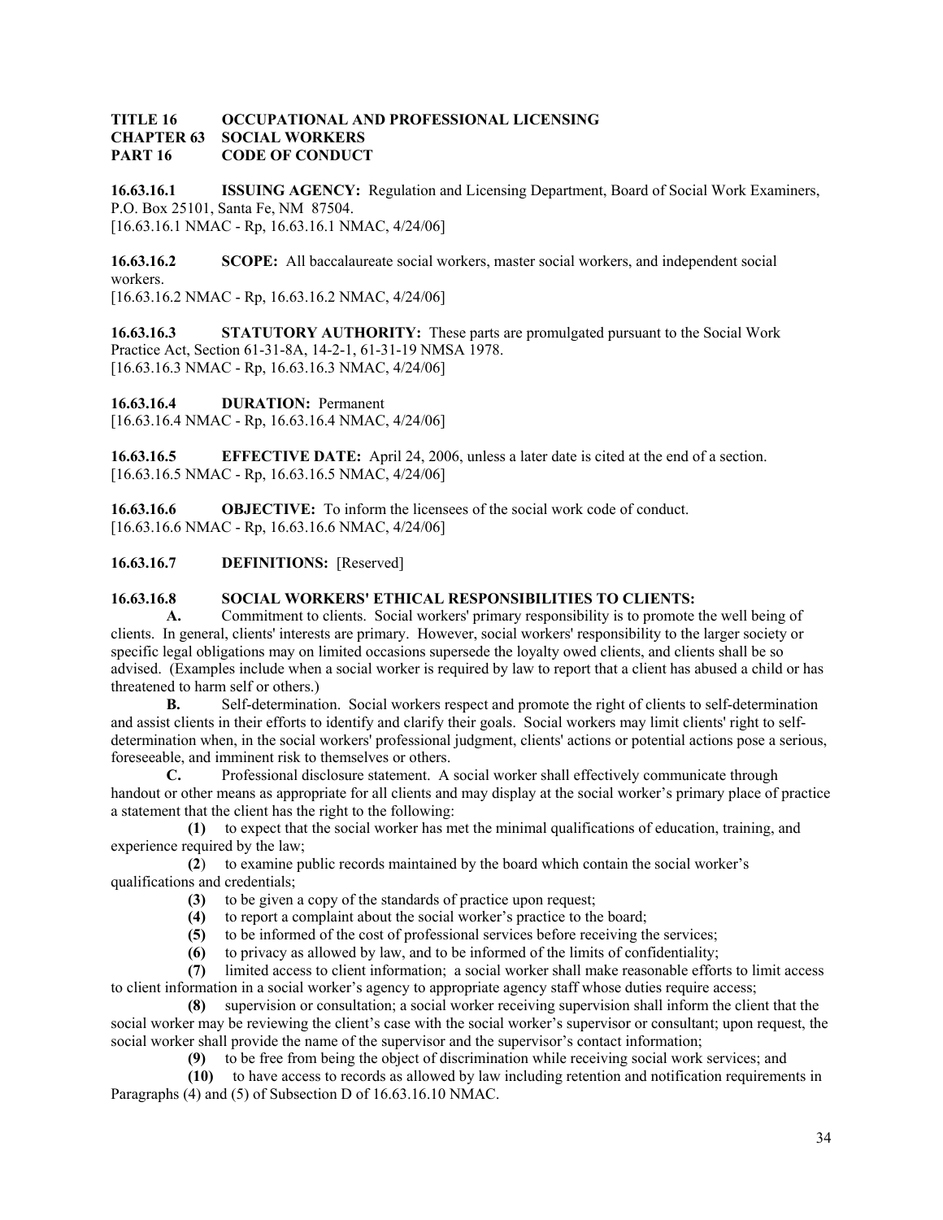**TITLE 16 OCCUPATIONAL AND PROFESSIONAL LICENSING**
**CHAPTER 63 SOCIAL WORKERS**
**PART 16 CODE OF CONDUCT**

**16.63.16.1 ISSUING AGENCY:** Regulation and Licensing Department, Board of Social Work Examiners, P.O. Box 25101, Santa Fe, NM 87504.
[16.63.16.1 NMAC - Rp, 16.63.16.1 NMAC, 4/24/06]

**16.63.16.2 SCOPE:** All baccalaureate social workers, master social workers, and independent social workers.
[16.63.16.2 NMAC - Rp, 16.63.16.2 NMAC, 4/24/06]

**16.63.16.3 STATUTORY AUTHORITY:** These parts are promulgated pursuant to the Social Work Practice Act, Section 61-31-8A, 14-2-1, 61-31-19 NMSA 1978.
[16.63.16.3 NMAC - Rp, 16.63.16.3 NMAC, 4/24/06]

**16.63.16.4 DURATION:** Permanent
[16.63.16.4 NMAC - Rp, 16.63.16.4 NMAC, 4/24/06]

**16.63.16.5 EFFECTIVE DATE:** April 24, 2006, unless a later date is cited at the end of a section.
[16.63.16.5 NMAC - Rp, 16.63.16.5 NMAC, 4/24/06]

**16.63.16.6 OBJECTIVE:** To inform the licensees of the social work code of conduct.
[16.63.16.6 NMAC - Rp, 16.63.16.6 NMAC, 4/24/06]

**16.63.16.7 DEFINITIONS:** [Reserved]

**16.63.16.8 SOCIAL WORKERS' ETHICAL RESPONSIBILITIES TO CLIENTS:**

**A.** Commitment to clients. Social workers' primary responsibility is to promote the well being of clients. In general, clients' interests are primary. However, social workers' responsibility to the larger society or specific legal obligations may on limited occasions supersede the loyalty owed clients, and clients shall be so advised. (Examples include when a social worker is required by law to report that a client has abused a child or has threatened to harm self or others.)

**B.** Self-determination. Social workers respect and promote the right of clients to self-determination and assist clients in their efforts to identify and clarify their goals. Social workers may limit clients' right to self-determination when, in the social workers' professional judgment, clients' actions or potential actions pose a serious, foreseeable, and imminent risk to themselves or others.

**C.** Professional disclosure statement. A social worker shall effectively communicate through handout or other means as appropriate for all clients and may display at the social worker's primary place of practice a statement that the client has the right to the following:

**(1)** to expect that the social worker has met the minimal qualifications of education, training, and experience required by the law;

**(2)** to examine public records maintained by the board which contain the social worker's qualifications and credentials;

**(3)** to be given a copy of the standards of practice upon request;

**(4)** to report a complaint about the social worker's practice to the board;

**(5)** to be informed of the cost of professional services before receiving the services;

**(6)** to privacy as allowed by law, and to be informed of the limits of confidentiality;

**(7)** limited access to client information; a social worker shall make reasonable efforts to limit access to client information in a social worker's agency to appropriate agency staff whose duties require access;

**(8)** supervision or consultation; a social worker receiving supervision shall inform the client that the social worker may be reviewing the client's case with the social worker's supervisor or consultant; upon request, the social worker shall provide the name of the supervisor and the supervisor's contact information;

**(9)** to be free from being the object of discrimination while receiving social work services; and

**(10)** to have access to records as allowed by law including retention and notification requirements in Paragraphs (4) and (5) of Subsection D of 16.63.16.10 NMAC.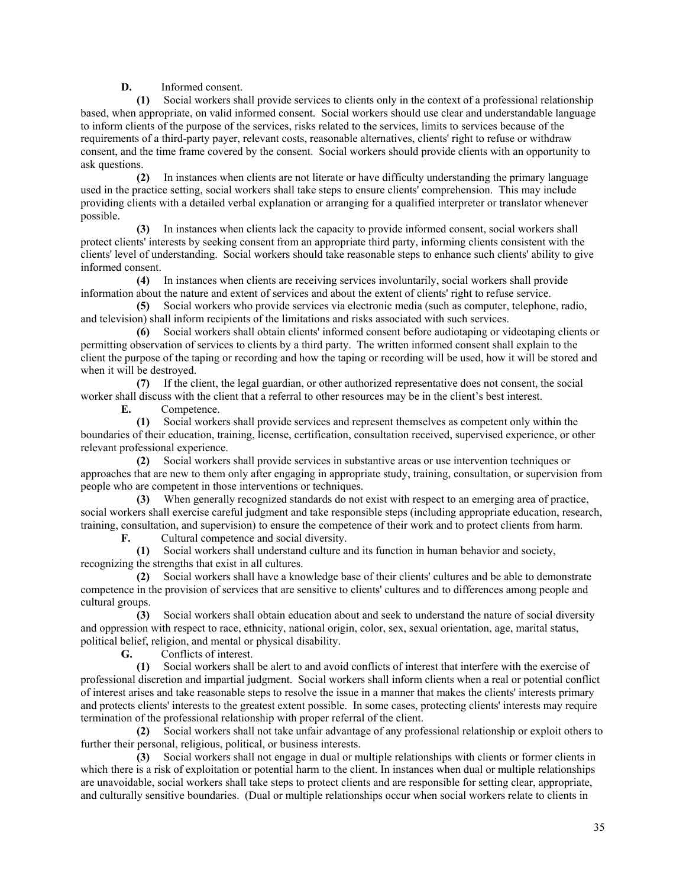**D.** Informed consent.

**(1)** Social workers shall provide services to clients only in the context of a professional relationship based, when appropriate, on valid informed consent. Social workers should use clear and understandable language to inform clients of the purpose of the services, risks related to the services, limits to services because of the requirements of a third-party payer, relevant costs, reasonable alternatives, clients' right to refuse or withdraw consent, and the time frame covered by the consent. Social workers should provide clients with an opportunity to ask questions.

**(2)** In instances when clients are not literate or have difficulty understanding the primary language used in the practice setting, social workers shall take steps to ensure clients' comprehension. This may include providing clients with a detailed verbal explanation or arranging for a qualified interpreter or translator whenever possible.

**(3)** In instances when clients lack the capacity to provide informed consent, social workers shall protect clients' interests by seeking consent from an appropriate third party, informing clients consistent with the clients' level of understanding. Social workers should take reasonable steps to enhance such clients' ability to give informed consent.

**(4)** In instances when clients are receiving services involuntarily, social workers shall provide information about the nature and extent of services and about the extent of clients' right to refuse service.

**(5)** Social workers who provide services via electronic media (such as computer, telephone, radio, and television) shall inform recipients of the limitations and risks associated with such services.

**(6)** Social workers shall obtain clients' informed consent before audiotaping or videotaping clients or permitting observation of services to clients by a third party. The written informed consent shall explain to the client the purpose of the taping or recording and how the taping or recording will be used, how it will be stored and when it will be destroyed.

**(7)** If the client, the legal guardian, or other authorized representative does not consent, the social worker shall discuss with the client that a referral to other resources may be in the client's best interest.

**E.** Competence.

**(1)** Social workers shall provide services and represent themselves as competent only within the boundaries of their education, training, license, certification, consultation received, supervised experience, or other relevant professional experience.

**(2)** Social workers shall provide services in substantive areas or use intervention techniques or approaches that are new to them only after engaging in appropriate study, training, consultation, or supervision from people who are competent in those interventions or techniques.

**(3)** When generally recognized standards do not exist with respect to an emerging area of practice, social workers shall exercise careful judgment and take responsible steps (including appropriate education, research, training, consultation, and supervision) to ensure the competence of their work and to protect clients from harm.

**F.** Cultural competence and social diversity.

**(1)** Social workers shall understand culture and its function in human behavior and society, recognizing the strengths that exist in all cultures.

**(2)** Social workers shall have a knowledge base of their clients' cultures and be able to demonstrate competence in the provision of services that are sensitive to clients' cultures and to differences among people and cultural groups.

**(3)** Social workers shall obtain education about and seek to understand the nature of social diversity and oppression with respect to race, ethnicity, national origin, color, sex, sexual orientation, age, marital status, political belief, religion, and mental or physical disability.

**G.** Conflicts of interest.

**(1)** Social workers shall be alert to and avoid conflicts of interest that interfere with the exercise of professional discretion and impartial judgment. Social workers shall inform clients when a real or potential conflict of interest arises and take reasonable steps to resolve the issue in a manner that makes the clients' interests primary and protects clients' interests to the greatest extent possible. In some cases, protecting clients' interests may require termination of the professional relationship with proper referral of the client.

**(2)** Social workers shall not take unfair advantage of any professional relationship or exploit others to further their personal, religious, political, or business interests.

**(3)** Social workers shall not engage in dual or multiple relationships with clients or former clients in which there is a risk of exploitation or potential harm to the client. In instances when dual or multiple relationships are unavoidable, social workers shall take steps to protect clients and are responsible for setting clear, appropriate, and culturally sensitive boundaries. (Dual or multiple relationships occur when social workers relate to clients in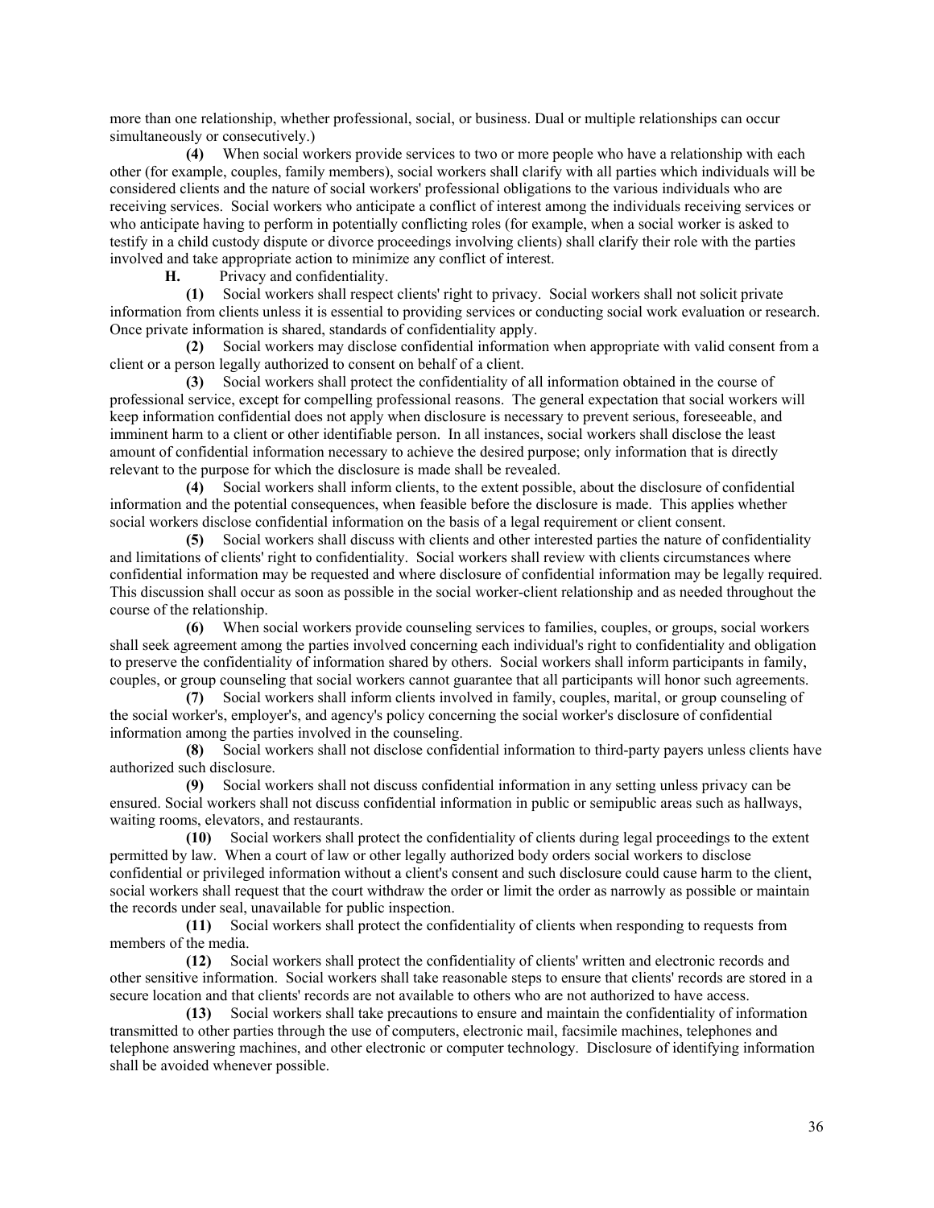more than one relationship, whether professional, social, or business. Dual or multiple relationships can occur simultaneously or consecutively.)

**(4)** When social workers provide services to two or more people who have a relationship with each other (for example, couples, family members), social workers shall clarify with all parties which individuals will be considered clients and the nature of social workers' professional obligations to the various individuals who are receiving services. Social workers who anticipate a conflict of interest among the individuals receiving services or who anticipate having to perform in potentially conflicting roles (for example, when a social worker is asked to testify in a child custody dispute or divorce proceedings involving clients) shall clarify their role with the parties involved and take appropriate action to minimize any conflict of interest.

**H.** Privacy and confidentiality.

**(1)** Social workers shall respect clients' right to privacy. Social workers shall not solicit private information from clients unless it is essential to providing services or conducting social work evaluation or research. Once private information is shared, standards of confidentiality apply.

**(2)** Social workers may disclose confidential information when appropriate with valid consent from a client or a person legally authorized to consent on behalf of a client.

**(3)** Social workers shall protect the confidentiality of all information obtained in the course of professional service, except for compelling professional reasons. The general expectation that social workers will keep information confidential does not apply when disclosure is necessary to prevent serious, foreseeable, and imminent harm to a client or other identifiable person. In all instances, social workers shall disclose the least amount of confidential information necessary to achieve the desired purpose; only information that is directly relevant to the purpose for which the disclosure is made shall be revealed.

**(4)** Social workers shall inform clients, to the extent possible, about the disclosure of confidential information and the potential consequences, when feasible before the disclosure is made. This applies whether social workers disclose confidential information on the basis of a legal requirement or client consent.

**(5)** Social workers shall discuss with clients and other interested parties the nature of confidentiality and limitations of clients' right to confidentiality. Social workers shall review with clients circumstances where confidential information may be requested and where disclosure of confidential information may be legally required. This discussion shall occur as soon as possible in the social worker-client relationship and as needed throughout the course of the relationship.

**(6)** When social workers provide counseling services to families, couples, or groups, social workers shall seek agreement among the parties involved concerning each individual's right to confidentiality and obligation to preserve the confidentiality of information shared by others. Social workers shall inform participants in family, couples, or group counseling that social workers cannot guarantee that all participants will honor such agreements.

**(7)** Social workers shall inform clients involved in family, couples, marital, or group counseling of the social worker's, employer's, and agency's policy concerning the social worker's disclosure of confidential information among the parties involved in the counseling.

**(8)** Social workers shall not disclose confidential information to third-party payers unless clients have authorized such disclosure.

**(9)** Social workers shall not discuss confidential information in any setting unless privacy can be ensured. Social workers shall not discuss confidential information in public or semipublic areas such as hallways, waiting rooms, elevators, and restaurants.

**(10)** Social workers shall protect the confidentiality of clients during legal proceedings to the extent permitted by law. When a court of law or other legally authorized body orders social workers to disclose confidential or privileged information without a client's consent and such disclosure could cause harm to the client, social workers shall request that the court withdraw the order or limit the order as narrowly as possible or maintain the records under seal, unavailable for public inspection.

**(11)** Social workers shall protect the confidentiality of clients when responding to requests from members of the media.

**(12)** Social workers shall protect the confidentiality of clients' written and electronic records and other sensitive information. Social workers shall take reasonable steps to ensure that clients' records are stored in a secure location and that clients' records are not available to others who are not authorized to have access.

**(13)** Social workers shall take precautions to ensure and maintain the confidentiality of information transmitted to other parties through the use of computers, electronic mail, facsimile machines, telephones and telephone answering machines, and other electronic or computer technology. Disclosure of identifying information shall be avoided whenever possible.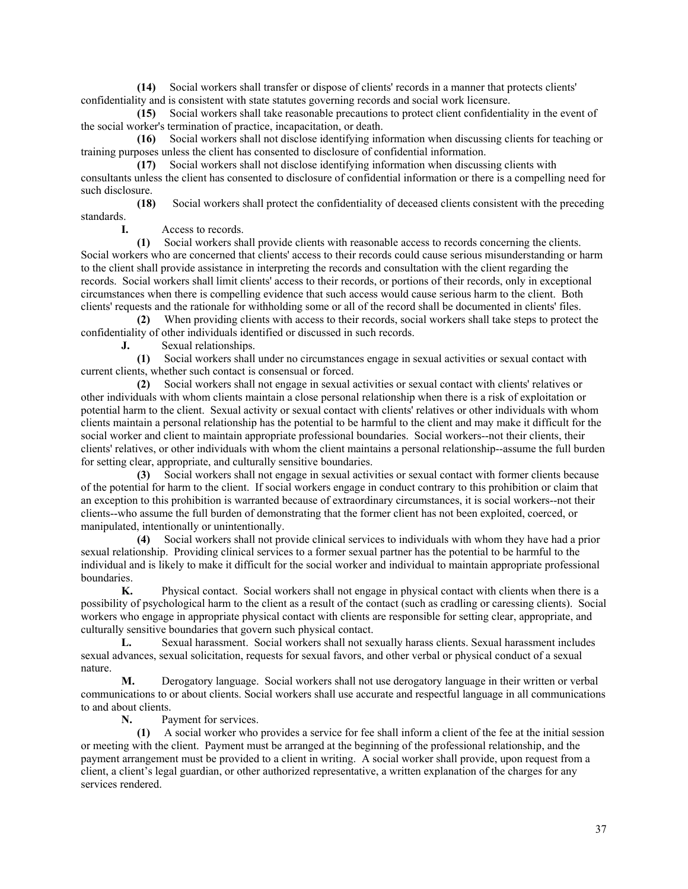**(14)** Social workers shall transfer or dispose of clients' records in a manner that protects clients' confidentiality and is consistent with state statutes governing records and social work licensure.

**(15)** Social workers shall take reasonable precautions to protect client confidentiality in the event of the social worker's termination of practice, incapacitation, or death.

**(16)** Social workers shall not disclose identifying information when discussing clients for teaching or training purposes unless the client has consented to disclosure of confidential information.

**(17)** Social workers shall not disclose identifying information when discussing clients with consultants unless the client has consented to disclosure of confidential information or there is a compelling need for such disclosure.

**(18)** Social workers shall protect the confidentiality of deceased clients consistent with the preceding standards.

**I.** Access to records.

**(1)** Social workers shall provide clients with reasonable access to records concerning the clients. Social workers who are concerned that clients' access to their records could cause serious misunderstanding or harm to the client shall provide assistance in interpreting the records and consultation with the client regarding the records. Social workers shall limit clients' access to their records, or portions of their records, only in exceptional circumstances when there is compelling evidence that such access would cause serious harm to the client. Both clients' requests and the rationale for withholding some or all of the record shall be documented in clients' files.

**(2)** When providing clients with access to their records, social workers shall take steps to protect the confidentiality of other individuals identified or discussed in such records.

**J.** Sexual relationships.

**(1)** Social workers shall under no circumstances engage in sexual activities or sexual contact with current clients, whether such contact is consensual or forced.

**(2)** Social workers shall not engage in sexual activities or sexual contact with clients' relatives or other individuals with whom clients maintain a close personal relationship when there is a risk of exploitation or potential harm to the client. Sexual activity or sexual contact with clients' relatives or other individuals with whom clients maintain a personal relationship has the potential to be harmful to the client and may make it difficult for the social worker and client to maintain appropriate professional boundaries. Social workers--not their clients, their clients' relatives, or other individuals with whom the client maintains a personal relationship--assume the full burden for setting clear, appropriate, and culturally sensitive boundaries.

**(3)** Social workers shall not engage in sexual activities or sexual contact with former clients because of the potential for harm to the client. If social workers engage in conduct contrary to this prohibition or claim that an exception to this prohibition is warranted because of extraordinary circumstances, it is social workers--not their clients--who assume the full burden of demonstrating that the former client has not been exploited, coerced, or manipulated, intentionally or unintentionally.

**(4)** Social workers shall not provide clinical services to individuals with whom they have had a prior sexual relationship. Providing clinical services to a former sexual partner has the potential to be harmful to the individual and is likely to make it difficult for the social worker and individual to maintain appropriate professional boundaries.

**K.** Physical contact. Social workers shall not engage in physical contact with clients when there is a possibility of psychological harm to the client as a result of the contact (such as cradling or caressing clients). Social workers who engage in appropriate physical contact with clients are responsible for setting clear, appropriate, and culturally sensitive boundaries that govern such physical contact.

**L.** Sexual harassment. Social workers shall not sexually harass clients. Sexual harassment includes sexual advances, sexual solicitation, requests for sexual favors, and other verbal or physical conduct of a sexual nature.

**M.** Derogatory language. Social workers shall not use derogatory language in their written or verbal communications to or about clients. Social workers shall use accurate and respectful language in all communications to and about clients.

**N.** Payment for services.

**(1)** A social worker who provides a service for fee shall inform a client of the fee at the initial session or meeting with the client. Payment must be arranged at the beginning of the professional relationship, and the payment arrangement must be provided to a client in writing. A social worker shall provide, upon request from a client, a client's legal guardian, or other authorized representative, a written explanation of the charges for any services rendered.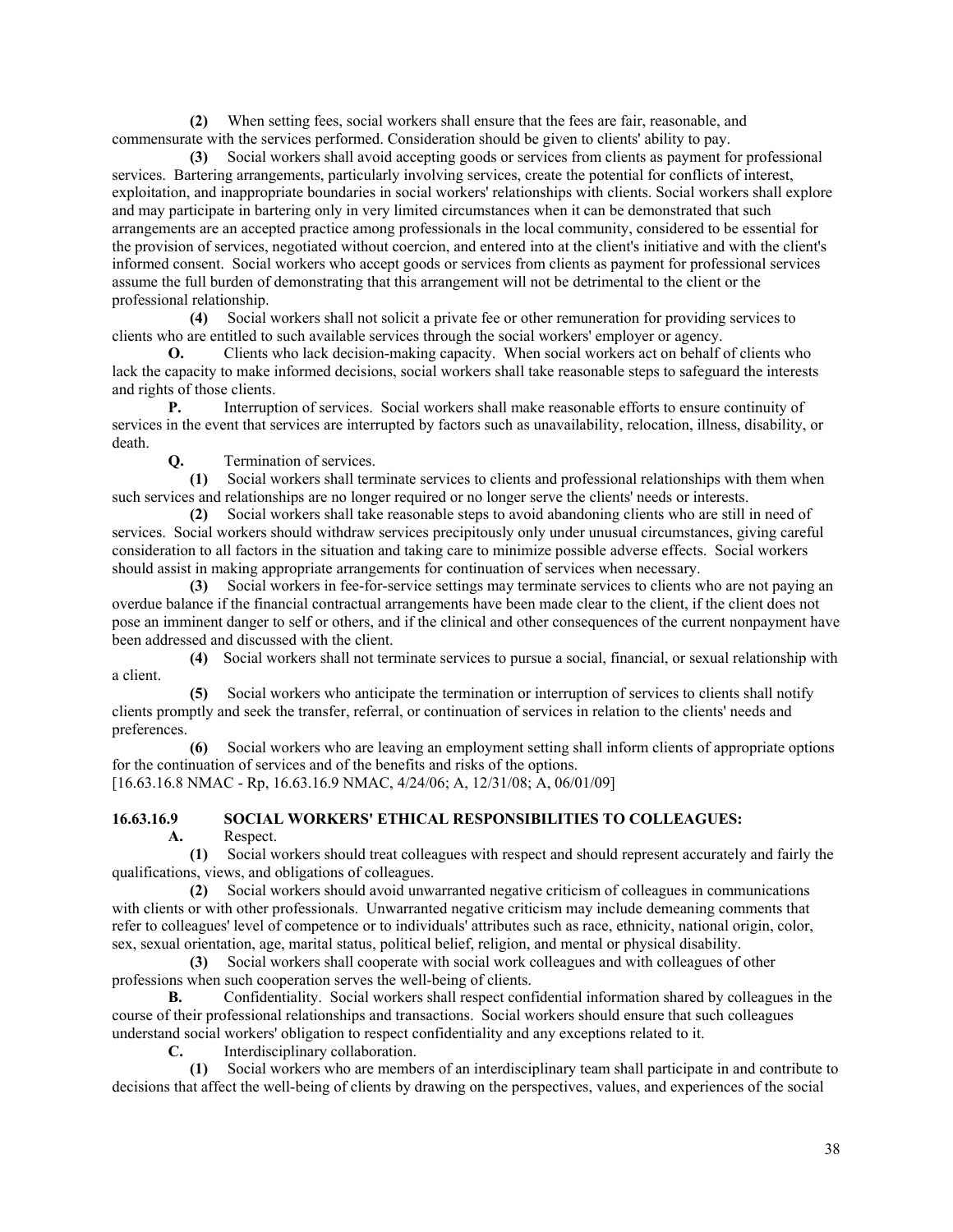**(2)** When setting fees, social workers shall ensure that the fees are fair, reasonable, and commensurate with the services performed. Consideration should be given to clients' ability to pay.

**(3)** Social workers shall avoid accepting goods or services from clients as payment for professional services. Bartering arrangements, particularly involving services, create the potential for conflicts of interest, exploitation, and inappropriate boundaries in social workers' relationships with clients. Social workers shall explore and may participate in bartering only in very limited circumstances when it can be demonstrated that such arrangements are an accepted practice among professionals in the local community, considered to be essential for the provision of services, negotiated without coercion, and entered into at the client's initiative and with the client's informed consent. Social workers who accept goods or services from clients as payment for professional services assume the full burden of demonstrating that this arrangement will not be detrimental to the client or the professional relationship.

**(4)** Social workers shall not solicit a private fee or other remuneration for providing services to clients who are entitled to such available services through the social workers' employer or agency.

**O.** Clients who lack decision-making capacity. When social workers act on behalf of clients who lack the capacity to make informed decisions, social workers shall take reasonable steps to safeguard the interests and rights of those clients.

**P.** Interruption of services. Social workers shall make reasonable efforts to ensure continuity of services in the event that services are interrupted by factors such as unavailability, relocation, illness, disability, or death.

**Q.** Termination of services.

**(1)** Social workers shall terminate services to clients and professional relationships with them when such services and relationships are no longer required or no longer serve the clients' needs or interests.

**(2)** Social workers shall take reasonable steps to avoid abandoning clients who are still in need of services. Social workers should withdraw services precipitously only under unusual circumstances, giving careful consideration to all factors in the situation and taking care to minimize possible adverse effects. Social workers should assist in making appropriate arrangements for continuation of services when necessary.

**(3)** Social workers in fee-for-service settings may terminate services to clients who are not paying an overdue balance if the financial contractual arrangements have been made clear to the client, if the client does not pose an imminent danger to self or others, and if the clinical and other consequences of the current nonpayment have been addressed and discussed with the client.

**(4)** Social workers shall not terminate services to pursue a social, financial, or sexual relationship with a client.

**(5)** Social workers who anticipate the termination or interruption of services to clients shall notify clients promptly and seek the transfer, referral, or continuation of services in relation to the clients' needs and preferences.

**(6)** Social workers who are leaving an employment setting shall inform clients of appropriate options for the continuation of services and of the benefits and risks of the options.

[16.63.16.8 NMAC - Rp, 16.63.16.9 NMAC, 4/24/06; A, 12/31/08; A, 06/01/09]

**16.63.16.9 SOCIAL WORKERS' ETHICAL RESPONSIBILITIES TO COLLEAGUES:**

**A.** Respect.

**(1)** Social workers should treat colleagues with respect and should represent accurately and fairly the qualifications, views, and obligations of colleagues.

**(2)** Social workers should avoid unwarranted negative criticism of colleagues in communications with clients or with other professionals. Unwarranted negative criticism may include demeaning comments that refer to colleagues' level of competence or to individuals' attributes such as race, ethnicity, national origin, color, sex, sexual orientation, age, marital status, political belief, religion, and mental or physical disability.

**(3)** Social workers shall cooperate with social work colleagues and with colleagues of other professions when such cooperation serves the well-being of clients.

**B.** Confidentiality. Social workers shall respect confidential information shared by colleagues in the course of their professional relationships and transactions. Social workers should ensure that such colleagues understand social workers' obligation to respect confidentiality and any exceptions related to it.

**C.** Interdisciplinary collaboration.

**(1)** Social workers who are members of an interdisciplinary team shall participate in and contribute to decisions that affect the well-being of clients by drawing on the perspectives, values, and experiences of the social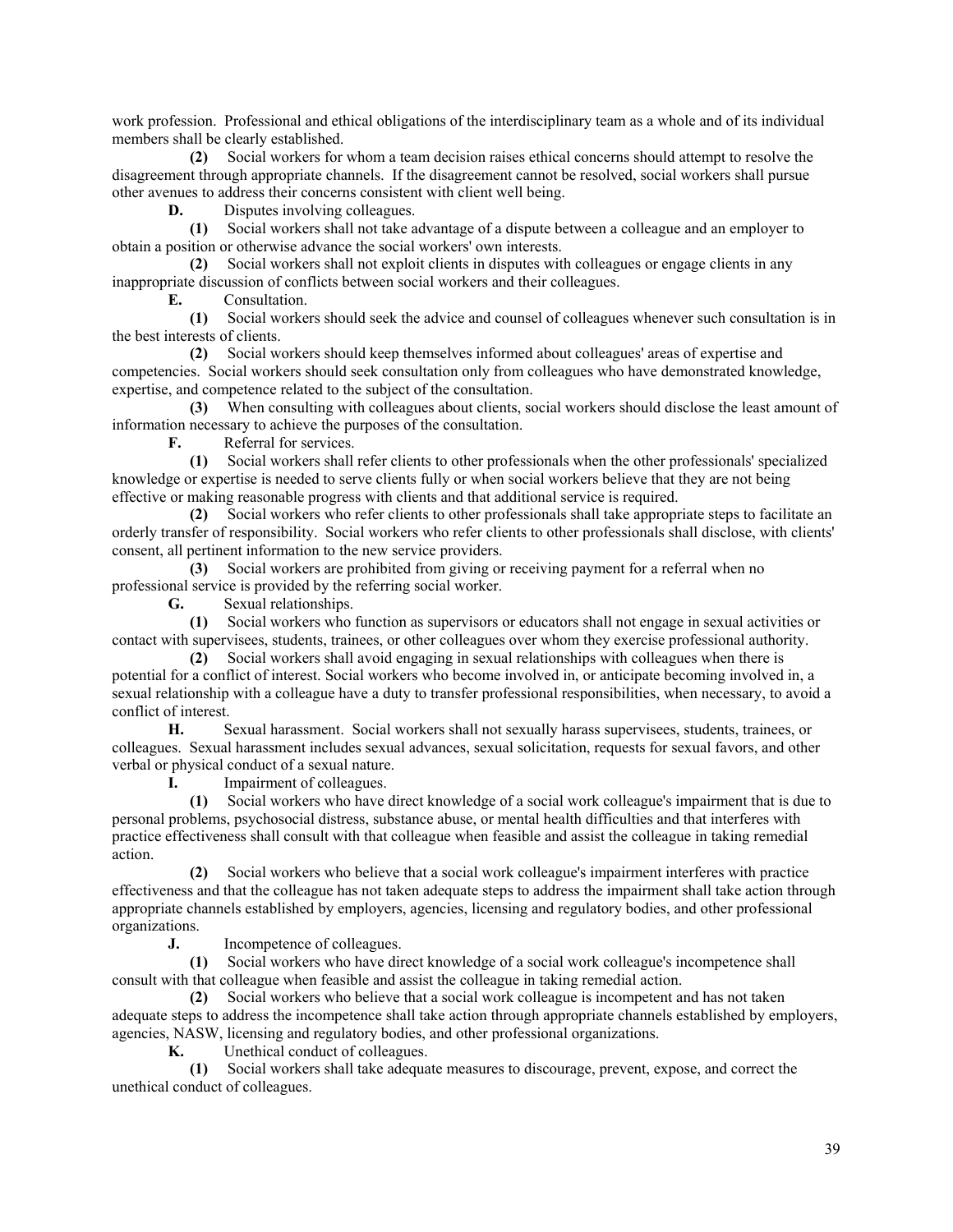work profession. Professional and ethical obligations of the interdisciplinary team as a whole and of its individual members shall be clearly established.

**(2)** Social workers for whom a team decision raises ethical concerns should attempt to resolve the disagreement through appropriate channels. If the disagreement cannot be resolved, social workers shall pursue other avenues to address their concerns consistent with client well being.

**D.** Disputes involving colleagues.

**(1)** Social workers shall not take advantage of a dispute between a colleague and an employer to obtain a position or otherwise advance the social workers' own interests.

**(2)** Social workers shall not exploit clients in disputes with colleagues or engage clients in any inappropriate discussion of conflicts between social workers and their colleagues.

**E.** Consultation.

**(1)** Social workers should seek the advice and counsel of colleagues whenever such consultation is in the best interests of clients.

**(2)** Social workers should keep themselves informed about colleagues' areas of expertise and competencies. Social workers should seek consultation only from colleagues who have demonstrated knowledge, expertise, and competence related to the subject of the consultation.

**(3)** When consulting with colleagues about clients, social workers should disclose the least amount of information necessary to achieve the purposes of the consultation.

**F.** Referral for services.

**(1)** Social workers shall refer clients to other professionals when the other professionals' specialized knowledge or expertise is needed to serve clients fully or when social workers believe that they are not being effective or making reasonable progress with clients and that additional service is required.

**(2)** Social workers who refer clients to other professionals shall take appropriate steps to facilitate an orderly transfer of responsibility. Social workers who refer clients to other professionals shall disclose, with clients' consent, all pertinent information to the new service providers.

**(3)** Social workers are prohibited from giving or receiving payment for a referral when no professional service is provided by the referring social worker.

**G.** Sexual relationships.

**(1)** Social workers who function as supervisors or educators shall not engage in sexual activities or contact with supervisees, students, trainees, or other colleagues over whom they exercise professional authority.

**(2)** Social workers shall avoid engaging in sexual relationships with colleagues when there is potential for a conflict of interest. Social workers who become involved in, or anticipate becoming involved in, a sexual relationship with a colleague have a duty to transfer professional responsibilities, when necessary, to avoid a conflict of interest.

**H.** Sexual harassment. Social workers shall not sexually harass supervisees, students, trainees, or colleagues. Sexual harassment includes sexual advances, sexual solicitation, requests for sexual favors, and other verbal or physical conduct of a sexual nature.

**I.** Impairment of colleagues.

**(1)** Social workers who have direct knowledge of a social work colleague's impairment that is due to personal problems, psychosocial distress, substance abuse, or mental health difficulties and that interferes with practice effectiveness shall consult with that colleague when feasible and assist the colleague in taking remedial action.

**(2)** Social workers who believe that a social work colleague's impairment interferes with practice effectiveness and that the colleague has not taken adequate steps to address the impairment shall take action through appropriate channels established by employers, agencies, licensing and regulatory bodies, and other professional organizations.

**J.** Incompetence of colleagues.

**(1)** Social workers who have direct knowledge of a social work colleague's incompetence shall consult with that colleague when feasible and assist the colleague in taking remedial action.

**(2)** Social workers who believe that a social work colleague is incompetent and has not taken adequate steps to address the incompetence shall take action through appropriate channels established by employers, agencies, NASW, licensing and regulatory bodies, and other professional organizations.

**K.** Unethical conduct of colleagues.

**(1)** Social workers shall take adequate measures to discourage, prevent, expose, and correct the unethical conduct of colleagues.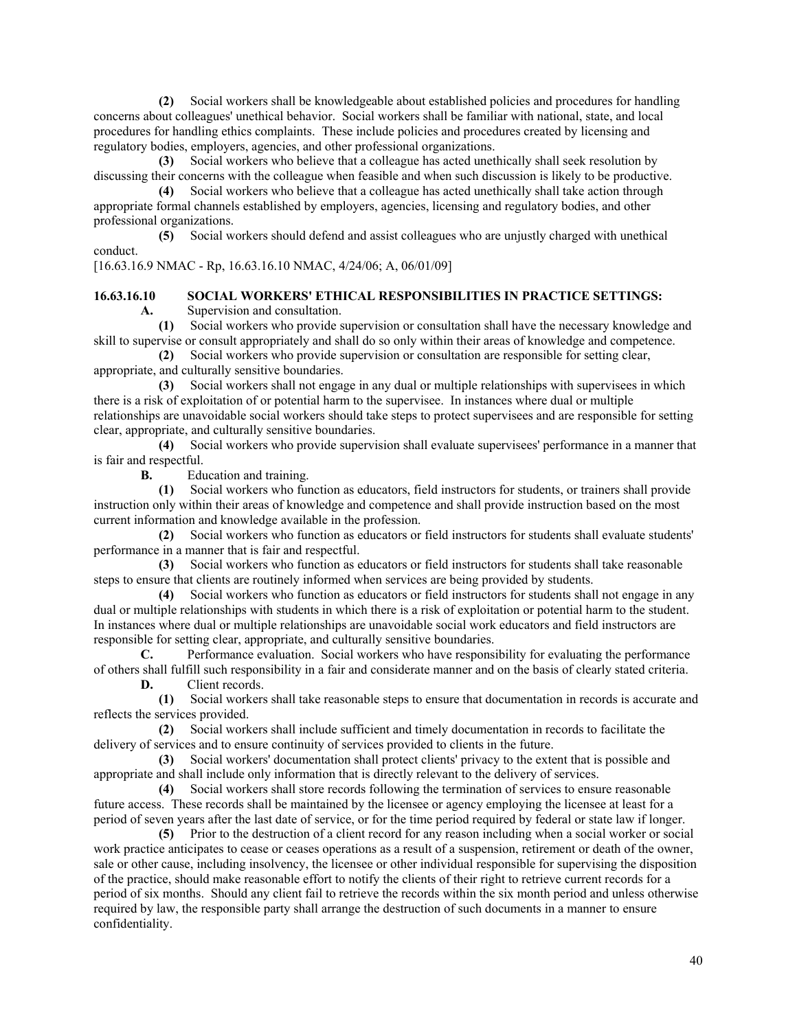**(2)** Social workers shall be knowledgeable about established policies and procedures for handling concerns about colleagues' unethical behavior. Social workers shall be familiar with national, state, and local procedures for handling ethics complaints. These include policies and procedures created by licensing and regulatory bodies, employers, agencies, and other professional organizations.

**(3)** Social workers who believe that a colleague has acted unethically shall seek resolution by discussing their concerns with the colleague when feasible and when such discussion is likely to be productive.

**(4)** Social workers who believe that a colleague has acted unethically shall take action through appropriate formal channels established by employers, agencies, licensing and regulatory bodies, and other professional organizations.

**(5)** Social workers should defend and assist colleagues who are unjustly charged with unethical conduct.

[16.63.16.9 NMAC - Rp, 16.63.16.10 NMAC, 4/24/06; A, 06/01/09]

**16.63.16.10 SOCIAL WORKERS' ETHICAL RESPONSIBILITIES IN PRACTICE SETTINGS:**

**A.** Supervision and consultation.

**(1)** Social workers who provide supervision or consultation shall have the necessary knowledge and skill to supervise or consult appropriately and shall do so only within their areas of knowledge and competence.

**(2)** Social workers who provide supervision or consultation are responsible for setting clear, appropriate, and culturally sensitive boundaries.

**(3)** Social workers shall not engage in any dual or multiple relationships with supervisees in which there is a risk of exploitation of or potential harm to the supervisee. In instances where dual or multiple relationships are unavoidable social workers should take steps to protect supervisees and are responsible for setting clear, appropriate, and culturally sensitive boundaries.

**(4)** Social workers who provide supervision shall evaluate supervisees' performance in a manner that is fair and respectful.

**B.** Education and training.

**(1)** Social workers who function as educators, field instructors for students, or trainers shall provide instruction only within their areas of knowledge and competence and shall provide instruction based on the most current information and knowledge available in the profession.

**(2)** Social workers who function as educators or field instructors for students shall evaluate students' performance in a manner that is fair and respectful.

**(3)** Social workers who function as educators or field instructors for students shall take reasonable steps to ensure that clients are routinely informed when services are being provided by students.

**(4)** Social workers who function as educators or field instructors for students shall not engage in any dual or multiple relationships with students in which there is a risk of exploitation or potential harm to the student. In instances where dual or multiple relationships are unavoidable social work educators and field instructors are responsible for setting clear, appropriate, and culturally sensitive boundaries.

**C.** Performance evaluation. Social workers who have responsibility for evaluating the performance of others shall fulfill such responsibility in a fair and considerate manner and on the basis of clearly stated criteria.

**D.** Client records.

**(1)** Social workers shall take reasonable steps to ensure that documentation in records is accurate and reflects the services provided.

**(2)** Social workers shall include sufficient and timely documentation in records to facilitate the delivery of services and to ensure continuity of services provided to clients in the future.

**(3)** Social workers' documentation shall protect clients' privacy to the extent that is possible and appropriate and shall include only information that is directly relevant to the delivery of services.

**(4)** Social workers shall store records following the termination of services to ensure reasonable future access. These records shall be maintained by the licensee or agency employing the licensee at least for a period of seven years after the last date of service, or for the time period required by federal or state law if longer.

**(5)** Prior to the destruction of a client record for any reason including when a social worker or social work practice anticipates to cease or ceases operations as a result of a suspension, retirement or death of the owner, sale or other cause, including insolvency, the licensee or other individual responsible for supervising the disposition of the practice, should make reasonable effort to notify the clients of their right to retrieve current records for a period of six months. Should any client fail to retrieve the records within the six month period and unless otherwise required by law, the responsible party shall arrange the destruction of such documents in a manner to ensure confidentiality.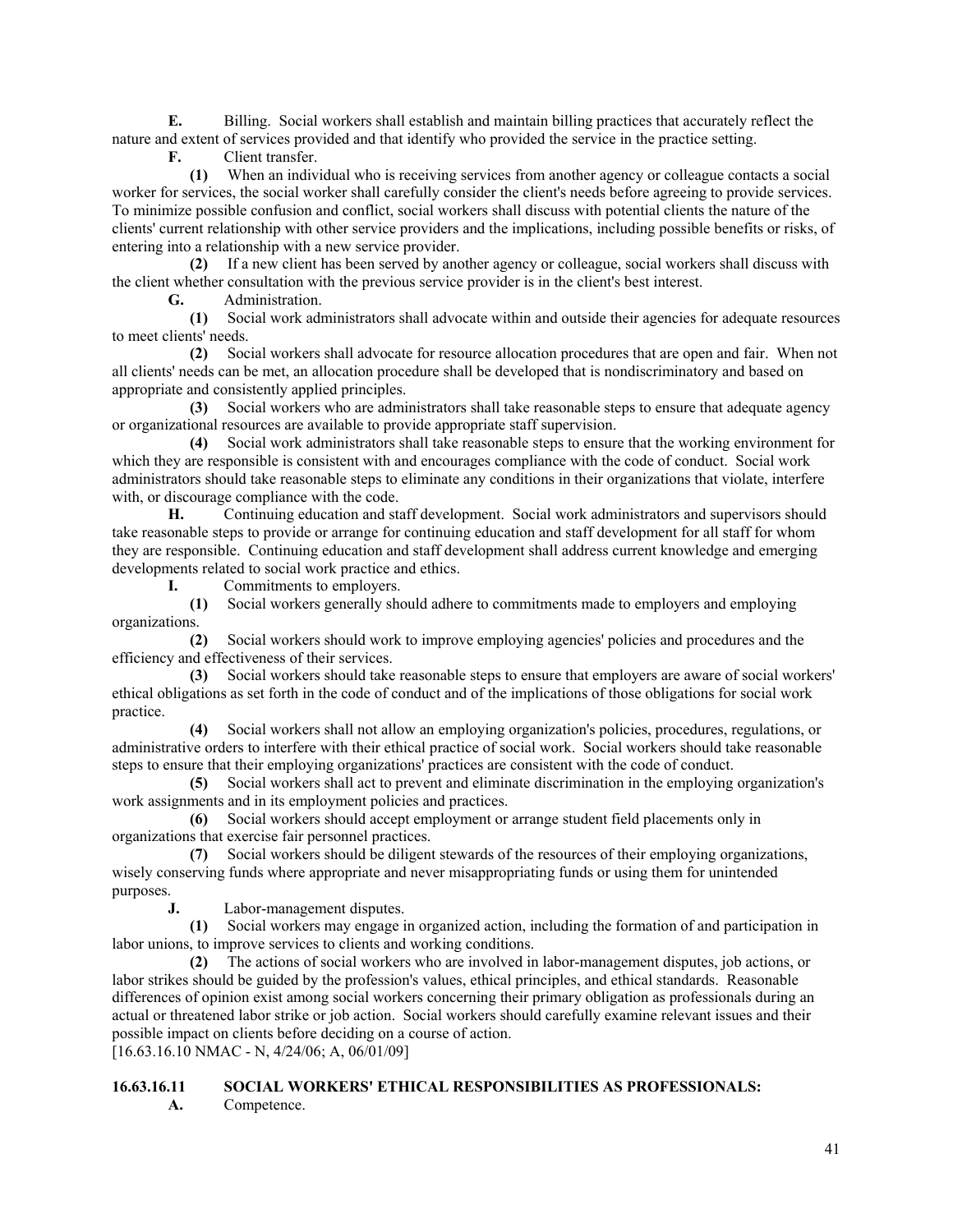**E.** Billing. Social workers shall establish and maintain billing practices that accurately reflect the nature and extent of services provided and that identify who provided the service in the practice setting.

**F.** Client transfer.

**(1)** When an individual who is receiving services from another agency or colleague contacts a social worker for services, the social worker shall carefully consider the client's needs before agreeing to provide services. To minimize possible confusion and conflict, social workers shall discuss with potential clients the nature of the clients' current relationship with other service providers and the implications, including possible benefits or risks, of entering into a relationship with a new service provider.

**(2)** If a new client has been served by another agency or colleague, social workers shall discuss with the client whether consultation with the previous service provider is in the client's best interest.

**G.** Administration.

**(1)** Social work administrators shall advocate within and outside their agencies for adequate resources to meet clients' needs.

**(2)** Social workers shall advocate for resource allocation procedures that are open and fair. When not all clients' needs can be met, an allocation procedure shall be developed that is nondiscriminatory and based on appropriate and consistently applied principles.

**(3)** Social workers who are administrators shall take reasonable steps to ensure that adequate agency or organizational resources are available to provide appropriate staff supervision.

**(4)** Social work administrators shall take reasonable steps to ensure that the working environment for which they are responsible is consistent with and encourages compliance with the code of conduct. Social work administrators should take reasonable steps to eliminate any conditions in their organizations that violate, interfere with, or discourage compliance with the code.

**H.** Continuing education and staff development. Social work administrators and supervisors should take reasonable steps to provide or arrange for continuing education and staff development for all staff for whom they are responsible. Continuing education and staff development shall address current knowledge and emerging developments related to social work practice and ethics.

**I.** Commitments to employers.

**(1)** Social workers generally should adhere to commitments made to employers and employing organizations.

**(2)** Social workers should work to improve employing agencies' policies and procedures and the efficiency and effectiveness of their services.

**(3)** Social workers should take reasonable steps to ensure that employers are aware of social workers' ethical obligations as set forth in the code of conduct and of the implications of those obligations for social work practice.

**(4)** Social workers shall not allow an employing organization's policies, procedures, regulations, or administrative orders to interfere with their ethical practice of social work. Social workers should take reasonable steps to ensure that their employing organizations' practices are consistent with the code of conduct.

**(5)** Social workers shall act to prevent and eliminate discrimination in the employing organization's work assignments and in its employment policies and practices.

**(6)** Social workers should accept employment or arrange student field placements only in organizations that exercise fair personnel practices.

**(7)** Social workers should be diligent stewards of the resources of their employing organizations, wisely conserving funds where appropriate and never misappropriating funds or using them for unintended purposes.

**J.** Labor-management disputes.

**(1)** Social workers may engage in organized action, including the formation of and participation in labor unions, to improve services to clients and working conditions.

**(2)** The actions of social workers who are involved in labor-management disputes, job actions, or labor strikes should be guided by the profession's values, ethical principles, and ethical standards. Reasonable differences of opinion exist among social workers concerning their primary obligation as professionals during an actual or threatened labor strike or job action. Social workers should carefully examine relevant issues and their possible impact on clients before deciding on a course of action.

[16.63.16.10 NMAC - N, 4/24/06; A, 06/01/09]

**16.63.16.11 SOCIAL WORKERS' ETHICAL RESPONSIBILITIES AS PROFESSIONALS:**

**A.** Competence.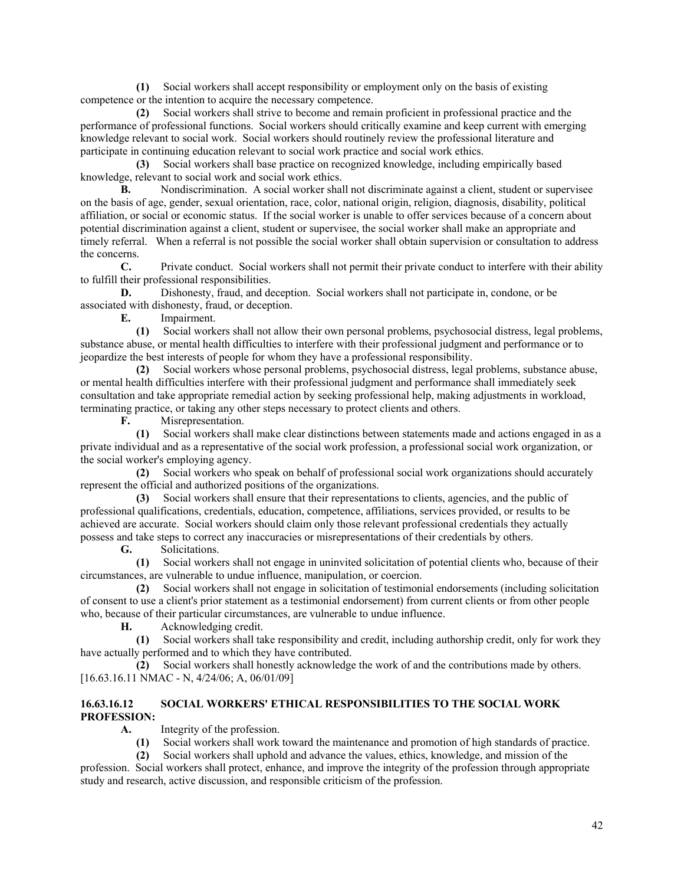**(1)** Social workers shall accept responsibility or employment only on the basis of existing competence or the intention to acquire the necessary competence.

**(2)** Social workers shall strive to become and remain proficient in professional practice and the performance of professional functions. Social workers should critically examine and keep current with emerging knowledge relevant to social work. Social workers should routinely review the professional literature and participate in continuing education relevant to social work practice and social work ethics.

**(3)** Social workers shall base practice on recognized knowledge, including empirically based knowledge, relevant to social work and social work ethics.

**B.** Nondiscrimination. A social worker shall not discriminate against a client, student or supervisee on the basis of age, gender, sexual orientation, race, color, national origin, religion, diagnosis, disability, political affiliation, or social or economic status. If the social worker is unable to offer services because of a concern about potential discrimination against a client, student or supervisee, the social worker shall make an appropriate and timely referral. When a referral is not possible the social worker shall obtain supervision or consultation to address the concerns.

**C.** Private conduct. Social workers shall not permit their private conduct to interfere with their ability to fulfill their professional responsibilities.

**D.** Dishonesty, fraud, and deception. Social workers shall not participate in, condone, or be associated with dishonesty, fraud, or deception.

**E.** Impairment.

**(1)** Social workers shall not allow their own personal problems, psychosocial distress, legal problems, substance abuse, or mental health difficulties to interfere with their professional judgment and performance or to jeopardize the best interests of people for whom they have a professional responsibility.

**(2)** Social workers whose personal problems, psychosocial distress, legal problems, substance abuse, or mental health difficulties interfere with their professional judgment and performance shall immediately seek consultation and take appropriate remedial action by seeking professional help, making adjustments in workload, terminating practice, or taking any other steps necessary to protect clients and others.

**F.** Misrepresentation.

**(1)** Social workers shall make clear distinctions between statements made and actions engaged in as a private individual and as a representative of the social work profession, a professional social work organization, or the social worker's employing agency.

**(2)** Social workers who speak on behalf of professional social work organizations should accurately represent the official and authorized positions of the organizations.

**(3)** Social workers shall ensure that their representations to clients, agencies, and the public of professional qualifications, credentials, education, competence, affiliations, services provided, or results to be achieved are accurate. Social workers should claim only those relevant professional credentials they actually possess and take steps to correct any inaccuracies or misrepresentations of their credentials by others.

**G.** Solicitations.

**(1)** Social workers shall not engage in uninvited solicitation of potential clients who, because of their circumstances, are vulnerable to undue influence, manipulation, or coercion.

**(2)** Social workers shall not engage in solicitation of testimonial endorsements (including solicitation of consent to use a client's prior statement as a testimonial endorsement) from current clients or from other people who, because of their particular circumstances, are vulnerable to undue influence.

**H.** Acknowledging credit.

**(1)** Social workers shall take responsibility and credit, including authorship credit, only for work they have actually performed and to which they have contributed.

**(2)** Social workers shall honestly acknowledge the work of and the contributions made by others.

[16.63.16.11 NMAC - N, 4/24/06; A, 06/01/09]

**16.63.16.12 SOCIAL WORKERS' ETHICAL RESPONSIBILITIES TO THE SOCIAL WORK PROFESSION:**

**A.** Integrity of the profession.

**(1)** Social workers shall work toward the maintenance and promotion of high standards of practice.

**(2)** Social workers shall uphold and advance the values, ethics, knowledge, and mission of the profession. Social workers shall protect, enhance, and improve the integrity of the profession through appropriate study and research, active discussion, and responsible criticism of the profession.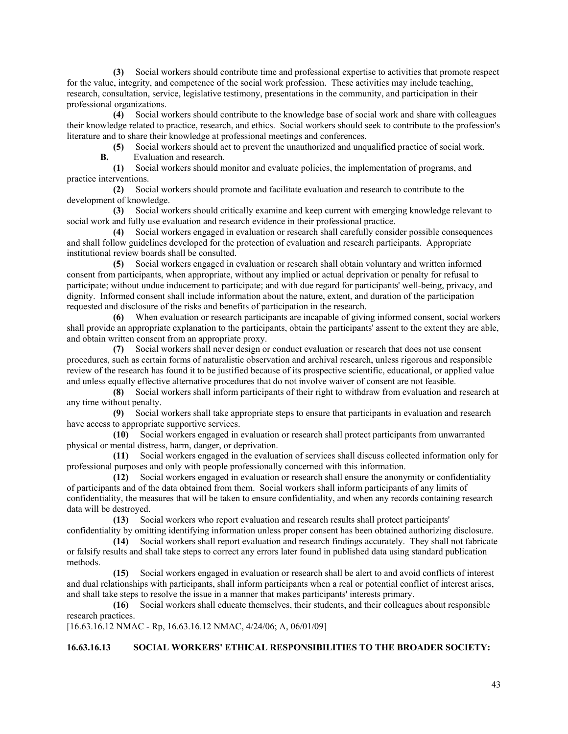**(3)** Social workers should contribute time and professional expertise to activities that promote respect for the value, integrity, and competence of the social work profession. These activities may include teaching, research, consultation, service, legislative testimony, presentations in the community, and participation in their professional organizations.

**(4)** Social workers should contribute to the knowledge base of social work and share with colleagues their knowledge related to practice, research, and ethics. Social workers should seek to contribute to the profession's literature and to share their knowledge at professional meetings and conferences.

**(5)** Social workers should act to prevent the unauthorized and unqualified practice of social work.

**B.** Evaluation and research.

**(1)** Social workers should monitor and evaluate policies, the implementation of programs, and practice interventions.

**(2)** Social workers should promote and facilitate evaluation and research to contribute to the development of knowledge.

**(3)** Social workers should critically examine and keep current with emerging knowledge relevant to social work and fully use evaluation and research evidence in their professional practice.

**(4)** Social workers engaged in evaluation or research shall carefully consider possible consequences and shall follow guidelines developed for the protection of evaluation and research participants. Appropriate institutional review boards shall be consulted.

**(5)** Social workers engaged in evaluation or research shall obtain voluntary and written informed consent from participants, when appropriate, without any implied or actual deprivation or penalty for refusal to participate; without undue inducement to participate; and with due regard for participants' well-being, privacy, and dignity. Informed consent shall include information about the nature, extent, and duration of the participation requested and disclosure of the risks and benefits of participation in the research.

**(6)** When evaluation or research participants are incapable of giving informed consent, social workers shall provide an appropriate explanation to the participants, obtain the participants' assent to the extent they are able, and obtain written consent from an appropriate proxy.

**(7)** Social workers shall never design or conduct evaluation or research that does not use consent procedures, such as certain forms of naturalistic observation and archival research, unless rigorous and responsible review of the research has found it to be justified because of its prospective scientific, educational, or applied value and unless equally effective alternative procedures that do not involve waiver of consent are not feasible.

**(8)** Social workers shall inform participants of their right to withdraw from evaluation and research at any time without penalty.

**(9)** Social workers shall take appropriate steps to ensure that participants in evaluation and research have access to appropriate supportive services.

**(10)** Social workers engaged in evaluation or research shall protect participants from unwarranted physical or mental distress, harm, danger, or deprivation.

**(11)** Social workers engaged in the evaluation of services shall discuss collected information only for professional purposes and only with people professionally concerned with this information.

**(12)** Social workers engaged in evaluation or research shall ensure the anonymity or confidentiality of participants and of the data obtained from them. Social workers shall inform participants of any limits of confidentiality, the measures that will be taken to ensure confidentiality, and when any records containing research data will be destroyed.

**(13)** Social workers who report evaluation and research results shall protect participants' confidentiality by omitting identifying information unless proper consent has been obtained authorizing disclosure.

**(14)** Social workers shall report evaluation and research findings accurately. They shall not fabricate or falsify results and shall take steps to correct any errors later found in published data using standard publication methods.

**(15)** Social workers engaged in evaluation or research shall be alert to and avoid conflicts of interest and dual relationships with participants, shall inform participants when a real or potential conflict of interest arises, and shall take steps to resolve the issue in a manner that makes participants' interests primary.

**(16)** Social workers shall educate themselves, their students, and their colleagues about responsible research practices.

[16.63.16.12 NMAC - Rp, 16.63.16.12 NMAC, 4/24/06; A, 06/01/09]

**16.63.16.13 SOCIAL WORKERS' ETHICAL RESPONSIBILITIES TO THE BROADER SOCIETY:**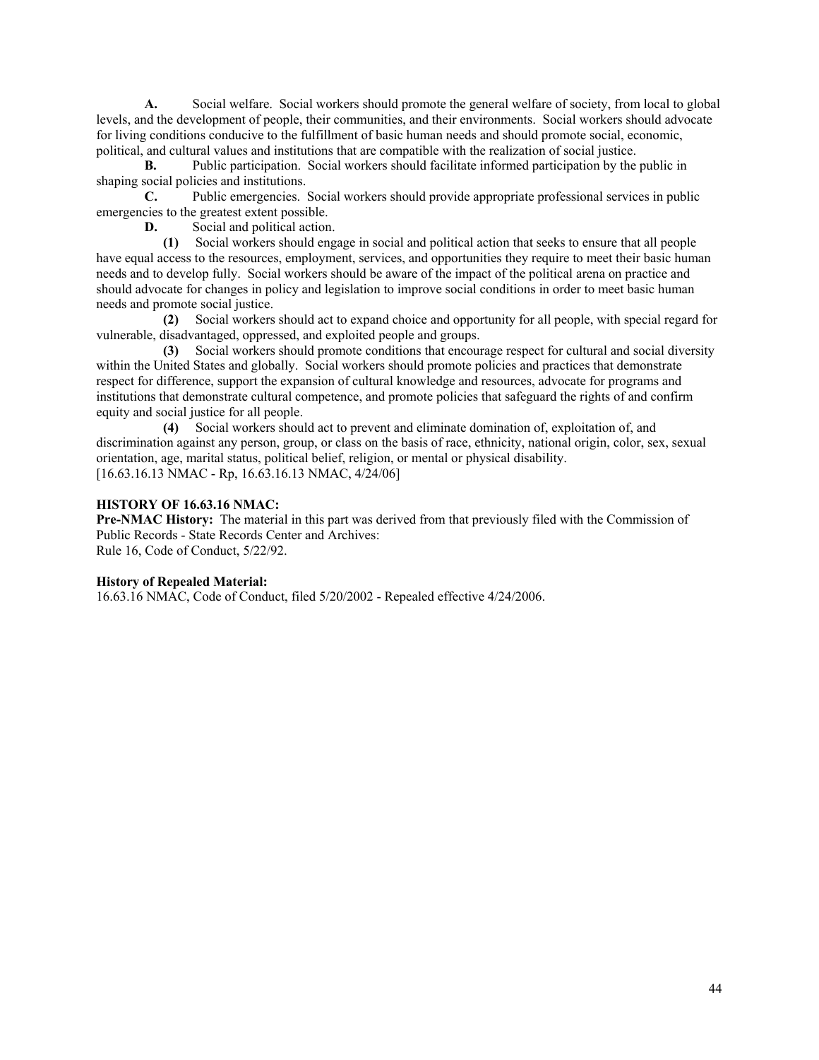**A.** Social welfare. Social workers should promote the general welfare of society, from local to global levels, and the development of people, their communities, and their environments. Social workers should advocate for living conditions conducive to the fulfillment of basic human needs and should promote social, economic, political, and cultural values and institutions that are compatible with the realization of social justice.

**B.** Public participation. Social workers should facilitate informed participation by the public in shaping social policies and institutions.

**C.** Public emergencies. Social workers should provide appropriate professional services in public emergencies to the greatest extent possible.

**D.** Social and political action.

**(1)** Social workers should engage in social and political action that seeks to ensure that all people have equal access to the resources, employment, services, and opportunities they require to meet their basic human needs and to develop fully. Social workers should be aware of the impact of the political arena on practice and should advocate for changes in policy and legislation to improve social conditions in order to meet basic human needs and promote social justice.

**(2)** Social workers should act to expand choice and opportunity for all people, with special regard for vulnerable, disadvantaged, oppressed, and exploited people and groups.

**(3)** Social workers should promote conditions that encourage respect for cultural and social diversity within the United States and globally. Social workers should promote policies and practices that demonstrate respect for difference, support the expansion of cultural knowledge and resources, advocate for programs and institutions that demonstrate cultural competence, and promote policies that safeguard the rights of and confirm equity and social justice for all people.

**(4)** Social workers should act to prevent and eliminate domination of, exploitation of, and discrimination against any person, group, or class on the basis of race, ethnicity, national origin, color, sex, sexual orientation, age, marital status, political belief, religion, or mental or physical disability.

[16.63.16.13 NMAC - Rp, 16.63.16.13 NMAC, 4/24/06]

**HISTORY OF 16.63.16 NMAC:**

**Pre-NMAC History:** The material in this part was derived from that previously filed with the Commission of Public Records - State Records Center and Archives:

Rule 16, Code of Conduct, 5/22/92.

**History of Repealed Material:**

16.63.16 NMAC, Code of Conduct, filed 5/20/2002 - Repealed effective 4/24/2006.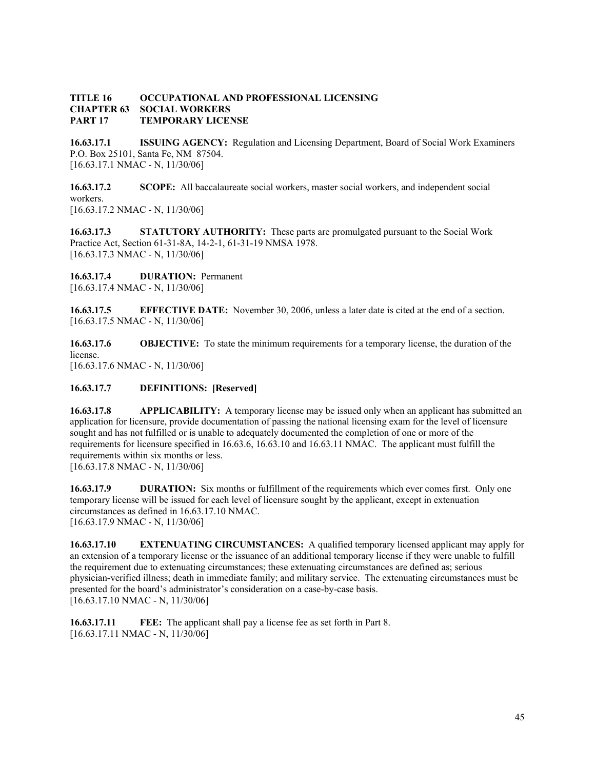**TITLE 16 OCCUPATIONAL AND PROFESSIONAL LICENSING**
**CHAPTER 63 SOCIAL WORKERS**
**PART 17 TEMPORARY LICENSE**

**16.63.17.1 ISSUING AGENCY:** Regulation and Licensing Department, Board of Social Work Examiners P.O. Box 25101, Santa Fe, NM 87504.
[16.63.17.1 NMAC - N, 11/30/06]

**16.63.17.2 SCOPE:** All baccalaureate social workers, master social workers, and independent social workers.
[16.63.17.2 NMAC - N, 11/30/06]

**16.63.17.3 STATUTORY AUTHORITY:** These parts are promulgated pursuant to the Social Work Practice Act, Section 61-31-8A, 14-2-1, 61-31-19 NMSA 1978.
[16.63.17.3 NMAC - N, 11/30/06]

**16.63.17.4 DURATION:** Permanent
[16.63.17.4 NMAC - N, 11/30/06]

**16.63.17.5 EFFECTIVE DATE:** November 30, 2006, unless a later date is cited at the end of a section.
[16.63.17.5 NMAC - N, 11/30/06]

**16.63.17.6 OBJECTIVE:** To state the minimum requirements for a temporary license, the duration of the license.
[16.63.17.6 NMAC - N, 11/30/06]

**16.63.17.7 DEFINITIONS: [Reserved]**

**16.63.17.8 APPLICABILITY:** A temporary license may be issued only when an applicant has submitted an application for licensure, provide documentation of passing the national licensing exam for the level of licensure sought and has not fulfilled or is unable to adequately documented the completion of one or more of the requirements for licensure specified in 16.63.6, 16.63.10 and 16.63.11 NMAC. The applicant must fulfill the requirements within six months or less.
[16.63.17.8 NMAC - N, 11/30/06]

**16.63.17.9 DURATION:** Six months or fulfillment of the requirements which ever comes first. Only one temporary license will be issued for each level of licensure sought by the applicant, except in extenuation circumstances as defined in 16.63.17.10 NMAC.
[16.63.17.9 NMAC - N, 11/30/06]

**16.63.17.10 EXTENUATING CIRCUMSTANCES:** A qualified temporary licensed applicant may apply for an extension of a temporary license or the issuance of an additional temporary license if they were unable to fulfill the requirement due to extenuating circumstances; these extenuating circumstances are defined as; serious physician-verified illness; death in immediate family; and military service. The extenuating circumstances must be presented for the board's administrator's consideration on a case-by-case basis.
[16.63.17.10 NMAC - N, 11/30/06]

**16.63.17.11 FEE:** The applicant shall pay a license fee as set forth in Part 8.
[16.63.17.11 NMAC - N, 11/30/06]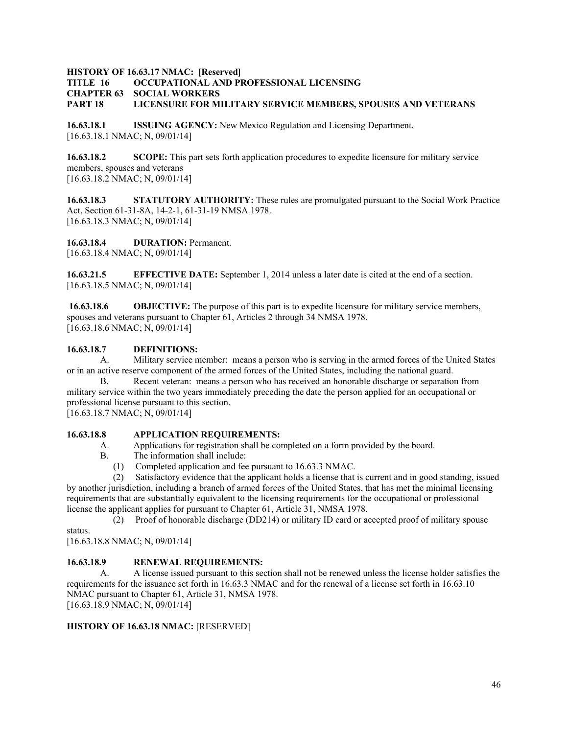**HISTORY OF 16.63.17 NMAC: [Reserved]**

**TITLE 16 OCCUPATIONAL AND PROFESSIONAL LICENSING**
**CHAPTER 63 SOCIAL WORKERS**
**PART 18 LICENSURE FOR MILITARY SERVICE MEMBERS, SPOUSES AND VETERANS**

**16.63.18.1 ISSUING AGENCY:** New Mexico Regulation and Licensing Department.
[16.63.18.1 NMAC; N, 09/01/14]

**16.63.18.2 SCOPE:** This part sets forth application procedures to expedite licensure for military service members, spouses and veterans
[16.63.18.2 NMAC; N, 09/01/14]

**16.63.18.3 STATUTORY AUTHORITY:** These rules are promulgated pursuant to the Social Work Practice Act, Section 61-31-8A, 14-2-1, 61-31-19 NMSA 1978.
[16.63.18.3 NMAC; N, 09/01/14]

**16.63.18.4 DURATION:** Permanent.
[16.63.18.4 NMAC; N, 09/01/14]

**16.63.21.5 EFFECTIVE DATE:** September 1, 2014 unless a later date is cited at the end of a section.
[16.63.18.5 NMAC; N, 09/01/14]

**16.63.18.6 OBJECTIVE:** The purpose of this part is to expedite licensure for military service members, spouses and veterans pursuant to Chapter 61, Articles 2 through 34 NMSA 1978.
[16.63.18.6 NMAC; N, 09/01/14]

**16.63.18.7 DEFINITIONS:**

A. Military service member: means a person who is serving in the armed forces of the United States or in an active reserve component of the armed forces of the United States, including the national guard.

B. Recent veteran: means a person who has received an honorable discharge or separation from military service within the two years immediately preceding the date the person applied for an occupational or professional license pursuant to this section.

[16.63.18.7 NMAC; N, 09/01/14]

**16.63.18.8 APPLICATION REQUIREMENTS:**

A. Applications for registration shall be completed on a form provided by the board.

B. The information shall include:

(1) Completed application and fee pursuant to 16.63.3 NMAC.

(2) Satisfactory evidence that the applicant holds a license that is current and in good standing, issued by another jurisdiction, including a branch of armed forces of the United States, that has met the minimal licensing requirements that are substantially equivalent to the licensing requirements for the occupational or professional license the applicant applies for pursuant to Chapter 61, Article 31, NMSA 1978.

(2) Proof of honorable discharge (DD214) or military ID card or accepted proof of military spouse status.

[16.63.18.8 NMAC; N, 09/01/14]

**16.63.18.9 RENEWAL REQUIREMENTS:**

A. A license issued pursuant to this section shall not be renewed unless the license holder satisfies the requirements for the issuance set forth in 16.63.3 NMAC and for the renewal of a license set forth in 16.63.10 NMAC pursuant to Chapter 61, Article 31, NMSA 1978.

[16.63.18.9 NMAC; N, 09/01/14]

**HISTORY OF 16.63.18 NMAC:** [RESERVED]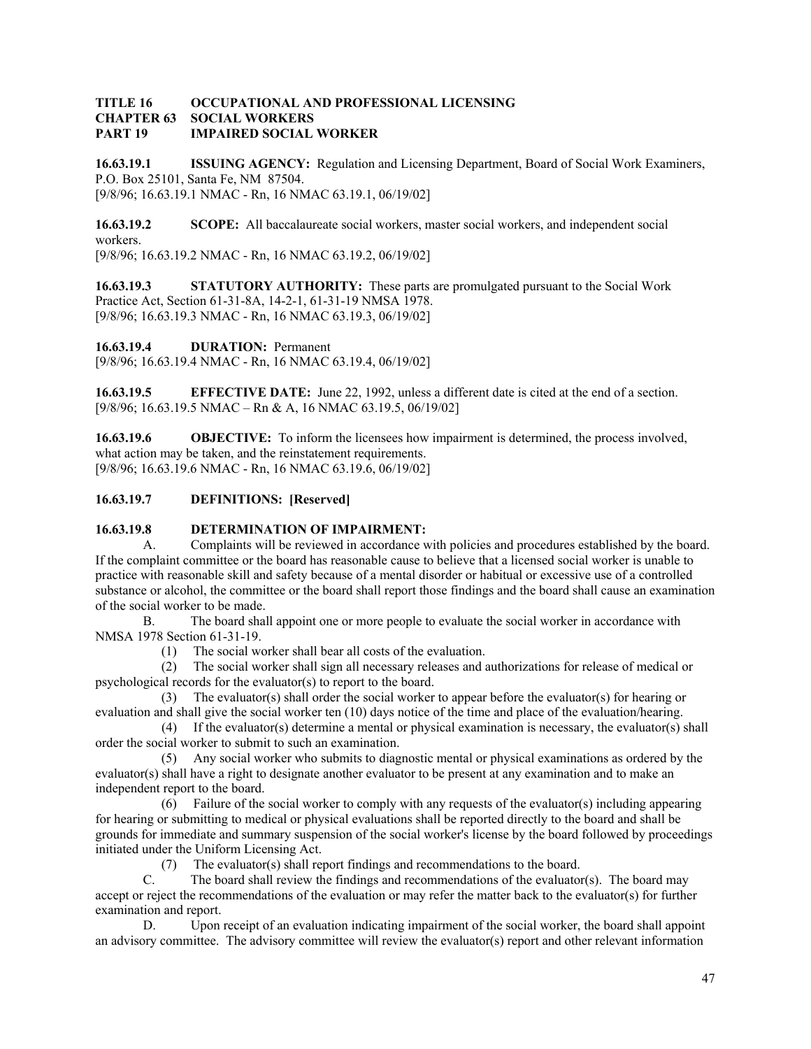**TITLE 16 OCCUPATIONAL AND PROFESSIONAL LICENSING**
**CHAPTER 63 SOCIAL WORKERS**
**PART 19 IMPAIRED SOCIAL WORKER**

**16.63.19.1 ISSUING AGENCY:** Regulation and Licensing Department, Board of Social Work Examiners, P.O. Box 25101, Santa Fe, NM 87504.
[9/8/96; 16.63.19.1 NMAC - Rn, 16 NMAC 63.19.1, 06/19/02]

**16.63.19.2 SCOPE:** All baccalaureate social workers, master social workers, and independent social workers.
[9/8/96; 16.63.19.2 NMAC - Rn, 16 NMAC 63.19.2, 06/19/02]

**16.63.19.3 STATUTORY AUTHORITY:** These parts are promulgated pursuant to the Social Work Practice Act, Section 61-31-8A, 14-2-1, 61-31-19 NMSA 1978.
[9/8/96; 16.63.19.3 NMAC - Rn, 16 NMAC 63.19.3, 06/19/02]

**16.63.19.4 DURATION:** Permanent
[9/8/96; 16.63.19.4 NMAC - Rn, 16 NMAC 63.19.4, 06/19/02]

**16.63.19.5 EFFECTIVE DATE:** June 22, 1992, unless a different date is cited at the end of a section.
[9/8/96; 16.63.19.5 NMAC – Rn & A, 16 NMAC 63.19.5, 06/19/02]

**16.63.19.6 OBJECTIVE:** To inform the licensees how impairment is determined, the process involved, what action may be taken, and the reinstatement requirements.
[9/8/96; 16.63.19.6 NMAC - Rn, 16 NMAC 63.19.6, 06/19/02]

**16.63.19.7 DEFINITIONS: [Reserved]**

**16.63.19.8 DETERMINATION OF IMPAIRMENT:**

A. Complaints will be reviewed in accordance with policies and procedures established by the board. If the complaint committee or the board has reasonable cause to believe that a licensed social worker is unable to practice with reasonable skill and safety because of a mental disorder or habitual or excessive use of a controlled substance or alcohol, the committee or the board shall report those findings and the board shall cause an examination of the social worker to be made.

B. The board shall appoint one or more people to evaluate the social worker in accordance with NMSA 1978 Section 61-31-19.

(1) The social worker shall bear all costs of the evaluation.

(2) The social worker shall sign all necessary releases and authorizations for release of medical or psychological records for the evaluator(s) to report to the board.

(3) The evaluator(s) shall order the social worker to appear before the evaluator(s) for hearing or evaluation and shall give the social worker ten (10) days notice of the time and place of the evaluation/hearing.

(4) If the evaluator(s) determine a mental or physical examination is necessary, the evaluator(s) shall order the social worker to submit to such an examination.

(5) Any social worker who submits to diagnostic mental or physical examinations as ordered by the evaluator(s) shall have a right to designate another evaluator to be present at any examination and to make an independent report to the board.

(6) Failure of the social worker to comply with any requests of the evaluator(s) including appearing for hearing or submitting to medical or physical evaluations shall be reported directly to the board and shall be grounds for immediate and summary suspension of the social worker's license by the board followed by proceedings initiated under the Uniform Licensing Act.

(7) The evaluator(s) shall report findings and recommendations to the board.

C. The board shall review the findings and recommendations of the evaluator(s). The board may accept or reject the recommendations of the evaluation or may refer the matter back to the evaluator(s) for further examination and report.

D. Upon receipt of an evaluation indicating impairment of the social worker, the board shall appoint an advisory committee. The advisory committee will review the evaluator(s) report and other relevant information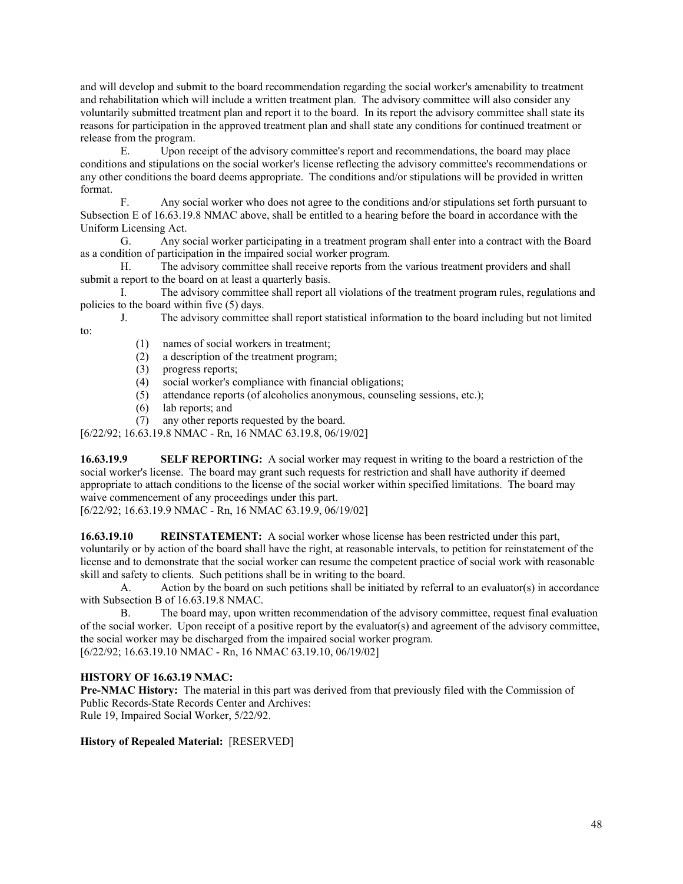and will develop and submit to the board recommendation regarding the social worker's amenability to treatment and rehabilitation which will include a written treatment plan. The advisory committee will also consider any voluntarily submitted treatment plan and report it to the board. In its report the advisory committee shall state its reasons for participation in the approved treatment plan and shall state any conditions for continued treatment or release from the program.

E. Upon receipt of the advisory committee's report and recommendations, the board may place conditions and stipulations on the social worker's license reflecting the advisory committee's recommendations or any other conditions the board deems appropriate. The conditions and/or stipulations will be provided in written format.

F. Any social worker who does not agree to the conditions and/or stipulations set forth pursuant to Subsection E of 16.63.19.8 NMAC above, shall be entitled to a hearing before the board in accordance with the Uniform Licensing Act.

G. Any social worker participating in a treatment program shall enter into a contract with the Board as a condition of participation in the impaired social worker program.

H. The advisory committee shall receive reports from the various treatment providers and shall submit a report to the board on at least a quarterly basis.

I. The advisory committee shall report all violations of the treatment program rules, regulations and policies to the board within five (5) days.

J. The advisory committee shall report statistical information to the board including but not limited to:

(1) names of social workers in treatment;
(2) a description of the treatment program;
(3) progress reports;
(4) social worker's compliance with financial obligations;
(5) attendance reports (of alcoholics anonymous, counseling sessions, etc.);
(6) lab reports; and
(7) any other reports requested by the board.

[6/22/92; 16.63.19.8 NMAC - Rn, 16 NMAC 63.19.8, 06/19/02]

**16.63.19.9 SELF REPORTING:** A social worker may request in writing to the board a restriction of the social worker's license. The board may grant such requests for restriction and shall have authority if deemed appropriate to attach conditions to the license of the social worker within specified limitations. The board may waive commencement of any proceedings under this part.
[6/22/92; 16.63.19.9 NMAC - Rn, 16 NMAC 63.19.9, 06/19/02]

**16.63.19.10 REINSTATEMENT:** A social worker whose license has been restricted under this part, voluntarily or by action of the board shall have the right, at reasonable intervals, to petition for reinstatement of the license and to demonstrate that the social worker can resume the competent practice of social work with reasonable skill and safety to clients. Such petitions shall be in writing to the board.

A. Action by the board on such petitions shall be initiated by referral to an evaluator(s) in accordance with Subsection B of 16.63.19.8 NMAC.

B. The board may, upon written recommendation of the advisory committee, request final evaluation of the social worker. Upon receipt of a positive report by the evaluator(s) and agreement of the advisory committee, the social worker may be discharged from the impaired social worker program.
[6/22/92; 16.63.19.10 NMAC - Rn, 16 NMAC 63.19.10, 06/19/02]

**HISTORY OF 16.63.19 NMAC:**
**Pre-NMAC History:** The material in this part was derived from that previously filed with the Commission of Public Records-State Records Center and Archives:
Rule 19, Impaired Social Worker, 5/22/92.

**History of Repealed Material:** [RESERVED]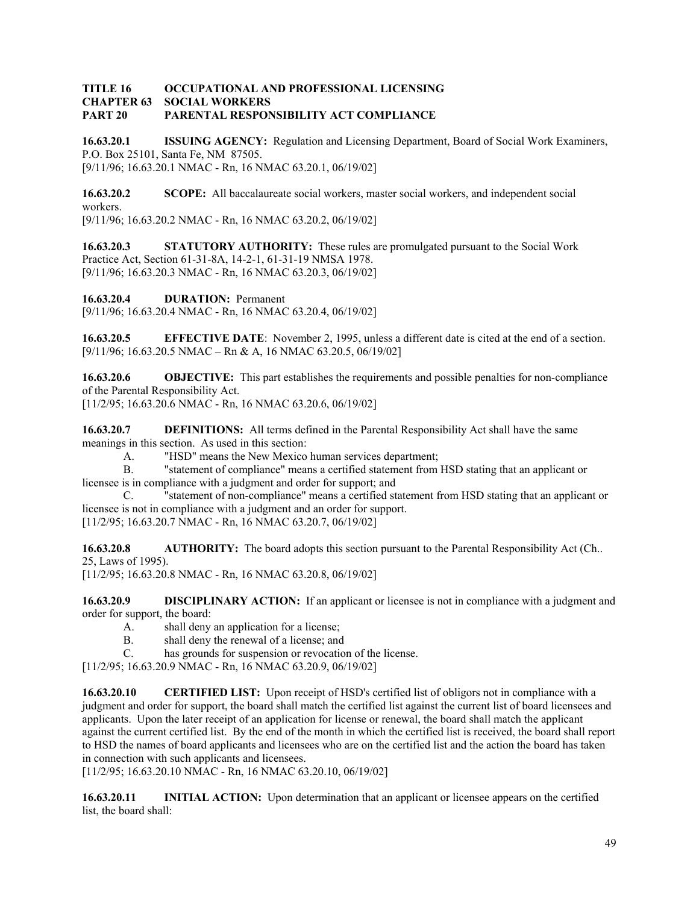**TITLE 16 OCCUPATIONAL AND PROFESSIONAL LICENSING**
**CHAPTER 63 SOCIAL WORKERS**
**PART 20 PARENTAL RESPONSIBILITY ACT COMPLIANCE**

**16.63.20.1 ISSUING AGENCY:** Regulation and Licensing Department, Board of Social Work Examiners, P.O. Box 25101, Santa Fe, NM 87505.
[9/11/96; 16.63.20.1 NMAC - Rn, 16 NMAC 63.20.1, 06/19/02]

**16.63.20.2 SCOPE:** All baccalaureate social workers, master social workers, and independent social workers.
[9/11/96; 16.63.20.2 NMAC - Rn, 16 NMAC 63.20.2, 06/19/02]

**16.63.20.3 STATUTORY AUTHORITY:** These rules are promulgated pursuant to the Social Work Practice Act, Section 61-31-8A, 14-2-1, 61-31-19 NMSA 1978.
[9/11/96; 16.63.20.3 NMAC - Rn, 16 NMAC 63.20.3, 06/19/02]

**16.63.20.4 DURATION:** Permanent
[9/11/96; 16.63.20.4 NMAC - Rn, 16 NMAC 63.20.4, 06/19/02]

**16.63.20.5 EFFECTIVE DATE**: November 2, 1995, unless a different date is cited at the end of a section.
[9/11/96; 16.63.20.5 NMAC – Rn & A, 16 NMAC 63.20.5, 06/19/02]

**16.63.20.6 OBJECTIVE:** This part establishes the requirements and possible penalties for non-compliance of the Parental Responsibility Act.
[11/2/95; 16.63.20.6 NMAC - Rn, 16 NMAC 63.20.6, 06/19/02]

**16.63.20.7 DEFINITIONS:** All terms defined in the Parental Responsibility Act shall have the same meanings in this section. As used in this section:

A. "HSD" means the New Mexico human services department;

B. "statement of compliance" means a certified statement from HSD stating that an applicant or licensee is in compliance with a judgment and order for support; and

C. "statement of non-compliance" means a certified statement from HSD stating that an applicant or licensee is not in compliance with a judgment and an order for support.

[11/2/95; 16.63.20.7 NMAC - Rn, 16 NMAC 63.20.7, 06/19/02]

**16.63.20.8 AUTHORITY:** The board adopts this section pursuant to the Parental Responsibility Act (Ch.. 25, Laws of 1995).
[11/2/95; 16.63.20.8 NMAC - Rn, 16 NMAC 63.20.8, 06/19/02]

**16.63.20.9 DISCIPLINARY ACTION:** If an applicant or licensee is not in compliance with a judgment and order for support, the board:

A. shall deny an application for a license;

B. shall deny the renewal of a license; and

C. has grounds for suspension or revocation of the license.

[11/2/95; 16.63.20.9 NMAC - Rn, 16 NMAC 63.20.9, 06/19/02]

**16.63.20.10 CERTIFIED LIST:** Upon receipt of HSD's certified list of obligors not in compliance with a judgment and order for support, the board shall match the certified list against the current list of board licensees and applicants. Upon the later receipt of an application for license or renewal, the board shall match the applicant against the current certified list. By the end of the month in which the certified list is received, the board shall report to HSD the names of board applicants and licensees who are on the certified list and the action the board has taken in connection with such applicants and licensees.
[11/2/95; 16.63.20.10 NMAC - Rn, 16 NMAC 63.20.10, 06/19/02]

**16.63.20.11 INITIAL ACTION:** Upon determination that an applicant or licensee appears on the certified list, the board shall: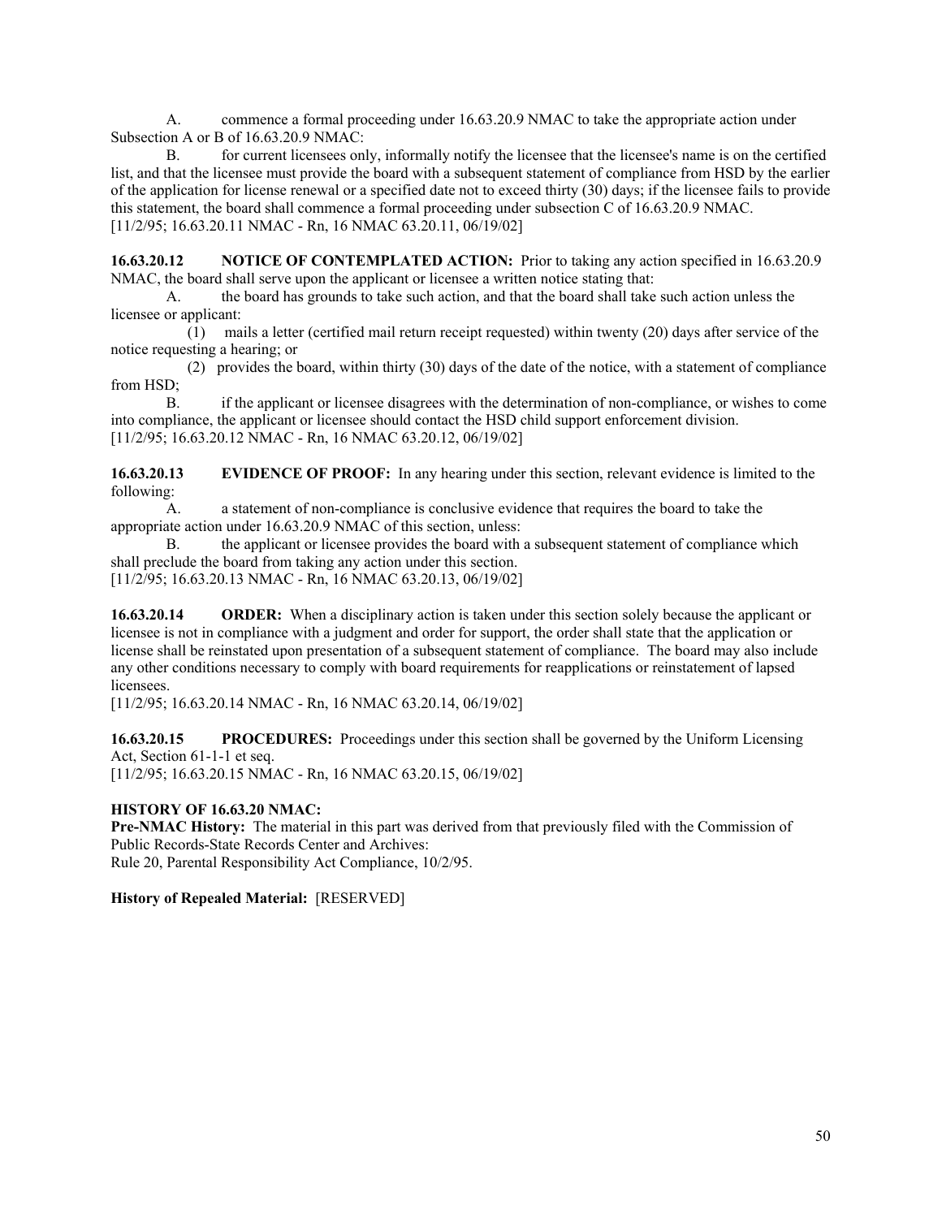A. commence a formal proceeding under 16.63.20.9 NMAC to take the appropriate action under Subsection A or B of 16.63.20.9 NMAC:

B. for current licensees only, informally notify the licensee that the licensee's name is on the certified list, and that the licensee must provide the board with a subsequent statement of compliance from HSD by the earlier of the application for license renewal or a specified date not to exceed thirty (30) days; if the licensee fails to provide this statement, the board shall commence a formal proceeding under subsection C of 16.63.20.9 NMAC.
[11/2/95; 16.63.20.11 NMAC - Rn, 16 NMAC 63.20.11, 06/19/02]

**16.63.20.12 NOTICE OF CONTEMPLATED ACTION:** Prior to taking any action specified in 16.63.20.9 NMAC, the board shall serve upon the applicant or licensee a written notice stating that:

A. the board has grounds to take such action, and that the board shall take such action unless the licensee or applicant:

(1) mails a letter (certified mail return receipt requested) within twenty (20) days after service of the notice requesting a hearing; or

(2) provides the board, within thirty (30) days of the date of the notice, with a statement of compliance from HSD;

B. if the applicant or licensee disagrees with the determination of non-compliance, or wishes to come into compliance, the applicant or licensee should contact the HSD child support enforcement division.
[11/2/95; 16.63.20.12 NMAC - Rn, 16 NMAC 63.20.12, 06/19/02]

**16.63.20.13 EVIDENCE OF PROOF:** In any hearing under this section, relevant evidence is limited to the following:

A. a statement of non-compliance is conclusive evidence that requires the board to take the appropriate action under 16.63.20.9 NMAC of this section, unless:

B. the applicant or licensee provides the board with a subsequent statement of compliance which shall preclude the board from taking any action under this section.
[11/2/95; 16.63.20.13 NMAC - Rn, 16 NMAC 63.20.13, 06/19/02]

**16.63.20.14 ORDER:** When a disciplinary action is taken under this section solely because the applicant or licensee is not in compliance with a judgment and order for support, the order shall state that the application or license shall be reinstated upon presentation of a subsequent statement of compliance. The board may also include any other conditions necessary to comply with board requirements for reapplications or reinstatement of lapsed licensees.
[11/2/95; 16.63.20.14 NMAC - Rn, 16 NMAC 63.20.14, 06/19/02]

**16.63.20.15 PROCEDURES:** Proceedings under this section shall be governed by the Uniform Licensing Act, Section 61-1-1 et seq.
[11/2/95; 16.63.20.15 NMAC - Rn, 16 NMAC 63.20.15, 06/19/02]

**HISTORY OF 16.63.20 NMAC:**
**Pre-NMAC History:** The material in this part was derived from that previously filed with the Commission of Public Records-State Records Center and Archives:
Rule 20, Parental Responsibility Act Compliance, 10/2/95.

**History of Repealed Material:** [RESERVED]